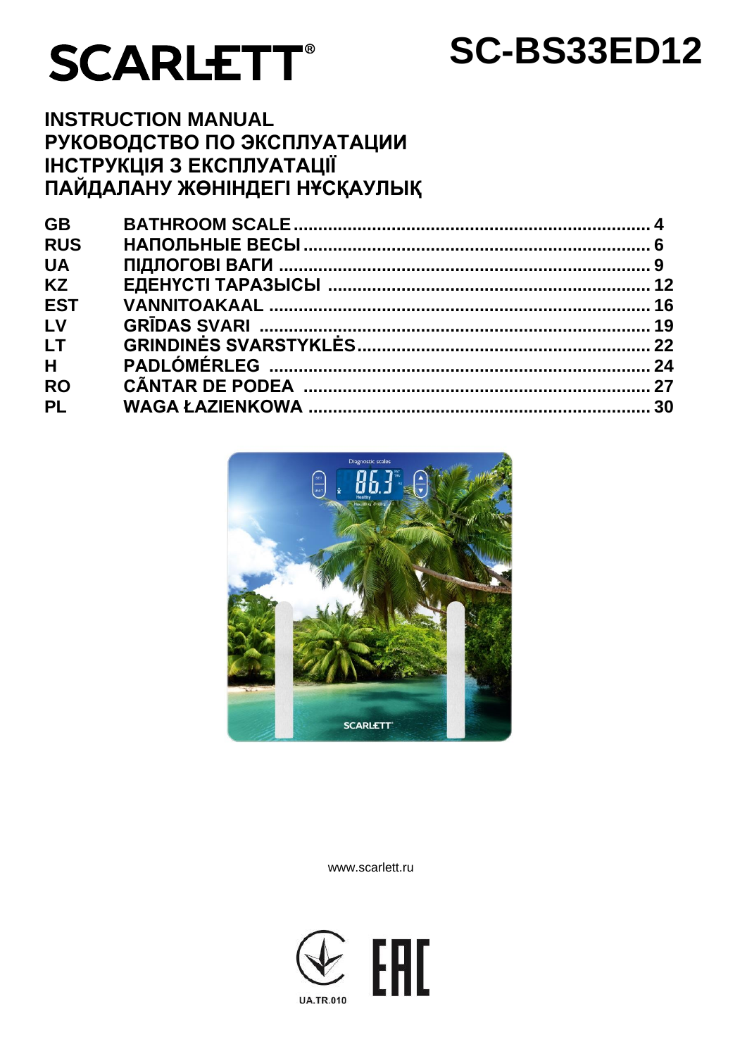# SCARLETT®

# SC-BS33ED12

## INSTRUCTION MANUAL
## РУКОВОДСТВО ПО ЭКСПЛУАТАЦИИ
## ІНСТРУКЦІЯ З ЕКСПЛУАТАЦІЇ
## ПАЙДАЛАНУ ЖӨНІНДЕГІ НҰСҚАУЛЫҚ

| | | |
|---|---|---|
| **GB** | **BATHROOM SCALE** | **4** |
| **RUS** | **НАПОЛЬНЫЕ ВЕСЫ** | **6** |
| **UA** | **ПІДЛОГОВІ ВАГИ** | **9** |
| **KZ** | **ЕДЕНҮСТІ ТАРАЗЫСЫ** | **12** |
| **EST** | **VANNITOAKAAL** | **16** |
| **LV** | **GRĪDAS SVARI** | **19** |
| **LT** | **GRINDINĖS SVARSTYKLĖS** | **22** |
| **H** | **PADLÓMÉRLEG** | **24** |
| **RO** | **CÃNTAR DE PODEA** | **27** |
| **PL** | **WAGA ŁAZIENKOWA** | **30** |

www.scarlett.ru

UA.TR.010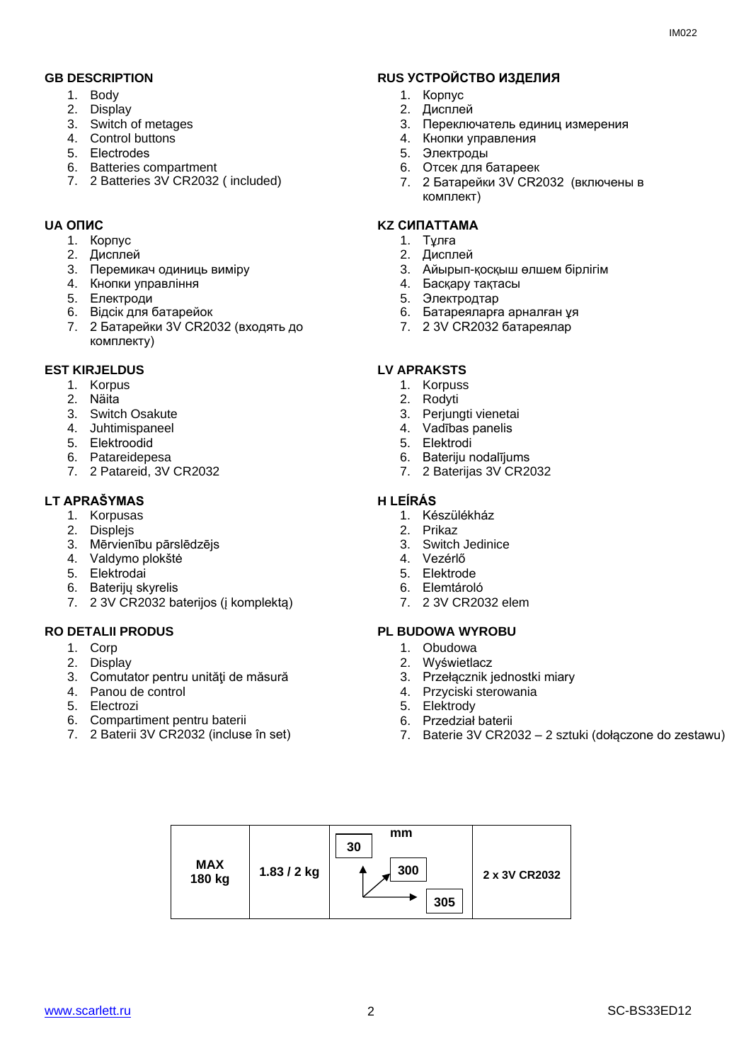## GB DESCRIPTION

1. Body
2. Display
3. Switch of metages
4. Control buttons
5. Electrodes
6. Batteries compartment
7. 2 Batteries 3V CR2032 ( included)

## RUS УСТРОЙСТВО ИЗДЕЛИЯ

1. Корпус
2. Дисплей
3. Переключатель единиц измерения
4. Кнопки управления
5. Электроды
6. Отсек для батареек
7. 2 Батарейки 3V CR2032 (включены в комплект)

## UA ОПИС

1. Корпус
2. Дисплей
3. Перемикач одиниць виміру
4. Кнопки управління
5. Електроди
6. Відсік для батарейок
7. 2 Батарейки 3V CR2032 (входять до комплекту)

## KZ СИПАТТАМА

1. Тұлға
2. Дисплей
3. Айырып-қосқыш өлшем бірлігім
4. Басқару тақтасы
5. Электродтар
6. Батареяларға арналған ұя
7. 2 3V CR2032 батареялар

## EST KIRJELDUS

1. Korpus
2. Näita
3. Switch Osakute
4. Juhtimispaneel
5. Elektroodid
6. Patareidepesa
7. 2 Patareid, 3V CR2032

## LV APRAKSTS

1. Korpuss
2. Rodyti
3. Perjungti vienetai
4. Vadības panelis
5. Elektrodi
6. Bateriju nodalījums
7. 2 Baterijas 3V CR2032

## LT APRAŠYMAS

1. Korpusas
2. Displejs
3. Mērvienību pārslēdzējs
4. Valdymo plokštė
5. Elektrodai
6. Bateriјų skyrelis
7. 2 3V CR2032 baterijos (į komplektą)

## H LEÍRÁS

1. Készülékház
2. Prikaz
3. Switch Jedinice
4. Vezérlő
5. Elektrode
6. Elemtároló
7. 2 3V CR2032 elem

## RO DETALII PRODUS

1. Corp
2. Display
3. Comutator pentru unităţi de măsură
4. Panou de control
5. Electrozi
6. Compartiment pentru baterii
7. 2 Baterii 3V CR2032 (incluse în set)

## PL BUDOWA WYROBU

1. Obudowa
2. Wyświetlacz
3. Przełącznik jednostki miary
4. Przyciski sterowania
5. Elektrody
6. Przedział baterii
7. Baterie 3V CR2032 – 2 sztuki (dołączone do zestawu)

| MAX 180 kg | 1.83 / 2 kg | mm: 30 / 300 / 305 | 2 x 3V CR2032 |
|---|---|---|---|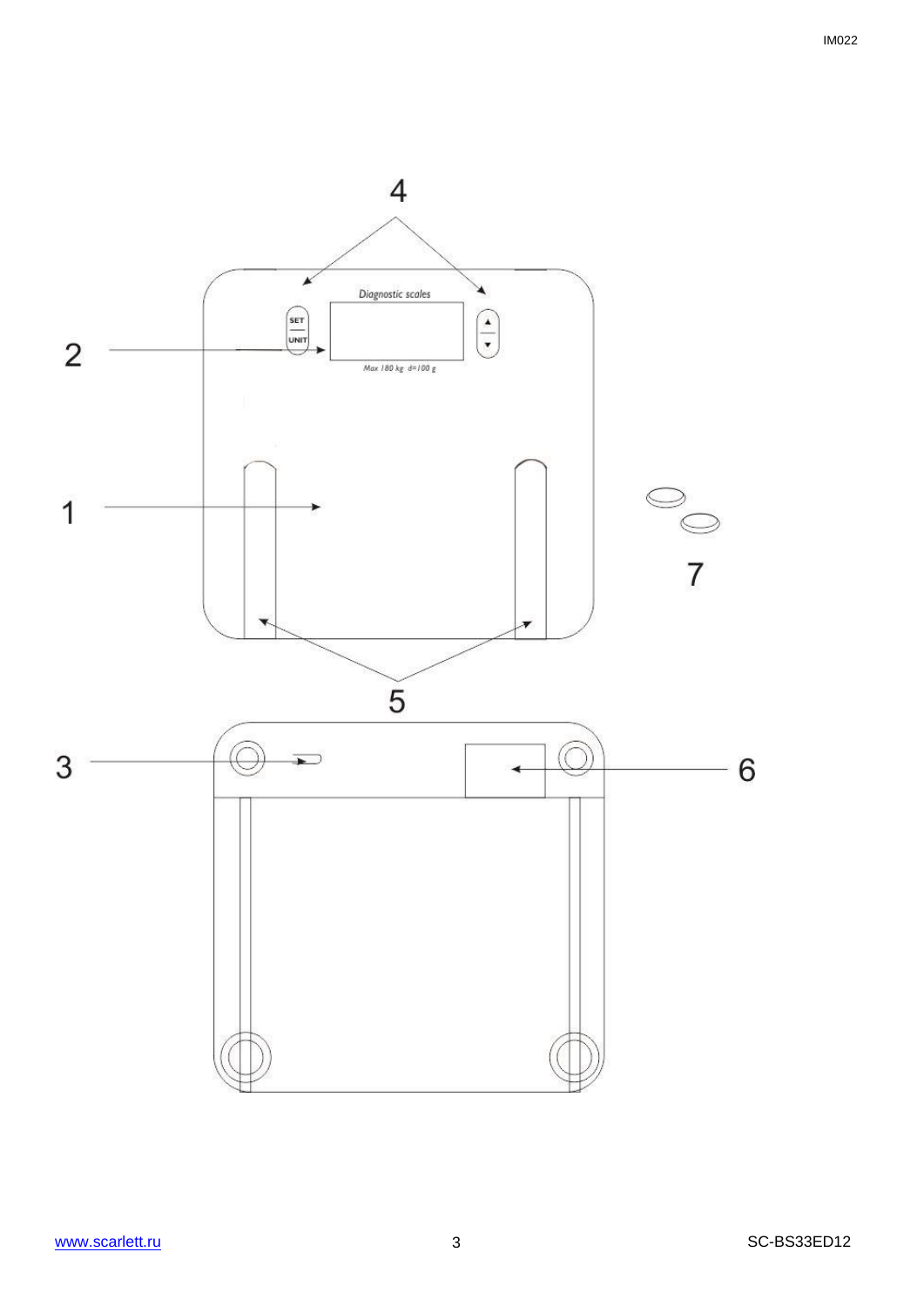4

Diagnostic scales

SET

UNIT

2

Max 180 kg d=100 g

1

7

5

3

6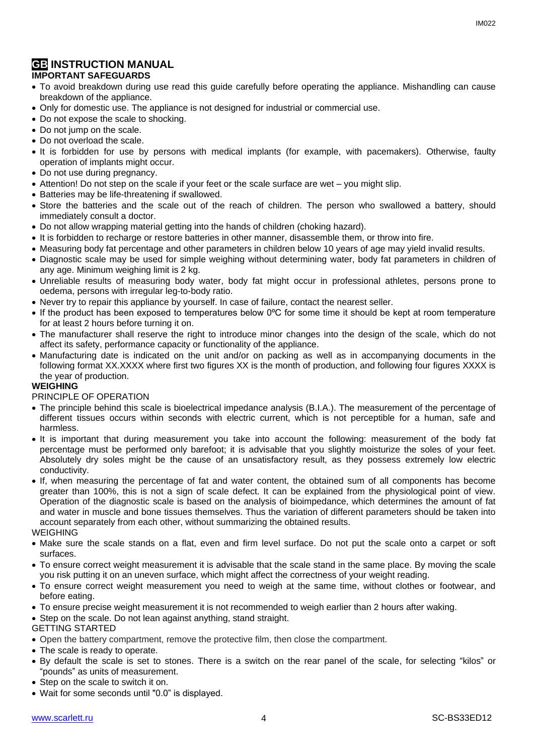# GB INSTRUCTION MANUAL

**IMPORTANT SAFEGUARDS**

- To avoid breakdown during use read this guide carefully before operating the appliance. Mishandling can cause breakdown of the appliance.
- Only for domestic use. The appliance is not designed for industrial or commercial use.
- Do not expose the scale to shocking.
- Do not jump on the scale.
- Do not overload the scale.
- It is forbidden for use by persons with medical implants (for example, with pacemakers). Otherwise, faulty operation of implants might occur.
- Do not use during pregnancy.
- Attention! Do not step on the scale if your feet or the scale surface are wet – you might slip.
- Batteries may be life-threatening if swallowed.
- Store the batteries and the scale out of the reach of children. The person who swallowed a battery, should immediately consult a doctor.
- Do not allow wrapping material getting into the hands of children (choking hazard).
- It is forbidden to recharge or restore batteries in other manner, disassemble them, or throw into fire.
- Measuring body fat percentage and other parameters in children below 10 years of age may yield invalid results.
- Diagnostic scale may be used for simple weighing without determining water, body fat parameters in children of any age. Minimum weighing limit is 2 kg.
- Unreliable results of measuring body water, body fat might occur in professional athletes, persons prone to oedema, persons with irregular leg-to-body ratio.
- Never try to repair this appliance by yourself. In case of failure, contact the nearest seller.
- If the product has been exposed to temperatures below 0ºC for some time it should be kept at room temperature for at least 2 hours before turning it on.
- The manufacturer shall reserve the right to introduce minor changes into the design of the scale, which do not affect its safety, performance capacity or functionality of the appliance.
- Manufacturing date is indicated on the unit and/or on packing as well as in accompanying documents in the following format XX.XXXX where first two figures XX is the month of production, and following four figures XXXX is the year of production.

**WEIGHING**

PRINCIPLE OF OPERATION

- The principle behind this scale is bioelectrical impedance analysis (B.I.A.). The measurement of the percentage of different tissues occurs within seconds with electric current, which is not perceptible for a human, safe and harmless.
- It is important that during measurement you take into account the following: measurement of the body fat percentage must be performed only barefoot; it is advisable that you slightly moisturize the soles of your feet. Absolutely dry soles might be the cause of an unsatisfactory result, as they possess extremely low electric conductivity.
- If, when measuring the percentage of fat and water content, the obtained sum of all components has become greater than 100%, this is not a sign of scale defect. It can be explained from the physiological point of view. Operation of the diagnostic scale is based on the analysis of bioimpedance, which determines the amount of fat and water in muscle and bone tissues themselves. Thus the variation of different parameters should be taken into account separately from each other, without summarizing the obtained results.

WEIGHING

- Make sure the scale stands on a flat, even and firm level surface. Do not put the scale onto a carpet or soft surfaces.
- To ensure correct weight measurement it is advisable that the scale stand in the same place. By moving the scale you risk putting it on an uneven surface, which might affect the correctness of your weight reading.
- To ensure correct weight measurement you need to weigh at the same time, without clothes or footwear, and before eating.
- To ensure precise weight measurement it is not recommended to weigh earlier than 2 hours after waking.
- Step on the scale. Do not lean against anything, stand straight.

GETTING STARTED

- Open the battery compartment, remove the protective film, then close the compartment.
- The scale is ready to operate.
- By default the scale is set to stones. There is a switch on the rear panel of the scale, for selecting "kilos" or "pounds" as units of measurement.
- Step on the scale to switch it on.
- Wait for some seconds until "0.0" is displayed.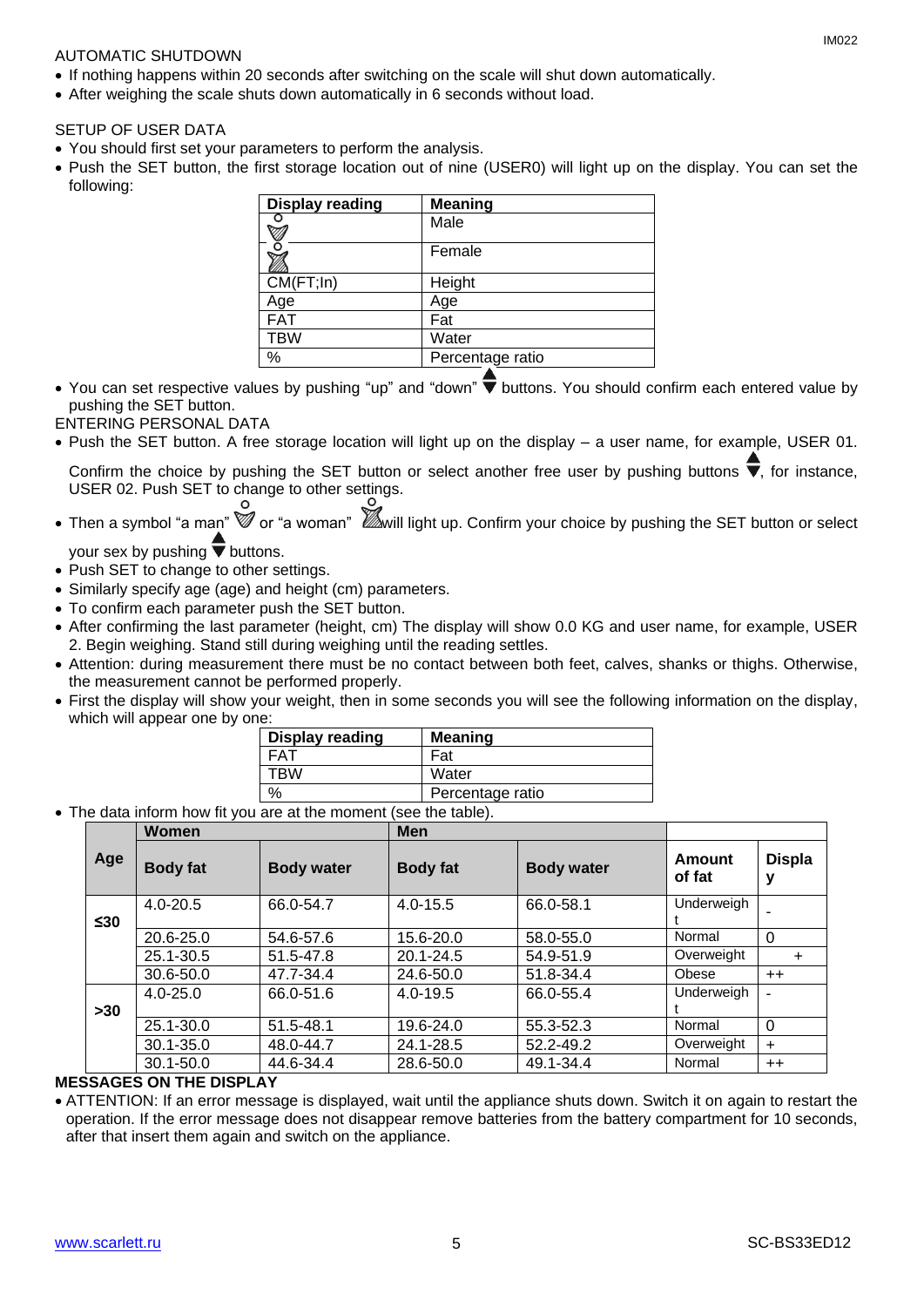AUTOMATIC SHUTDOWN

- If nothing happens within 20 seconds after switching on the scale will shut down automatically.
- After weighing the scale shuts down automatically in 6 seconds without load.

SETUP OF USER DATA

- You should first set your parameters to perform the analysis.
- Push the SET button, the first storage location out of nine (USER0) will light up on the display. You can set the following:

| Display reading | Meaning |
|---|---|
| (male symbol) | Male |
| (female symbol) | Female |
| CM(FT;In) | Height |
| Age | Age |
| FAT | Fat |
| TBW | Water |
| % | Percentage ratio |

- You can set respective values by pushing "up" and "down" ▲▼ buttons. You should confirm each entered value by pushing the SET button.

ENTERING PERSONAL DATA

- Push the SET button. A free storage location will light up on the display – a user name, for example, USER 01. Confirm the choice by pushing the SET button or select another free user by pushing buttons ▲▼, for instance, USER 02. Push SET to change to other settings.
- Then a symbol "a man" or "a woman" will light up. Confirm your choice by pushing the SET button or select your sex by pushing ▲▼ buttons.
- Push SET to change to other settings.
- Similarly specify age (age) and height (cm) parameters.
- To confirm each parameter push the SET button.
- After confirming the last parameter (height, cm) The display will show 0.0 KG and user name, for example, USER 2. Begin weighing. Stand still during weighing until the reading settles.
- Attention: during measurement there must be no contact between both feet, calves, shanks or thighs. Otherwise, the measurement cannot be performed properly.
- First the display will show your weight, then in some seconds you will see the following information on the display, which will appear one by one:

| Display reading | Meaning |
|---|---|
| FAT | Fat |
| TBW | Water |
| % | Percentage ratio |

- The data inform how fit you are at the moment (see the table).

| Age | Women | | Men | | | |
|---|---|---|---|---|---|---|
| | Body fat | Body water | Body fat | Body water | Amount of fat | Display |
| ≤30 | 4.0-20.5 | 66.0-54.7 | 4.0-15.5 | 66.0-58.1 | Underweight | - |
| | 20.6-25.0 | 54.6-57.6 | 15.6-20.0 | 58.0-55.0 | Normal | 0 |
| | 25.1-30.5 | 51.5-47.8 | 20.1-24.5 | 54.9-51.9 | Overweight | + |
| | 30.6-50.0 | 47.7-34.4 | 24.6-50.0 | 51.8-34.4 | Obese | ++ |
| >30 | 4.0-25.0 | 66.0-51.6 | 4.0-19.5 | 66.0-55.4 | Underweight | - |
| | 25.1-30.0 | 51.5-48.1 | 19.6-24.0 | 55.3-52.3 | Normal | 0 |
| | 30.1-35.0 | 48.0-44.7 | 24.1-28.5 | 52.2-49.2 | Overweight | + |
| | 30.1-50.0 | 44.6-34.4 | 28.6-50.0 | 49.1-34.4 | Normal | ++ |

**MESSAGES ON THE DISPLAY**

- ATTENTION: If an error message is displayed, wait until the appliance shuts down. Switch it on again to restart the operation. If the error message does not disappear remove batteries from the battery compartment for 10 seconds, after that insert them again and switch on the appliance.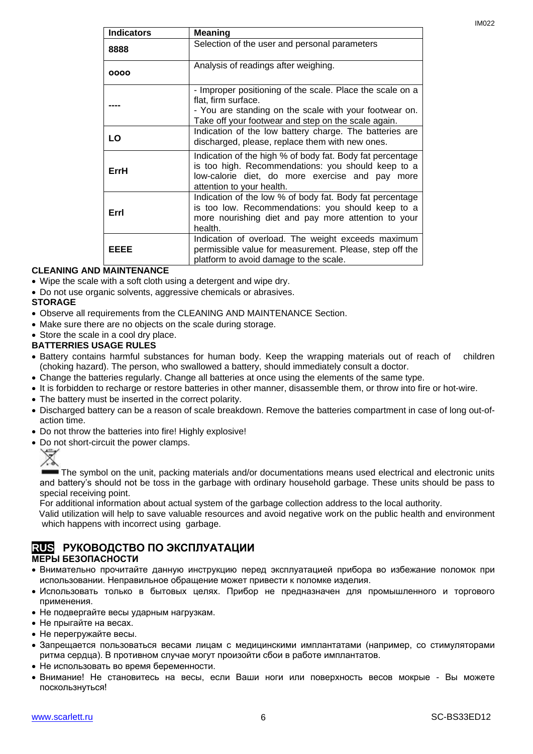| Indicators | Meaning |
| --- | --- |
| **8888** | Selection of the user and personal parameters |
| **oooo** | Analysis of readings after weighing. |
| **----** | - Improper positioning of the scale. Place the scale on a flat, firm surface.<br>- You are standing on the scale with your footwear on. Take off your footwear and step on the scale again. |
| **LO** | Indication of the low battery charge. The batteries are discharged, please, replace them with new ones. |
| **ErrH** | Indication of the high % of body fat. Body fat percentage is too high. Recommendations: you should keep to a low-calorie diet, do more exercise and pay more attention to your health. |
| **Errl** | Indication of the low % of body fat. Body fat percentage is too low. Recommendations: you should keep to a more nourishing diet and pay more attention to your health. |
| **EEEE** | Indication of overload. The weight exceeds maximum permissible value for measurement. Please, step off the platform to avoid damage to the scale. |

**CLEANING AND MAINTENANCE**

- Wipe the scale with a soft cloth using a detergent and wipe dry.
- Do not use organic solvents, aggressive chemicals or abrasives.

**STORAGE**

- Observe all requirements from the CLEANING AND MAINTENANCE Section.
- Make sure there are no objects on the scale during storage.
- Store the scale in a cool dry place.

**BATTERRIES USAGE RULES**

- Battery contains harmful substances for human body. Keep the wrapping materials out of reach of children (choking hazard). The person, who swallowed a battery, should immediately consult a doctor.
- Change the batteries regularly. Change all batteries at once using the elements of the same type.
- It is forbidden to recharge or restore batteries in other manner, disassemble them, or throw into fire or hot-wire.
- The battery must be inserted in the correct polarity.
- Discharged battery can be a reason of scale breakdown. Remove the batteries compartment in case of long out-of-action time.
- Do not throw the batteries into fire! Highly explosive!
- Do not short-circuit the power clamps.

The symbol on the unit, packing materials and/or documentations means used electrical and electronic units and battery's should not be toss in the garbage with ordinary household garbage. These units should be pass to special receiving point.

For additional information about actual system of the garbage collection address to the local authority.

Valid utilization will help to save valuable resources and avoid negative work on the public health and environment which happens with incorrect using garbage.

## RUS РУКОВОДСТВО ПО ЭКСПЛУАТАЦИИ

**МЕРЫ БЕЗОПАСНОСТИ**

- Внимательно прочитайте данную инструкцию перед эксплуатацией прибора во избежание поломок при использовании. Неправильное обращение может привести к поломке изделия.
- Использовать только в бытовых целях. Прибор не предназначен для промышленного и торгового применения.
- Не подвергайте весы ударным нагрузкам.
- Не прыгайте на весах.
- Не перегружайте весы.
- Запрещается пользоваться весами лицам с медицинскими имплантатами (например, со стимуляторами ритма сердца). В противном случае могут произойти сбои в работе имплантатов.
- Не использовать во время беременности.
- Внимание! Не становитесь на весы, если Ваши ноги или поверхность весов мокрые - Вы можете поскользнуться!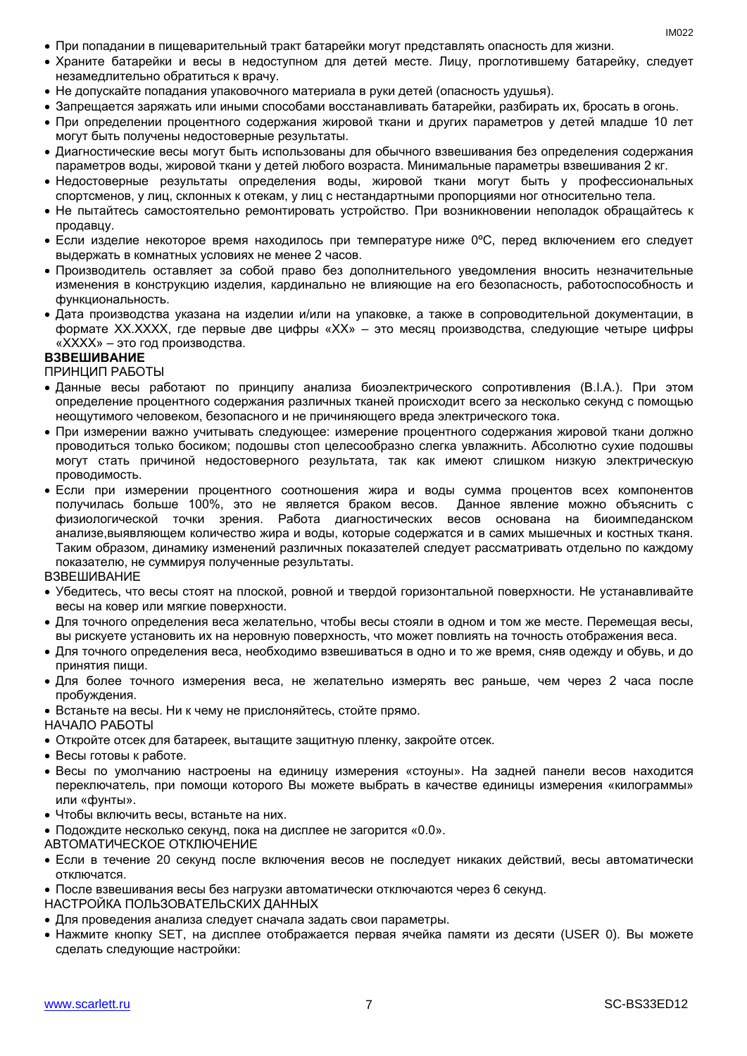- При попадании в пищеварительный тракт батарейки могут представлять опасность для жизни.
- Храните батарейки и весы в недоступном для детей месте. Лицу, проглотившему батарейку, следует незамедлительно обратиться к врачу.
- Не допускайте попадания упаковочного материала в руки детей (опасность удушья).
- Запрещается заряжать или иными способами восстанавливать батарейки, разбирать их, бросать в огонь.
- При определении процентного содержания жировой ткани и других параметров у детей младше 10 лет могут быть получены недостоверные результаты.
- Диагностические весы могут быть использованы для обычного взвешивания без определения содержания параметров воды, жировой ткани у детей любого возраста. Минимальные параметры взвешивания 2 кг.
- Недостоверные результаты определения воды, жировой ткани могут быть у профессиональных спортсменов, у лиц, склонных к отекам, у лиц с нестандартными пропорциями ног относительно тела.
- Не пытайтесь самостоятельно ремонтировать устройство. При возникновении неполадок обращайтесь к продавцу.
- Если изделие некоторое время находилось при температуре ниже 0ºC, перед включением его следует выдержать в комнатных условиях не менее 2 часов.
- Производитель оставляет за собой право без дополнительного уведомления вносить незначительные изменения в конструкцию изделия, кардинально не влияющие на его безопасность, работоспособность и функциональность.
- Дата производства указана на изделии и/или на упаковке, а также в сопроводительной документации, в формате XX.XXXX, где первые две цифры «XX» – это месяц производства, следующие четыре цифры «XXXX» – это год производства.

**ВЗВЕШИВАНИЕ**

ПРИНЦИП РАБОТЫ

- Данные весы работают по принципу анализа биоэлектрического сопротивления (B.I.A.). При этом определение процентного содержания различных тканей происходит всего за несколько секунд с помощью неощутимого человеком, безопасного и не причиняющего вреда электрического тока.
- При измерении важно учитывать следующее: измерение процентного содержания жировой ткани должно проводиться только босиком; подошвы стоп целесообразно слегка увлажнить. Абсолютно сухие подошвы могут стать причиной недостоверного результата, так как имеют слишком низкую электрическую проводимость.
- Если при измерении процентного соотношения жира и воды сумма процентов всех компонентов получилась больше 100%, это не является браком весов. Данное явление можно объяснить с физиологической точки зрения. Работа диагностических весов основана на биоимпедансном анализе,выявляющем количество жира и воды, которые содержатся и в самих мышечных и костных тканя. Таким образом, динамику изменений различных показателей следует рассматривать отдельно по каждому показателю, не суммируя полученные результаты.

ВЗВЕШИВАНИЕ

- Убедитесь, что весы стоят на плоской, ровной и твердой горизонтальной поверхности. Не устанавливайте весы на ковер или мягкие поверхности.
- Для точного определения веса желательно, чтобы весы стояли в одном и том же месте. Перемещая весы, вы рискуете установить их на неровную поверхность, что может повлиять на точность отображения веса.
- Для точного определения веса, необходимо взвешиваться в одно и то же время, сняв одежду и обувь, и до принятия пищи.
- Для более точного измерения веса, не желательно измерять вес раньше, чем через 2 часа после пробуждения.
- Встаньте на весы. Ни к чему не прислоняйтесь, стойте прямо.

НАЧАЛО РАБОТЫ

- Откройте отсек для батареек, вытащите защитную пленку, закройте отсек.
- Весы готовы к работе.
- Весы по умолчанию настроены на единицу измерения «стоуны». На задней панели весов находится переключатель, при помощи которого Вы можете выбрать в качестве единицы измерения «килограммы» или «фунты».
- Чтобы включить весы, встаньте на них.
- Подождите несколько секунд, пока на дисплее не загорится «0.0».

АВТОМАТИЧЕСКОЕ ОТКЛЮЧЕНИЕ

- Если в течение 20 секунд после включения весов не последует никаких действий, весы автоматически отключатся.
- После взвешивания весы без нагрузки автоматически отключаются через 6 секунд.

НАСТРОЙКА ПОЛЬЗОВАТЕЛЬСКИХ ДАННЫХ

- Для проведения анализа следует сначала задать свои параметры.
- Нажмите кнопку SET, на дисплее отображается первая ячейка памяти из десяти (USER 0). Вы можете сделать следующие настройки: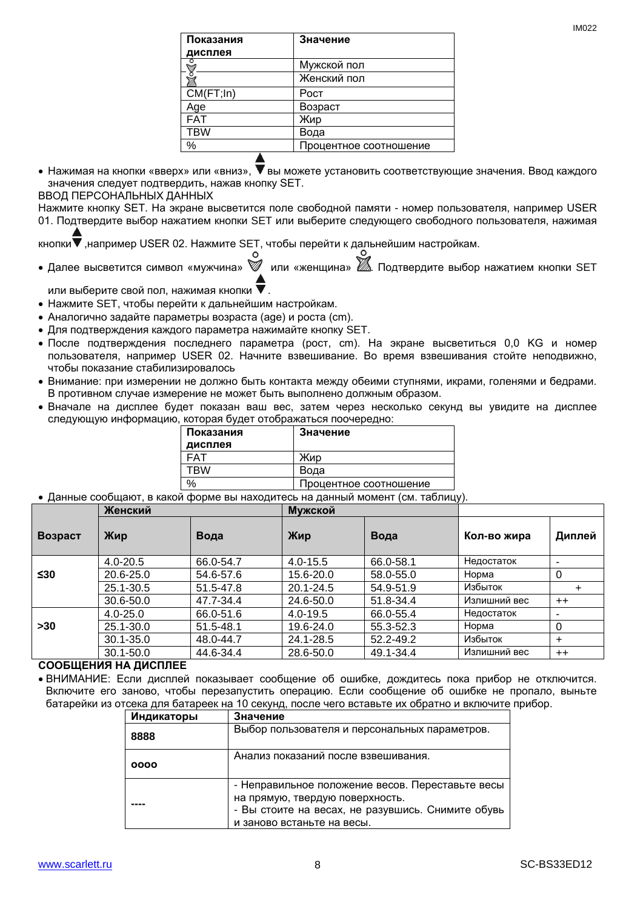| Показания дисплея | Значение |
|---|---|
| ♂ | Мужской пол |
| ♀ | Женский пол |
| CM(FT;In) | Рост |
| Age | Возраст |
| FAT | Жир |
| TBW | Вода |
| % | Процентное соотношение |

- Нажимая на кнопки «вверх» или «вниз», ▲▼ вы можете установить соответствующие значения. Ввод каждого значения следует подтвердить, нажав кнопку SET.

ВВОД ПЕРСОНАЛЬНЫХ ДАННЫХ

Нажмите кнопку SET. На экране высветится поле свободной памяти - номер пользователя, например USER 01. Подтвердите выбор нажатием кнопки SET или выберите следующего свободного пользователя, нажимая кнопки ▲▼ ,например USER 02. Нажмите SET, чтобы перейти к дальнейшим настройкам.

- Далее высветится символ «мужчина» ♂ или «женщина» ♀. Подтвердите выбор нажатием кнопки SET или выберите свой пол, нажимая кнопки ▲▼.
- Нажмите SET, чтобы перейти к дальнейшим настройкам.
- Аналогично задайте параметры возраста (age) и роста (cm).
- Для подтверждения каждого параметра нажимайте кнопку SET.
- После подтверждения последнего параметра (рост, cm). На экране высветиться 0,0 KG и номер пользователя, например USER 02. Начните взвешивание. Во время взвешивания стойте неподвижно, чтобы показание стабилизировалось
- Внимание: при измерении не должно быть контакта между обеими ступнями, икрами, голенями и бедрами. В противном случае измерение не может быть выполнено должным образом.
- Вначале на дисплее будет показан ваш вес, затем через несколько секунд вы увидите на дисплее следующую информацию, которая будет отображаться поочередно:

| Показания дисплея | Значение |
|---|---|
| FAT | Жир |
| TBW | Вода |
| % | Процентное соотношение |

- Данные сообщают, в какой форме вы находитесь на данный момент (см. таблицу).

| Возраст | Женский | | Мужской | | Кол-во жира | Диплей |
|---|---|---|---|---|---|---|
| | Жир | Вода | Жир | Вода | | |
| ≤30 | 4.0-20.5 | 66.0-54.7 | 4.0-15.5 | 66.0-58.1 | Недостаток | - |
| | 20.6-25.0 | 54.6-57.6 | 15.6-20.0 | 58.0-55.0 | Норма | 0 |
| | 25.1-30.5 | 51.5-47.8 | 20.1-24.5 | 54.9-51.9 | Избыток | + |
| | 30.6-50.0 | 47.7-34.4 | 24.6-50.0 | 51.8-34.4 | Излишний вес | ++ |
| >30 | 4.0-25.0 | 66.0-51.6 | 4.0-19.5 | 66.0-55.4 | Недостаток | - |
| | 25.1-30.0 | 51.5-48.1 | 19.6-24.0 | 55.3-52.3 | Норма | 0 |
| | 30.1-35.0 | 48.0-44.7 | 24.1-28.5 | 52.2-49.2 | Избыток | + |
| | 30.1-50.0 | 44.6-34.4 | 28.6-50.0 | 49.1-34.4 | Излишний вес | ++ |

**СООБЩЕНИЯ НА ДИСПЛЕЕ**

- ВНИМАНИЕ: Если дисплей показывает сообщение об ошибке, дождитесь пока прибор не отключится. Включите его заново, чтобы перезапустить операцию. Если сообщение об ошибке не пропало, выньте батарейки из отсека для батареек на 10 секунд, после чего вставьте их обратно и включите прибор.

| Индикаторы | Значение |
|---|---|
| **8888** | Выбор пользователя и персональных параметров. |
| **оооо** | Анализ показаний после взвешивания. |
| **----** | - Неправильное положение весов. Переставьте весы на прямую, твердую поверхность.<br>- Вы стоите на весах, не разувшись. Снимите обувь и заново встаньте на весы. |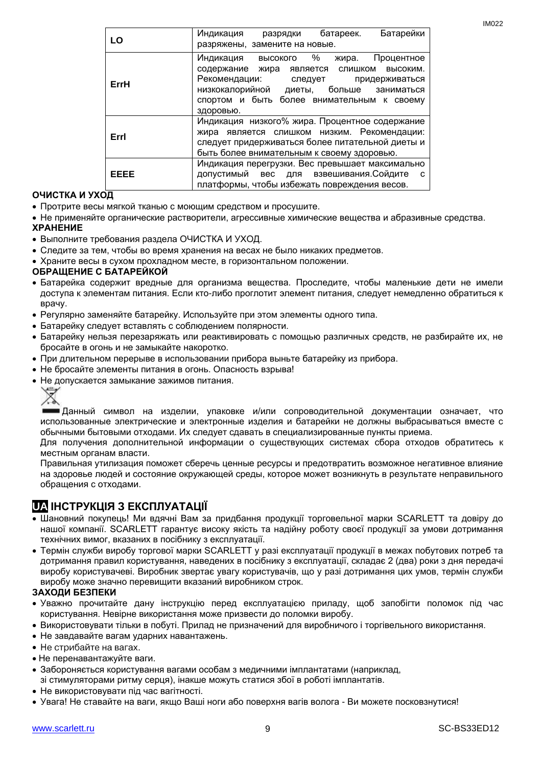| | |
|---|---|
| **LO** | Индикация разрядки батареек. Батарейки разряжены, замените на новые. |
| **ErrH** | Индикация высокого % жира. Процентное содержание жира является слишком высоким. Рекомендации: следует придерживаться низкокалорийной диеты, больше заниматься спортом и быть более внимательным к своему здоровью. |
| **Errl** | Индикация низкого% жира. Процентное содержание жира является слишком низким. Рекомендации: следует придерживаться более питательной диеты и быть более внимательным к своему здоровью. |
| **EEEE** | Индикация перегрузки. Вес превышает максимально допустимый вес для взвешивания.Сойдите с платформы, чтобы избежать повреждения весов. |

**ОЧИСТКА И УХОД**

- Протрите весы мягкой тканью с моющим средством и просушите.
- Не применяйте органические растворители, агрессивные химические вещества и абразивные средства.

**ХРАНЕНИЕ**

- Выполните требования раздела ОЧИСТКА И УХОД.
- Следите за тем, чтобы во время хранения на весах не было никаких предметов.
- Храните весы в сухом прохладном месте, в горизонтальном положении.

**ОБРАЩЕНИЕ С БАТАРЕЙКОЙ**

- Батарейка содержит вредные для организма вещества. Проследите, чтобы маленькие дети не имели доступа к элементам питания. Если кто-либо проглотит элемент питания, следует немедленно обратиться к врачу.
- Регулярно заменяйте батарейку. Используйте при этом элементы одного типа.
- Батарейку следует вставлять с соблюдением полярности.
- Батарейку нельзя перезаряжать или реактивировать с помощью различных средств, не разбирайте их, не бросайте в огонь и не замыкайте накоротко.
- При длительном перерыве в использовании прибора выньте батарейку из прибора.
- Не бросайте элементы питания в огонь. Опасность взрыва!
- Не допускается замыкание зажимов питания.

Данный символ на изделии, упаковке и/или сопроводительной документации означает, что использованные электрические и электронные изделия и батарейки не должны выбрасываться вместе с обычными бытовыми отходами. Их следует сдавать в специализированные пункты приема.

Для получения дополнительной информации о существующих системах сбора отходов обратитесь к местным органам власти.

Правильная утилизация поможет сберечь ценные ресурсы и предотвратить возможное негативное влияние на здоровье людей и состояние окружающей среды, которое может возникнуть в результате неправильного обращения с отходами.

## UA ІНСТРУКЦІЯ З ЕКСПЛУАТАЦІЇ

- Шановний покупець! Ми вдячні Вам за придбання продукції торговельної марки SCARLETT та довіру до нашої компанії. SCARLETT гарантує високу якість та надійну роботу своєї продукції за умови дотримання технічних вимог, вказаних в посібнику з експлуатації.
- Термін служби виробу торгової марки SCARLETT у разі експлуатації продукції в межах побутових потреб та дотримання правил користування, наведених в посібнику з експлуатації, складає 2 (два) роки з дня передачі виробу користувачеві. Виробник звертає увагу користувачів, що у разі дотримання цих умов, термін служби виробу може значно перевищити вказаний виробником строк.

**ЗАХОДИ БЕЗПЕКИ**

- Уважно прочитайте дану інструкцію перед експлуатацією приладу, щоб запобігти поломок під час користування. Невірне використання може призвести до поломки виробу.
- Використовувати тільки в побуті. Прилад не призначений для виробничого і торгівельного використання.
- Не завдавайте вагам ударних навантажень.
- Не стрибайте на вагах.
- Не перенавантажуйте ваги.
- Забороняється користування вагами особам з медичними імплантатами (наприклад, зі стимуляторами ритму серця), інакше можуть статися збої в роботі імплантатів.
- Не використовувати під час вагітності.
- Увага! Не ставайте на ваги, якщо Ваші ноги або поверхня вагів волога - Ви можете посковзнутися!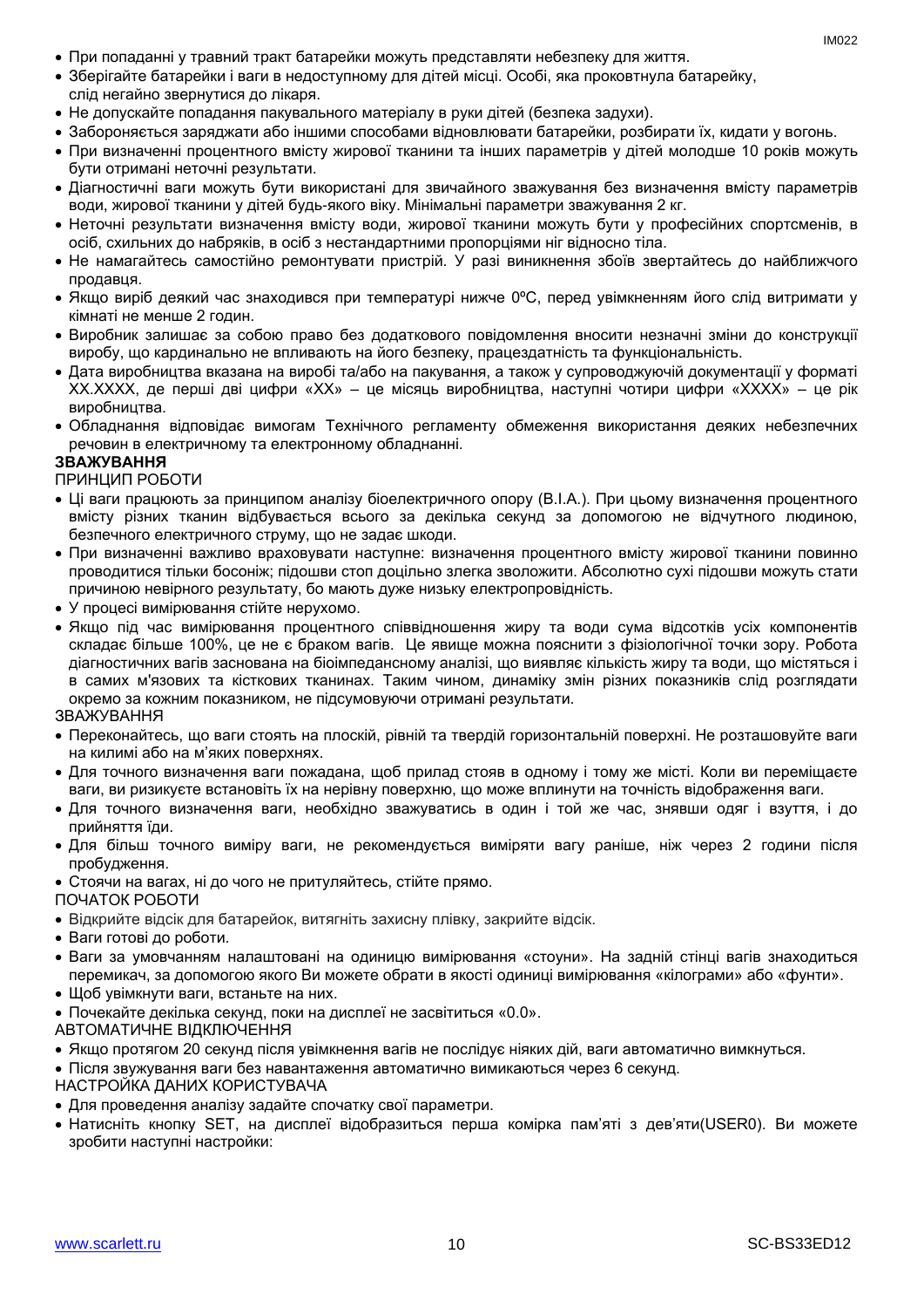- При попаданні у травний тракт батарейки можуть представляти небезпеку для життя.
- Зберігайте батарейки і ваги в недоступному для дітей місці. Особі, яка проковтнула батарейку, слід негайно звернутися до лікаря.
- Не допускайте попадання пакувального матеріалу в руки дітей (безпека задухи).
- Забороняється заряджати або іншими способами відновлювати батарейки, розбирати їх, кидати у вогонь.
- При визначенні процентного вмісту жирової тканини та інших параметрів у дітей молодше 10 років можуть бути отримані неточні результати.
- Діагностичні ваги можуть бути використані для звичайного зважування без визначення вмісту параметрів води, жирової тканини у дітей будь-якого віку. Мінімальні параметри зважування 2 кг.
- Неточні результати визначення вмісту води, жирової тканини можуть бути у професійних спортсменів, в осіб, схильних до набряків, в осіб з нестандартними пропорціями ніг відносно тіла.
- Не намагайтесь самостійно ремонтувати пристрій. У разі виникнення збоїв звертайтесь до найближчого продавця.
- Якщо виріб деякий час знаходився при температурі нижче 0ºC, перед увімкненням його слід витримати у кімнаті не менше 2 годин.
- Виробник залишає за собою право без додаткового повідомлення вносити незначні зміни до конструкції виробу, що кардинально не впливають на його безпеку, працездатність та функціональність.
- Дата виробництва вказана на виробі та/або на пакування, а також у супроводжуючій документації у форматі XX.XXXX, де перші дві цифри «XX» – це місяць виробництва, наступні чотири цифри «XXXX» – це рік виробництва.
- Обладнання відповідає вимогам Технічного регламенту обмеження використання деяких небезпечних речовин в електричному та електронному обладнанні.

**ЗВАЖУВАННЯ**

ПРИНЦИП РОБОТИ

- Ці ваги працюють за принципом аналізу біоелектричного опору (B.I.A.). При цьому визначення процентного вмісту різних тканин відбувається всього за декілька секунд за допомогою не відчутного людиною, безпечного електричного струму, що не задає шкоди.
- При визначенні важливо враховувати наступне: визначення процентного вмісту жирової тканини повинно проводитися тільки босоніж; підошви стоп доцільно злегка зволожити. Абсолютно сухі підошви можуть стати причиною невірного результату, бо мають дуже низьку електропровідність.
- У процесі вимірювання стійте нерухомо.
- Якщо під час вимірювання процентного співвідношення жиру та води сума відсотків усіх компонентів складає більше 100%, це не є браком вагів. Це явище можна пояснити з фізіологічної точки зору. Робота діагностичних вагів заснована на біоімпедансному аналізі, що виявляє кількість жиру та води, що містяться і в самих м'язових та кісткових тканинах. Таким чином, динаміку змін різних показників слід розглядати окремо за кожним показником, не підсумовуючи отримані результати.

ЗВАЖУВАННЯ

- Переконайтесь, що ваги стоять на плоскій, рівній та твердій горизонтальній поверхні. Не розташовуйте ваги на килимі або на м'яких поверхнях.
- Для точного визначення ваги пожадана, щоб прилад стояв в одному і тому же місті. Коли ви переміщаєте ваги, ви ризикуєте встановіть їх на нерівну поверхню, що може вплинути на точність відображення ваги.
- Для точного визначення ваги, необхідно зважуватись в один і той же час, знявши одяг і взуття, і до прийняття їди.
- Для більш точного виміру ваги, не рекомендується виміряти вагу раніше, ніж через 2 години після пробудження.
- Стоячи на вагах, ні до чого не притуляйтесь, стійте прямо.

ПОЧАТОК РОБОТИ

- Відкрийте відсік для батарейок, витягніть захисну плівку, закрийте відсік.
- Ваги готові до роботи.
- Ваги за умовчанням налаштовані на одиницю вимірювання «стоуни». На задній стінці вагів знаходиться перемикач, за допомогою якого Ви можете обрати в якості одиниці вимірювання «кілограми» або «фунти».
- Щоб увімкнути ваги, встаньте на них.
- Почекайте декілька секунд, поки на дисплеї не засвітиться «0.0».

АВТОМАТИЧНЕ ВІДКЛЮЧЕННЯ

- Якщо протягом 20 секунд після увімкнення вагів не послідує ніяких дій, ваги автоматично вимкнуться.
- Після звужування ваги без навантаження автоматично вимикаються через 6 секунд.

НАСТРОЙКА ДАНИХ КОРИСТУВАЧА

- Для проведення аналізу задайте спочатку свої параметри.
- Натисніть кнопку SET, на дисплеї відобразиться перша комірка пам'яті з дев'яти(USER0). Ви можете зробити наступні настройки: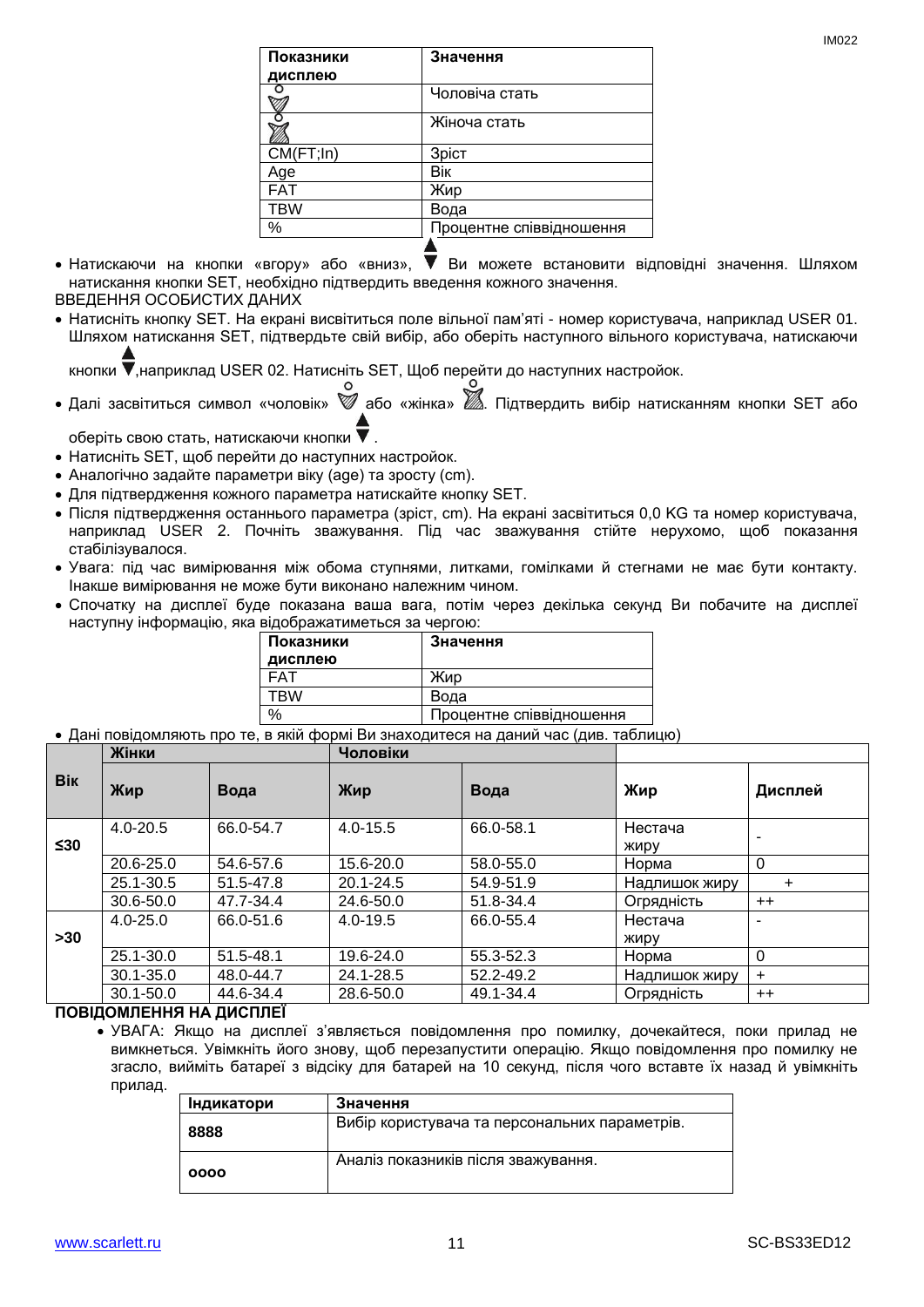| Показники дисплею | Значення |
| --- | --- |
| ♂ | Чоловіча стать |
| ♀ | Жіноча стать |
| CM(FT;In) | Зріст |
| Age | Вік |
| FAT | Жир |
| TBW | Вода |
| % | Процентне співвідношення |

- Натискаючи на кнопки «вгору» або «вниз», ▲▼ Ви можете встановити відповідні значення. Шляхом натискання кнопки SET, необхідно підтвердить введення кожного значення.

ВВЕДЕННЯ ОСОБИСТИХ ДАНИХ

- Натисніть кнопку SET. На екрані висвітиться поле вільної пам'яті - номер користувача, наприклад USER 01. Шляхом натискання SET, підтвердьте свій вибір, або оберіть наступного вільного користувача, натискаючи кнопки ▲▼,наприклад USER 02. Натисніть SET, Щоб перейти до наступних настройок.
- Далі засвітиться символ «чоловік» ♂ або «жінка» ♀. Підтвердить вибір натисканням кнопки SET або оберіть свою стать, натискаючи кнопки ▲▼.
- Натисніть SET, щоб перейти до наступних настройок.
- Аналогічно задайте параметри віку (age) та зросту (cm).
- Для підтвердження кожного параметра натискайте кнопку SET.
- Після підтвердження останнього параметра (зріст, cm). На екрані засвітиться 0,0 KG та номер користувача, наприклад USER 2. Почніть зважування. Під час зважування стійте нерухомо, щоб показання стабілізувалося.
- Увага: під час вимірювання між обома ступнями, литками, гомілками й стегнами не має бути контакту. Інакше вимірювання не може бути виконано належним чином.
- Спочатку на дисплеї буде показана ваша вага, потім через декілька секунд Ви побачите на дисплеї наступну інформацію, яка відображатиметься за чергою:

| Показники дисплею | Значення |
| --- | --- |
| FAT | Жир |
| TBW | Вода |
| % | Процентне співвідношення |

- Дані повідомляють про те, в якій формі Ви знаходитеся на даний час (див. таблицю)

| Вік | Жінки | | Чоловіки | | | |
| --- | --- | --- | --- | --- | --- | --- |
| | Жир | Вода | Жир | Вода | Жир | Дисплей |
| ≤30 | 4.0-20.5 | 66.0-54.7 | 4.0-15.5 | 66.0-58.1 | Нестача жиру | - |
| | 20.6-25.0 | 54.6-57.6 | 15.6-20.0 | 58.0-55.0 | Норма | 0 |
| | 25.1-30.5 | 51.5-47.8 | 20.1-24.5 | 54.9-51.9 | Надлишок жиру | + |
| | 30.6-50.0 | 47.7-34.4 | 24.6-50.0 | 51.8-34.4 | Огрядність | ++ |
| >30 | 4.0-25.0 | 66.0-51.6 | 4.0-19.5 | 66.0-55.4 | Нестача жиру | - |
| | 25.1-30.0 | 51.5-48.1 | 19.6-24.0 | 55.3-52.3 | Норма | 0 |
| | 30.1-35.0 | 48.0-44.7 | 24.1-28.5 | 52.2-49.2 | Надлишок жиру | + |
| | 30.1-50.0 | 44.6-34.4 | 28.6-50.0 | 49.1-34.4 | Огрядність | ++ |

**ПОВІДОМЛЕННЯ НА ДИСПЛЕЇ**

- УВАГА: Якщо на дисплеї з'являється повідомлення про помилку, дочекайтеся, поки прилад не вимкнеться. Увімкніть його знову, щоб перезапустити операцію. Якщо повідомлення про помилку не згасло, вийміть батареї з відсіку для батарей на 10 секунд, після чого вставте їх назад й увімкніть прилад.

| Індикатори | Значення |
| --- | --- |
| **8888** | Вибір користувача та персональних параметрів. |
| **oooo** | Аналіз показників після зважування. |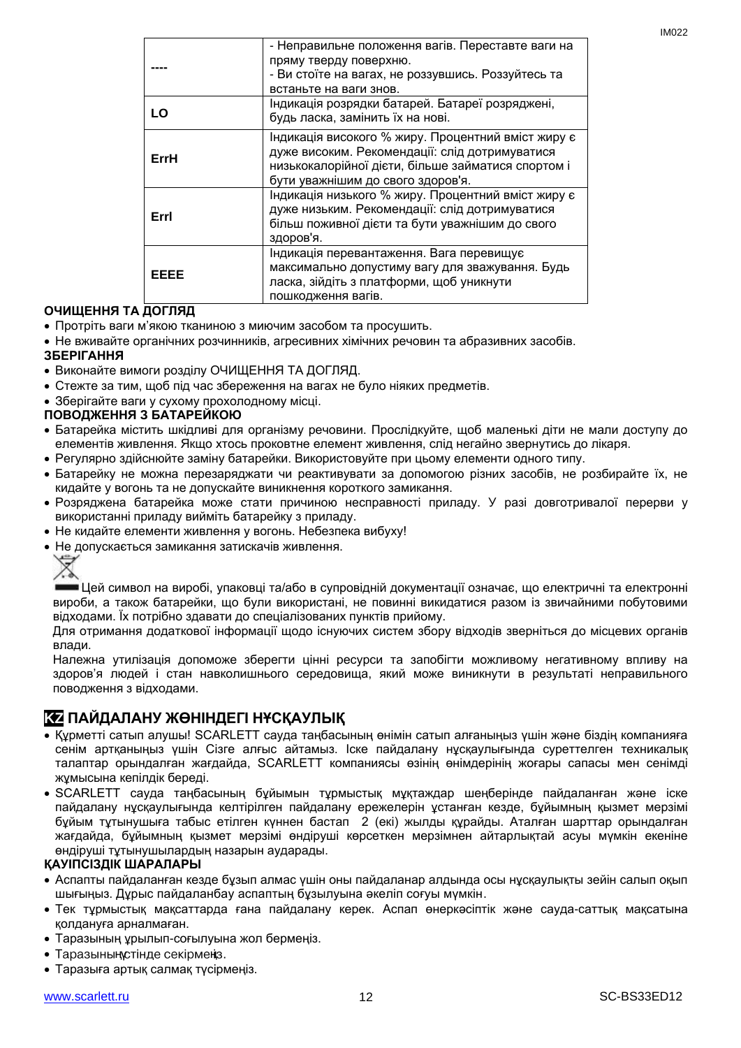| ---- | - Неправильне положення вагів. Переставте ваги на пряму тверду поверхню.<br>- Ви стоїте на вагах, не роззувшись. Роззуйтесь та встаньте на ваги знов. |
|---|---|
| LO | Індикація розрядки батарей. Батареї розряджені, будь ласка, замініть їх на нові. |
| ErrH | Індикація високого % жиру. Процентний вміст жиру є дуже високим. Рекомендації: слід дотримуватися низькокалорійної дієти, більше займатися спортом і бути уважнішим до свого здоров'я. |
| Errl | Індикація низького % жиру. Процентний вміст жиру є дуже низьким. Рекомендації: слід дотримуватися більш поживної дієти та бути уважнішим до свого здоров'я. |
| EEEE | Індикація перевантаження. Вага перевищує максимально допустиму вагу для зважування. Будь ласка, зійдіть з платформи, щоб уникнути пошкодження вагів. |

**ОЧИЩЕННЯ ТА ДОГЛЯД**

- Протріть ваги м'якою тканиною з миючим засобом та просушіть.
- Не вживайте органічних розчинників, агресивних хімічних речовин та абразивних засобів.

**ЗБЕРІГАННЯ**

- Виконайте вимоги розділу ОЧИЩЕННЯ ТА ДОГЛЯД.
- Стежте за тим, щоб під час збереження на вагах не було ніяких предметів.
- Зберігайте ваги у сухому прохолодному місці.

**ПОВОДЖЕННЯ З БАТАРЕЙКОЮ**

- Батарейка містить шкідливі для організму речовини. Прослідкуйте, щоб маленькі діти не мали доступу до елементів живлення. Якщо хтось проковтне елемент живлення, слід негайно звернутись до лікаря.
- Регулярно здійснюйте заміну батарейки. Використовуйте при цьому елементи одного типу.
- Батарейку не можна перезаряджати чи реактивувати за допомогою різних засобів, не розбирайте їх, не кидайте у вогонь та не допускайте виникнення короткого замикання.
- Розряджена батарейка може стати причиною несправності приладу. У разі довготривалої перерви у використанні приладу вийміть батарейку з приладу.
- Не кидайте елементи живлення у вогонь. Небезпека вибуху!
- Не допускається замикання затискачів живлення.

Цей символ на виробі, упаковці та/або в супровідній документації означає, що електричні та електронні вироби, а також батарейки, що були використані, не повинні викидатися разом із звичайними побутовими відходами. Їх потрібно здавати до спеціалізованих пунктів прийому.

Для отримання додаткової інформації щодо існуючих систем збору відходів зверніться до місцевих органів влади.

Належна утилізація допоможе зберегти цінні ресурси та запобігти можливому негативному впливу на здоров'я людей і стан навколишнього середовища, який може виникнути в результаті неправильного поводження з відходами.

## KZ ПАЙДАЛАНУ ЖӨНІНДЕГІ НҰСҚАУЛЫҚ

- Құрметті сатып алушы! SCARLETT сауда таңбасының өнімін сатып алғаныңыз үшін және біздің компанияға сенім артқаныңыз үшін Сізге алғыс айтамыз. Іске пайдалану нұсқаулығында суреттелген техникалық талаптар орындалған жағдайда, SCARLETT компаниясы өзінің өнімдерінің жоғары сапасы мен сенімді жұмысына кепілдік береді.
- SCARLETT сауда таңбасының бұйымын тұрмыстық мұқтаждар шеңберінде пайдаланған және іске пайдалану нұсқаулығында келтірілген пайдалану ережелерін ұстанған кезде, бұйымның қызмет мерзімі бұйым тұтынушыға табыс етілген күннен бастап 2 (екі) жылды құрайды. Аталған шарттар орындалған жағдайда, бұйымның қызмет мерзімі өндіруші көрсеткен мерзімнен айтарлықтай асуы мүмкін екеніне өндіруші тұтынушылардың назарын аударады.

**ҚАУІПСІЗДІК ШАРАЛАРЫ**

- Аспапты пайдаланған кезде бұзып алмас үшін оны пайдаланар алдында осы нұсқаулықты зейін салып оқып шығыңыз. Дұрыс пайдаланбау аспаптың бұзылуына әкеліп соғуы мүмкін.
- Тек тұрмыстық мақсаттарда ғана пайдалану керек. Аспап өнеркәсіптік және сауда-саттық мақсатына қолдануға арналмаған.
- Таразының ұрылып-соғылуына жол бермеңіз.
- Таразының үстінде секірмеңіз.
- Таразыға артық салмақ түсірмеңіз.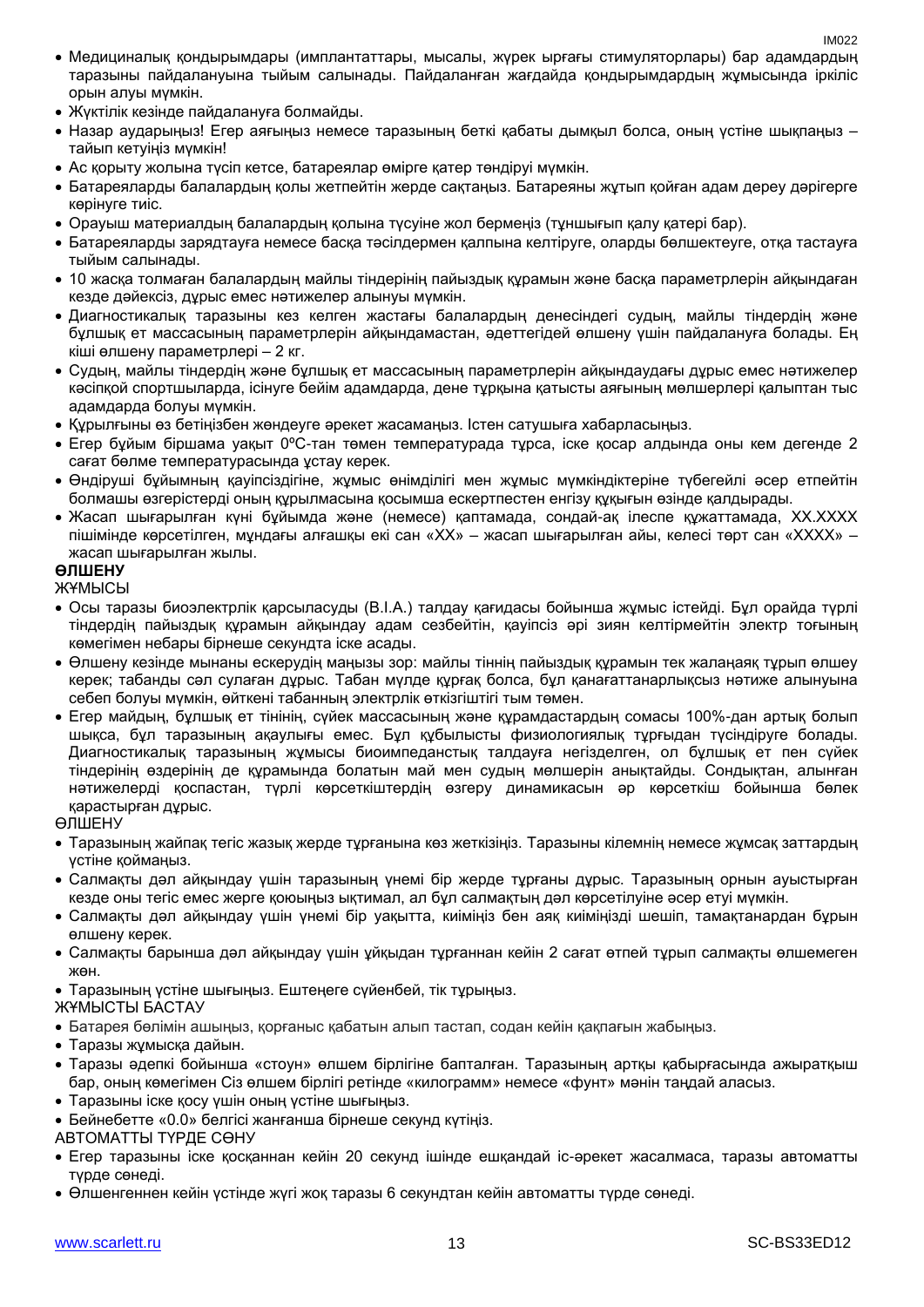- Медициналық қондырымдары (имплантаттары, мысалы, жүрек ырғағы стимуляторлары) бар адамдардың таразыны пайдалануына тыйым салынады. Пайдаланған жағдайда қондырымдардың жұмысында іркіліс орын алуы мүмкін.
- Жүктілік кезінде пайдалануға болмайды.
- Назар аударыңыз! Егер аяғыңыз немесе таразының беткі қабаты дымқыл болса, оның үстіне шықпаңыз – тайып кетуіңіз мүмкін!
- Ас қорыту жолына түсіп кетсе, батареялар өмірге қатер төндіруі мүмкін.
- Батареяларды балалардың қолы жетпейтін жерде сақтаңыз. Батареяны жұтып қойған адам дереу дәрігерге көрінуге тиіс.
- Орауыш материалдың балалардың қолына түсуіне жол бермеңіз (тұншығып қалу қатері бар).
- Батареяларды зарядтауға немесе басқа тәсілдермен қалпына келтіруге, оларды бөлшектеуге, отқа тастауға тыйым салынады.
- 10 жасқа толмаған балалардың майлы тіндерінің пайыздық құрамын және басқа параметрлерін айқындаған кезде дәйексіз, дұрыс емес нәтижелер алынуы мүмкін.
- Диагностикалық таразыны кез келген жастағы балалардың денесіндегі судың, майлы тіндердің және бұлшық ет массасының параметрлерін айқындамастан, әдеттегідей өлшену үшін пайдалануға болады. Ең кіші өлшену параметрлері – 2 кг.
- Судың, майлы тіндердің және бұлшық ет массасының параметрлерін айқындаудағы дұрыс емес нәтижелер кәсіпқой спортшыларда, ісінуге бейім адамдарда, дене тұрқына қатысты аяғының мөлшерлері қалыптан тыс адамдарда болуы мүмкін.
- Құрылғыны өз бетіңізбен жөндеуге әрекет жасамаңыз. Істен сатушыға хабарласыңыз.
- Егер бұйым біршама уақыт 0ºC-тан төмен температурада тұрса, іске қосар алдында оны кем дегенде 2 сағат бөлме температурасында ұстау керек.
- Өндіруші бұйымның қауіпсіздігіне, жұмыс өнімділігі мен жұмыс мүмкіндіктеріне түбегейлі әсер етпейтін болмашы өзгерістерді оның құрылмасына қосымша ескертпестен енгізу құқығын өзінде қалдырады.
- Жасап шығарылған күні бұйымда және (немесе) қаптамада, сондай-ақ ілеспе құжаттамада, XX.XXXX пішімінде көрсетілген, мұндағы алғашқы екі сан «XX» – жасап шығарылған айы, келесі төрт сан «XXXX» – жасап шығарылған жылы.

**ӨЛШЕНУ**

ЖҰМЫСЫ

- Осы таразы биоэлектрлік қарсыласуды (B.I.A.) талдау қағидасы бойынша жұмыс істейді. Бұл орайда түрлі тіндердің пайыздық құрамын айқындау адам сезбейтін, қауіпсіз әрі зиян келтірмейтін электр тоғының көмегімен небары бірнеше секундта іске асады.
- Өлшену кезінде мынаны ескерудің маңызы зор: майлы тіннің пайыздық құрамын тек жалаңаяқ тұрып өлшеу керек; табанды сәл сулаған дұрыс. Табан мүлде құрғақ болса, бұл қанағаттанарлықсыз нәтиже алынуына себеп болуы мүмкін, өйткені табанның электрлік өткізгіштігі тым төмен.
- Егер майдың, бұлшық ет тінінің, сүйек массасының және құрамдастардың сомасы 100%-дан артық болып шықса, бұл таразының ақаулығы емес. Бұл құбылысты физиологиялық тұрғыдан түсіндіруге болады. Диагностикалық таразының жұмысы биоимпедансты талдауға негізделген, ол бұлшық ет пен сүйек тіндерінің өздерінің де құрамында болатын май мен судың мөлшерін анықтайды. Сондықтан, алынған нәтижелерді қоспастан, түрлі көрсеткіштердің өзгеру динамикасын әр көрсеткіш бойынша бөлек қарастырған дұрыс.

ӨЛШЕНУ

- Таразының жайпақ тегіс жазық жерде тұрғанына көз жеткізіңіз. Таразыны кілемнің немесе жұмсақ заттардың үстіне қоймаңыз.
- Салмақты дәл айқындау үшін таразының үнемі бір жерде тұрғаны дұрыс. Таразының орнын ауыстырған кезде оны тегіс емес жерге қоюыңыз ықтимал, ал бұл салмақтың дәл көрсетілуіне әсер етуі мүмкін.
- Салмақты дәл айқындау үшін үнемі бір уақытта, киіміңіз бен аяқ киіміңізді шешіп, тамақтанардан бұрын өлшену керек.
- Салмақты барынша дәл айқындау үшін ұйқыдан тұрғаннан кейін 2 сағат өтпей тұрып салмақты өлшемеген жөн.
- Таразының үстіне шығыңыз. Ештеңеге сүйенбей, тік тұрыңыз.

ЖҰМЫСТЫ БАСТАУ

- Батарея бөлімін ашыңыз, қорғаныс қабатын алып тастап, содан кейін қақпағын жабыңыз.
- Таразы жұмысқа дайын.
- Таразы әдепкі бойынша «стоун» өлшем бірлігіне бапталған. Таразының артқы қабырғасында ажыратқыш бар, оның көмегімен Сіз өлшем бірлігі ретінде «килограмм» немесе «фунт» мәнін таңдай аласыз.
- Таразыны іске қосу үшін оның үстіне шығыңыз.
- Бейнебетте «0.0» белгісі жанғанша бірнеше секунд күтіңіз.

АВТОМАТТЫ ТҮРДЕ СӨНУ

- Егер таразыны іске қосқаннан кейін 20 секунд ішінде ешқандай іс-әрекет жасалмаса, таразы автоматты түрде сөнеді.
- Өлшенгеннен кейін үстінде жүгі жоқ таразы 6 секундтан кейін автоматты түрде сөнеді.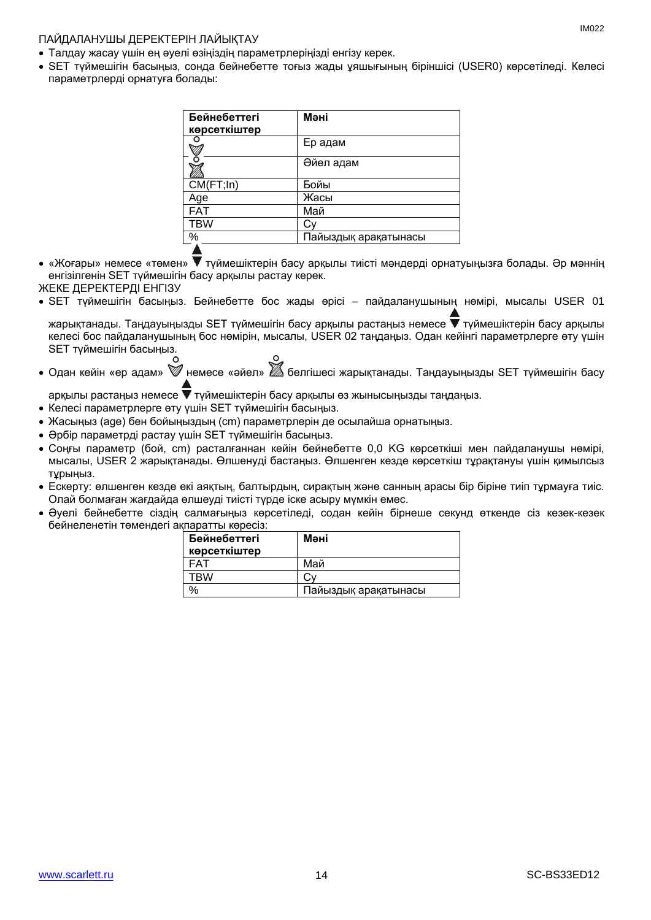ПАЙДАЛАНУШЫ ДЕРЕКТЕРІН ЛАЙЫҚТАУ

- Талдау жасау үшін ең әуелі өзіңіздің параметрлеріңізді енгізу керек.
- SET түймешігін басыңыз, сонда бейнебетте тоғыз жады ұяшығының біріншісі (USER0) көрсетіледі. Келесі параметрлерді орнатуға болады:

| Бейнебеттегі көрсеткіштер | Мәні |
|---|---|
| | Ер адам |
| | Әйел адам |
| CM(FT;In) | Бойы |
| Age | Жасы |
| FAT | Май |
| TBW | Су |
| % | Пайыздық арақатынасы |

- «Жоғары» немесе «төмен» ▲▼ түймешіктерін басу арқылы тиісті мәндерді орнатуыңызға болады. Әр мәннің енгізілгенін SET түймешігін басу арқылы растау керек.

ЖЕКЕ ДЕРЕКТЕРДІ ЕНГІЗУ

- SET түймешігін басыңыз. Бейнебетте бос жады өрісі – пайдаланушының нөмірі, мысалы USER 01 жарықтанады. Таңдауыңызды SET түймешігін басу арқылы растаңыз немесе ▲▼ түймешіктерін басу арқылы келесі бос пайдаланушының бос нөмірін, мысалы, USER 02 таңдаңыз. Одан кейінгі параметрлерге өту үшін SET түймешігін басыңыз.
- Одан кейін «ер адам» немесе «әйел» белгішесі жарықтанады. Таңдауыңызды SET түймешігін басу арқылы растаңыз немесе ▲▼ түймешіктерін басу арқылы өз жынысыңызды таңдаңыз.
- Келесі параметрлерге өту үшін SET түймешігін басыңыз.
- Жасыңыз (age) бен бойыңыздың (cm) параметрлерін де осылайша орнатыңыз.
- Әрбір параметрді растау үшін SET түймешігін басыңыз.
- Соңғы параметр (бой, cm) расталғаннан кейін бейнебетте 0,0 KG көрсеткіші мен пайдаланушы нөмірі, мысалы, USER 2 жарықтанады. Өлшенуді бастаңыз. Өлшенген кезде көрсеткіш тұрақтануы үшін қимылсыз тұрыңыз.
- Ескерту: өлшенген кезде екі аяқтың, балтырдың, сирақтың және санның арасы бір біріне тиіп тұрмауға тиіс. Олай болмаған жағдайда өлшеуді тиісті түрде іске асыру мүмкін емес.
- Әуелі бейнебетте сіздің салмағыңыз көрсетіледі, содан кейін бірнеше секунд өткенде сіз кезек-кезек бейнеленетін төмендегі ақпаратты көресіз:

| Бейнебеттегі көрсеткіштер | Мәні |
|---|---|
| FAT | Май |
| TBW | Су |
| % | Пайыздық арақатынасы |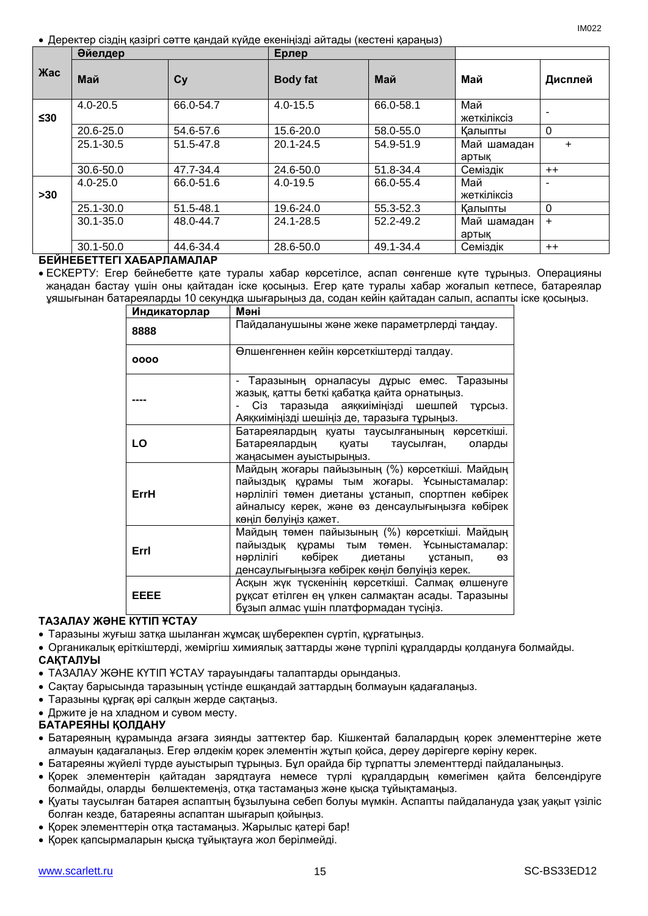- Деректер сіздің қазіргі сәтте қандай күйде екеніңізді айтады (кестені қараңыз)

| Жас | Әйелдер | | Ерлер | | | |
|---|---|---|---|---|---|---|
| | Май | Су | Body fat | Май | Май | Дисплей |
| ≤30 | 4.0-20.5 | 66.0-54.7 | 4.0-15.5 | 66.0-58.1 | Май жеткіліксіз | - |
| | 20.6-25.0 | 54.6-57.6 | 15.6-20.0 | 58.0-55.0 | Қалыпты | 0 |
| | 25.1-30.5 | 51.5-47.8 | 20.1-24.5 | 54.9-51.9 | Май шамадан артық | + |
| | 30.6-50.0 | 47.7-34.4 | 24.6-50.0 | 51.8-34.4 | Семіздік | ++ |
| >30 | 4.0-25.0 | 66.0-51.6 | 4.0-19.5 | 66.0-55.4 | Май жеткіліксіз | - |
| | 25.1-30.0 | 51.5-48.1 | 19.6-24.0 | 55.3-52.3 | Қалыпты | 0 |
| | 30.1-35.0 | 48.0-44.7 | 24.1-28.5 | 52.2-49.2 | Май шамадан артық | + |
| | 30.1-50.0 | 44.6-34.4 | 28.6-50.0 | 49.1-34.4 | Семіздік | ++ |

**БЕЙНЕБЕТТЕГІ ХАБАРЛАМАЛАР**

- ЕСКЕРТУ: Егер бейнебетте қате туралы хабар көрсетілсе, аспап сөнгенше күте тұрыңыз. Операцияны жаңадан бастау үшін оны қайтадан іске қосыңыз. Егер қате туралы хабар жоғалып кетпесе, батареялар ұяшығынан батареяларды 10 секундқа шығарыңыз да, содан кейін қайтадан салып, аспапты іске қосыңыз.

| Индикаторлар | Мәні |
|---|---|
| 8888 | Пайдаланушыны және жеке параметрлерді таңдау. |
| oooo | Өлшенгеннен кейін көрсеткіштерді талдау. |
| ---- | - Таразының орналасуы дұрыс емес. Таразыны жазық, қатты беткі қабатқа қайта орнатыңыз.<br>- Сіз таразыда аяқкиіміңізді шешпей тұрсыз. Аяқкиіміңізді шешіңіз де, таразыға тұрыңыз. |
| LO | Батареялардың қуаты таусылғанының көрсеткіші. Батареялардың қуаты таусылған, оларды жаңасымен ауыстырыңыз. |
| ErrH | Майдың жоғары пайызының (%) көрсеткіші. Майдың пайыздық құрамы тым жоғары. Ұсыныстамалар: нәрлілігі төмен диетаны ұстанып, спортпен көбірек айналысу керек, және өз денсаулығыңызға көбірек көңіл бөлуіңіз қажет. |
| Errl | Майдың төмен пайызының (%) көрсеткіші. Майдың пайыздық құрамы тым төмен. Ұсыныстамалар: нәрлілігі көбірек диетаны ұстанып, өз денсаулығыңызға көбірек көңіл бөлуіңіз керек. |
| EEEE | Асқын жүк түскенінің көрсеткіші. Салмақ өлшенуге рұқсат етілген ең үлкен салмақтан асады. Таразыны бұзып алмас үшін платформадан түсіңіз. |

**ТАЗАЛАУ ЖӘНЕ КҮТІП ҰСТАУ**

- Таразыны жуғыш затқа шыланған жұмсақ шүберекпен сүртіп, құрғатыңыз.
- Органикалық еріткіштерді, жемiргiш химиялық заттарды және түрпілі құралдарды қолдануға болмайды.

**САҚТАЛУЫ**

- ТАЗАЛАУ ЖӘНЕ КҮТІП ҰСТАУ тарауындағы талаптарды орындаңыз.
- Сақтау барысында таразының үстінде ешқандай заттардың болмауын қадағалаңыз.
- Таразыны құрғақ әрі салқын жерде сақтаңыз.
- Држите је на хладном и сувом месту.

**БАТАРЕЯНЫ ҚОЛДАНУ**

- Батареяның құрамында ағзаға зиянды заттектер бар. Кішкентай балалардың қорек элементтеріне жете алмауын қадағалаңыз. Егер әлдекім қорек элементін жұтып қойса, дереу дәрігерге көріну керек.
- Батареяны жүйелі түрде ауыстырып тұрыңыз. Бұл орайда бір тұрпатты элементтерді пайдаланыңыз.
- Қорек элементерін қайтадан зарядтауға немесе түрлі құралдардың көмегімен қайта белсендіруге болмайды, оларды бөлшектемеңіз, отқа тастамаңыз және қысқа тұйықтамаңыз.
- Қуаты таусылған батарея аспаптың бұзылуына себеп болуы мүмкін. Аспапты пайдалануда ұзақ уақыт үзіліс болған кезде, батареяны аспаптан шығарып қойыңыз.
- Қорек элементтерін отқа тастамаңыз. Жарылыс қатері бар!
- Қорек қапсырмаларын қысқа тұйықтауға жол берілмейді.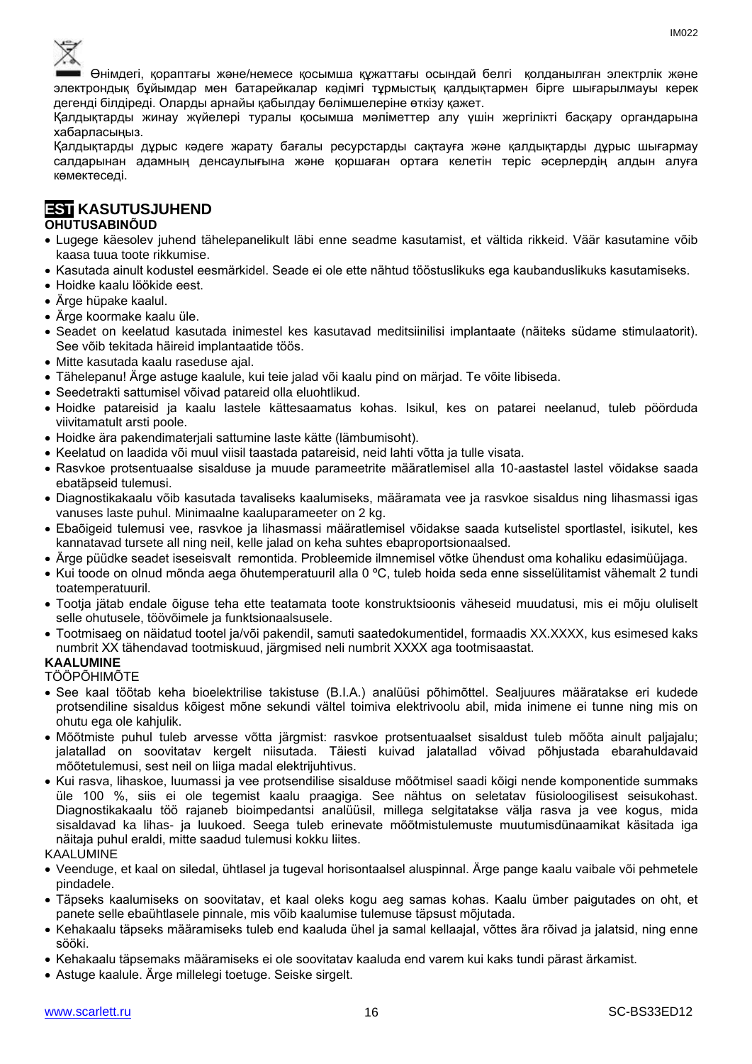Өнімдегі, қораптағы және/немесе қосымша құжаттағы осындай белгі қолданылған электрлік және электрондық бұйымдар мен батарейкалар кәдімгі тұрмыстық қалдықтармен бірге шығарылмауы керек дегенді білдіреді. Оларды арнайы қабылдау бөлімшелеріне өткізу қажет.

Қалдықтарды жинау жүйелері туралы қосымша мәліметтер алу үшін жергілікті басқару органдарына хабарласыңыз.

Қалдықтарды дұрыс кәдеге жарату бағалы ресурстарды сақтауға және қалдықтарды дұрыс шығармау салдарынан адамның денсаулығына және қоршаған ортаға келетін теріс әсерлердің алдын алуға көмектеседі.

## EST KASUTUSJUHEND

### OHUTUSABINÕUD

- Lugege käesolev juhend tähelepanelikult läbi enne seadme kasutamist, et vältida rikkeid. Väär kasutamine võib kaasa tuua toote rikkumise.
- Kasutada ainult kodustel eesmärkidel. Seade ei ole ette nähtud tööstuslikuks ega kaubanduslikuks kasutamiseks.
- Hoidke kaalu löökide eest.
- Ärge hüpake kaalul.
- Ärge koormake kaalu üle.
- Seadet on keelatud kasutada inimestel kes kasutavad meditsiinilisi implantaate (näiteks südame stimulaatorit). See võib tekitada häireid implantaatide töös.
- Mitte kasutada kaalu raseduse ajal.
- Tähelepanu! Ärge astuge kaalule, kui teie jalad või kaalu pind on märjad. Te võite libiseda.
- Seedetrakti sattumisel võivad patareid olla eluohtlikud.
- Hoidke patareisid ja kaalu lastele kättesaamatus kohas. Isikul, kes on patarei neelanud, tuleb pöörduda viivitamatult arsti poole.
- Hoidke ära pakendimaterjali sattumine laste kätte (lämbumisoht).
- Keelatud on laadida või muul viisil taastada patareisid, neid lahti võtta ja tulle visata.
- Rasvkoe protsentuaalse sisalduse ja muude parameetrite määratlemisel alla 10-aastastel lastel võidakse saada ebatäpseid tulemusi.
- Diagnostikakaalu võib kasutada tavaliseks kaalumiseks, määramata vee ja rasvkoe sisaldus ning lihasmassi igas vanuses laste puhul. Minimaalne kaaluparameeter on 2 kg.
- Ebatõigeid tulemusi vee, rasvkoe ja lihasmassi määratlemisel võidakse saada kutselistel sportlastel, isikutel, kes kannatavad tursete all ning neil, kelle jalad on keha suhtes ebaproportsionaalsed.
- Ärge püüdke seadet iseseisvalt remontida. Probleemide ilmnemisel võtke ühendust oma kohaliku edasimüüjaga.
- Kui toode on olnud mõnda aega õhutemperatuuril alla 0 ºC, tuleb hoida seda enne sisselülitamist vähemalt 2 tundi toatemperatuuril.
- Tootja jätab endale õiguse teha ette teatamata toote konstruktsioonis väheseid muudatusi, mis ei mõju oluliselt selle ohutusele, töövõimele ja funktsionaalsusele.
- Tootmisaeg on näidatud tootel ja/või pakendil, samuti saatedokumentidel, formaadis XX.XXXX, kus esimesed kaks numbrit XX tähendavad tootmiskuud, järgmised neli numbrit XXXX aga tootmisaastat.

### KAALUMINE

TÖÖPÕHIMÕTE

- See kaal töötab keha bioelektrilise takistuse (B.I.A.) analüüsi põhimõttel. Sealjuures määratakse eri kudede protsendiline sisaldus kõigest mõne sekundi vältel toimiva elektrivoolu abil, mida inimene ei tunne ning mis on ohutu ega ole kahjulik.
- Mõõtmiste puhul tuleb arvesse võtta järgmist: rasvkoe protsentuaalset sisaldust tuleb mõõta ainult paljajalu; jalatallad on soovitatav kergelt niisutada. Täiesti kuivad jalatallad võivad põhjustada ebarahuldavaid mõõtetulemusi, sest neil on liiga madal elektrijuhtivus.
- Kui rasva, lihaskoe, luumassi ja vee protsendilise sisalduse mõõtmisel saadi kõigi nende komponentide summaks üle 100 %, siis ei ole tegemist kaalu praagiga. See nähtus on seletatav füsioloogilisest seisukohast. Diagnostikakaalu töö rajaneb bioimpedantsi analüüsil, millega selgitatakse välja rasva ja vee kogus, mida sisaldavad ka lihas- ja luukoed. Seega tuleb erinevate mõõtmistulemuste muutumisdünaamikat käsitada iga näitaja puhul eraldi, mitte saadud tulemusi kokku liites.

KAALUMINE

- Veenduge, et kaal on siledal, ühtlasel ja tugeval horisontaalsel aluspinnal. Ärge pange kaalu vaibale või pehmetele pindadele.
- Täpseks kaalumiseks on soovitatav, et kaal oleks kogu aeg samas kohas. Kaalu ümber paigutades on oht, et panete selle ebaühtlasele pinnale, mis võib kaalumise tulemuse täpsust mõjutada.
- Kehakaalu täpseks määramiseks tuleb end kaaluda ühel ja samal kellaajal, võttes ära rõivad ja jalatsid, ning enne sööki.
- Kehakaalu täpsemaks määramiseks ei ole soovitatav kaaluda end varem kui kaks tundi pärast ärkamist.
- Astuge kaalule. Ärge millelegi toetuge. Seiske sirgelt.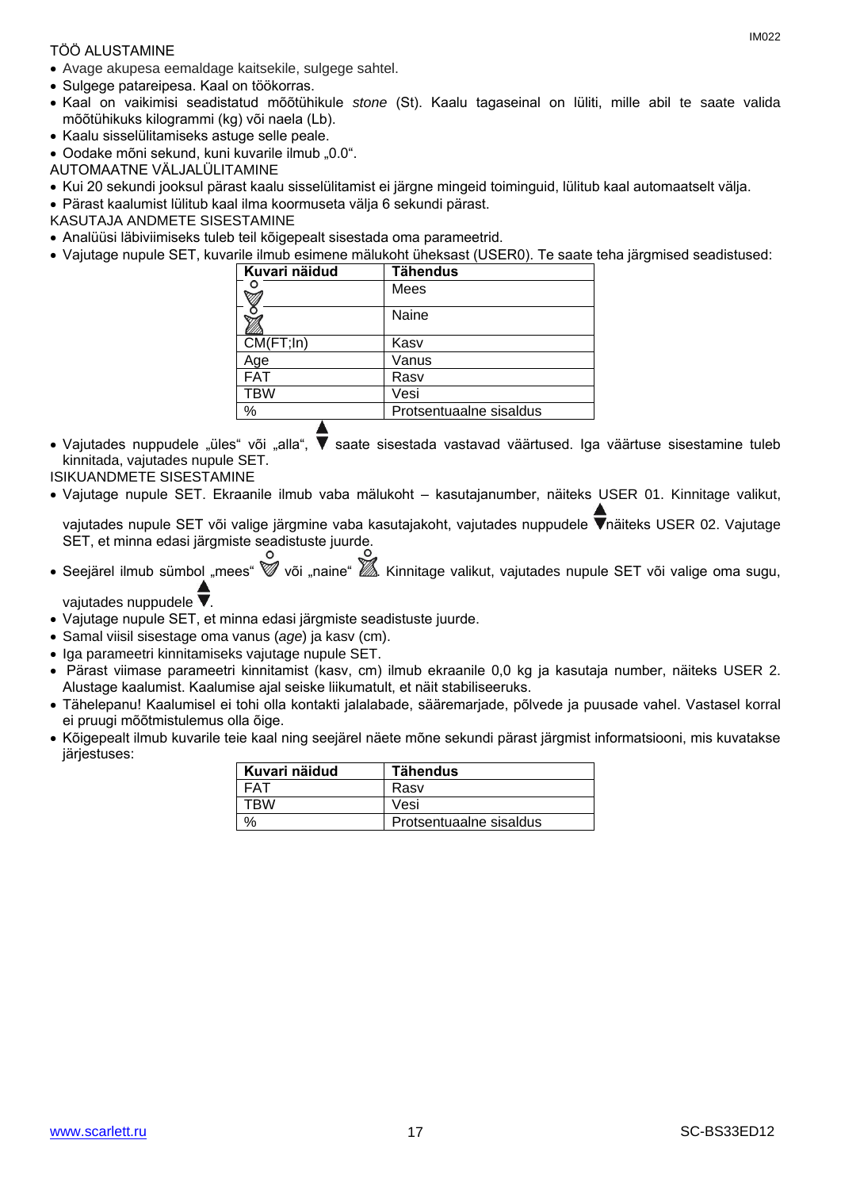TÖÖ ALUSTAMINE

- Avage akupesa eemaldage kaitsekile, sulgege sahtel.
- Sulgege patareipesa. Kaal on töökorras.
- Kaal on vaikimisi seadistatud mõõtühikule *stone* (St). Kaalu tagaseinal on lüliti, mille abil te saate valida mõõtühikuks kilogrammi (kg) või naela (Lb).
- Kaalu sisselülitamiseks astuge selle peale.
- Oodake mõni sekund, kuni kuvarile ilmub „0.0".

AUTOMAATNE VÄLJALÜLITAMINE

- Kui 20 sekundi jooksul pärast kaalu sisselülitamist ei järgne mingeid toiminguid, lülitub kaal automaatselt välja.
- Pärast kaalumist lülitub kaal ilma koormuseta välja 6 sekundi pärast.

KASUTAJA ANDMETE SISESTAMINE

- Analüüsi läbiviimiseks tuleb teil kõigepealt sisestada oma parameetrid.
- Vajutage nupule SET, kuvarile ilmub esimene mälukoht üheksast (USER0). Te saate teha järgmised seadistused:

| Kuvari näidud | Tähendus |
|---|---|
| ♂ | Mees |
| ♀ | Naine |
| CM(FT;In) | Kasv |
| Age | Vanus |
| FAT | Rasv |
| TBW | Vesi |
| % | Protsentuaalne sisaldus |

- Vajutades nuppudele „üles" või „alla", ▲▼ saate sisestada vastavad väärtused. Iga väärtuse sisestamine tuleb kinnitada, vajutades nupule SET.

ISIKUANDMETE SISESTAMINE

- Vajutage nupule SET. Ekraanile ilmub vaba mälukoht – kasutajanumber, näiteks USER 01. Kinnitage valikut, vajutades nupule SET või valige järgmine vaba kasutajakoht, vajutades nuppudele ▲▼näiteks USER 02. Vajutage SET, et minna edasi järgmiste seadistuste juurde.
- Seejärel ilmub sümbol „mees" ♂ või „naine" ♀. Kinnitage valikut, vajutades nupule SET või valige oma sugu, vajutades nuppudele ▲▼.
- Vajutage nupule SET, et minna edasi järgmiste seadistuste juurde.
- Samal viisil sisestage oma vanus (*age*) ja kasv (cm).
- Iga parameetri kinnitamiseks vajutage nupule SET.
- Pärast viimase parameetri kinnitamist (kasv, cm) ilmub ekraanile 0,0 kg ja kasutaja number, näiteks USER 2. Alustage kaalumist. Kaalumise ajal seiske liikumatult, et näit stabiliseeruks.
- Tähelepanu! Kaalumisel ei tohi olla kontakti jalalabade, sääremarjade, põlvede ja puusade vahel. Vastasel korral ei pruugi mõõtmistulemus olla õige.
- Kõigepealt ilmub kuvarile teie kaal ning seejärel näete mõne sekundi pärast järgmist informatsiooni, mis kuvatakse järjestuses:

| Kuvari näidud | Tähendus |
|---|---|
| FAT | Rasv |
| TBW | Vesi |
| % | Protsentuaalne sisaldus |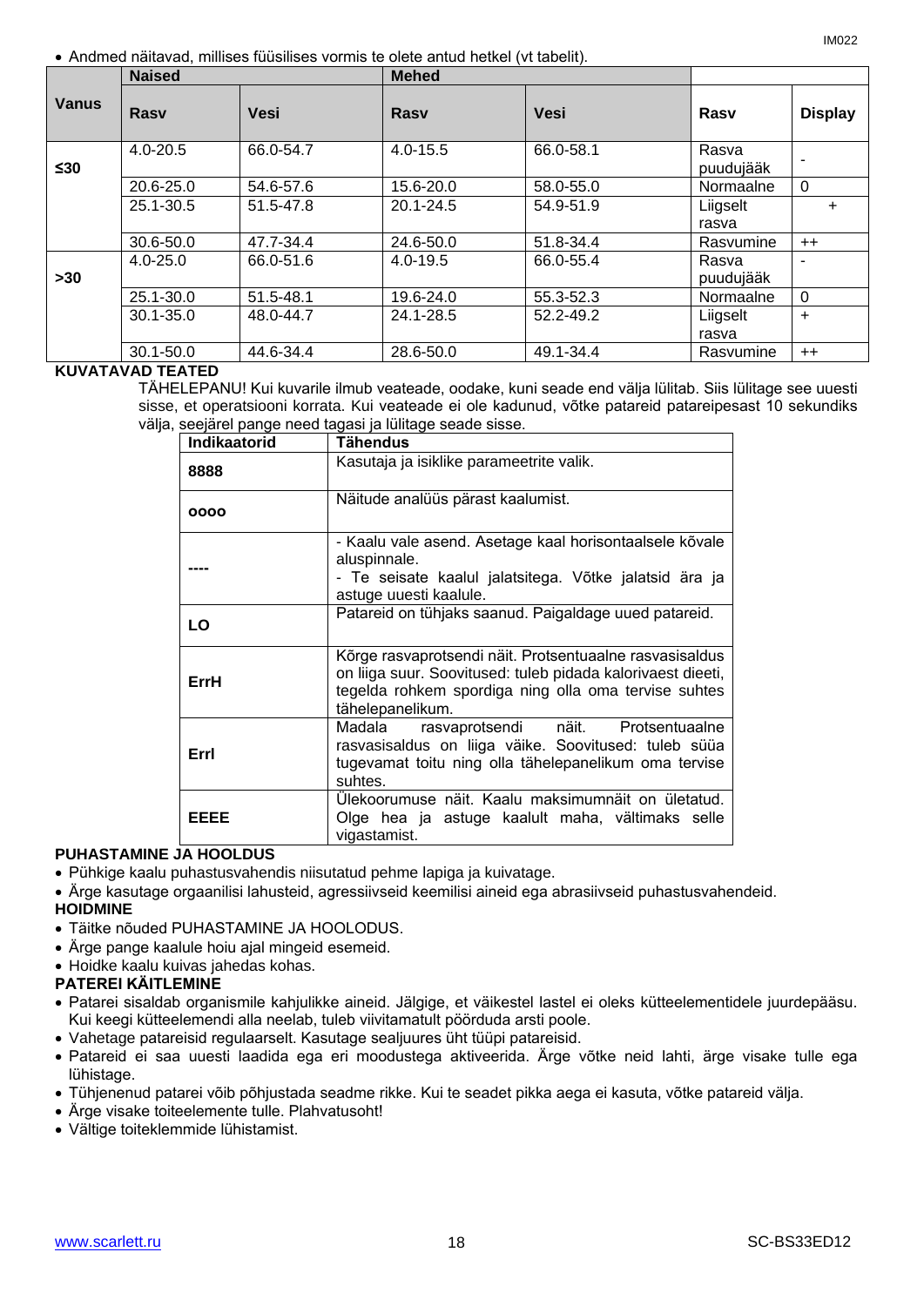- Andmed näitavad, millises füüsilises vormis te olete antud hetkel (vt tabelit).

| Vanus | Naised | | Mehed | | | |
|---|---|---|---|---|---|---|
| | Rasv | Vesi | Rasv | Vesi | Rasv | Display |
| ≤30 | 4.0-20.5 | 66.0-54.7 | 4.0-15.5 | 66.0-58.1 | Rasva puudujääk | - |
| | 20.6-25.0 | 54.6-57.6 | 15.6-20.0 | 58.0-55.0 | Normaalne | 0 |
| | 25.1-30.5 | 51.5-47.8 | 20.1-24.5 | 54.9-51.9 | Liigselt rasva | + |
| | 30.6-50.0 | 47.7-34.4 | 24.6-50.0 | 51.8-34.4 | Rasvumine | ++ |
| >30 | 4.0-25.0 | 66.0-51.6 | 4.0-19.5 | 66.0-55.4 | Rasva puudujääk | - |
| | 25.1-30.0 | 51.5-48.1 | 19.6-24.0 | 55.3-52.3 | Normaalne | 0 |
| | 30.1-35.0 | 48.0-44.7 | 24.1-28.5 | 52.2-49.2 | Liigselt rasva | + |
| | 30.1-50.0 | 44.6-34.4 | 28.6-50.0 | 49.1-34.4 | Rasvumine | ++ |

**KUVATAVAD TEATED**

TÄHELEPANU! Kui kuvarile ilmub veateade, oodake, kuni seade end välja lülitab. Siis lülitage see uuesti sisse, et operatsiooni korrata. Kui veateade ei ole kadunud, võtke patareid patareipesast 10 sekundiks välja, seejärel pange need tagasi ja lülitage seade sisse.

| Indikaatorid | Tähendus |
|---|---|
| 8888 | Kasutaja ja isiklike parameetrite valik. |
| oooo | Näitude analüüs pärast kaalumist. |
| ---- | - Kaalu vale asend. Asetage kaal horisontaalsele kõvale aluspinnale.<br>- Te seisate kaalul jalatsitega. Võtke jalatsid ära ja astuge uuesti kaalule. |
| LO | Patareid on tühjaks saanud. Paigaldage uued patareid. |
| ErrH | Kõrge rasvaprotsendi näit. Protsentuaalne rasvasisaldus on liiga suur. Soovitused: tuleb pidada kalorivaest dieeti, tegelda rohkem spordiga ning olla oma tervise suhtes tähelepanelikum. |
| Errl | Madala rasvaprotsendi näit. Protsentuaalne rasvasisaldus on liiga väike. Soovitused: tuleb süüa tugevamat toitu ning olla tähelepanelikum oma tervise suhtes. |
| EEEE | Ülekoorumuse näit. Kaalu maksimumnäit on ületatud. Olge hea ja astuge kaalult maha, vältimaks selle vigastamist. |

**PUHASTAMINE JA HOOLDUS**

- Pühkige kaalu puhastusvahendis niisutatud pehme lapiga ja kuivatage.
- Ärge kasutage orgaanilisi lahusteid, agressiivseid keemilisi aineid ega abrasiivseid puhastusvahendeid.

**HOIDMINE**

- Täitke nõuded PUHASTAMINE JA HOOLODUS.
- Ärge pange kaalule hoiu ajal mingeid esemeid.
- Hoidke kaalu kuivas jahedas kohas.

**PATAREI KÄITLEMINE**

- Patarei sisaldab organismile kahjulikke aineid. Jälgige, et väikestel lastel ei oleks kütteelementidele juurdepääsu. Kui keegi kütteelemendi alla neelab, tuleb viivitamatult pöörduda arsti poole.
- Vahetage patareisid regulaarselt. Kasutage sealjuures üht tüüpi patareisid.
- Patareid ei saa uuesti laadida ega eri moodustega aktiveerida. Ärge võtke neid lahti, ärge visake tulle ega lühistage.
- Tühjenenud patarei võib põhjustada seadme rikke. Kui te seadet pikka aega ei kasuta, võtke patareid välja.
- Ärge visake toiteelemente tulle. Plahvatusoht!
- Vältige toiteklemmide lühistamist.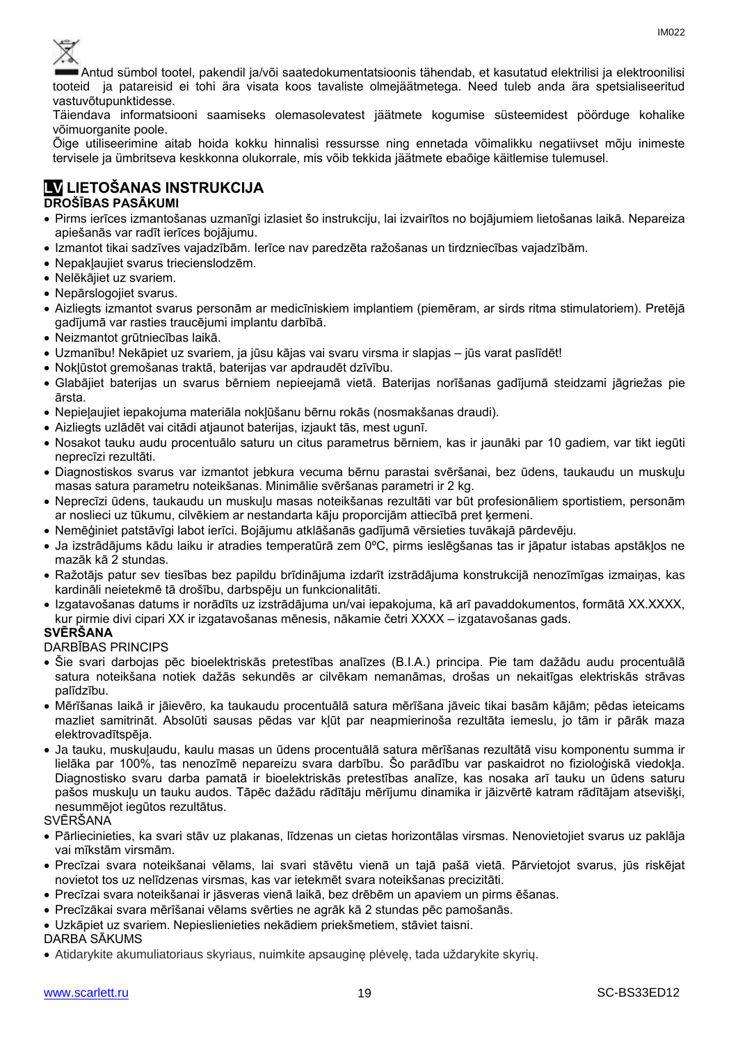Antud sümbol tootel, pakendil ja/või saatedokumentatsioonis tähendab, et kasutatud elektrilisi ja elektroonilisi tooteid ja patareisid ei tohi ära visata koos tavaliste olmejäätmetega. Need tuleb anda ära spetsialiseeritud vastuvõtupunktidesse.

Täiendava informatsiooni saamiseks olemasolevatest jäätmete kogumise süsteemidest pöörduge kohalike võimuorganite poole.

Õige utiliseerimine aitab hoida kokku hinnalisi ressursse ning ennetada võimalikku negatiivset mõju inimeste tervisele ja ümbritseva keskkonna olukorrale, mis võib tekkida jäätmete ebaõige käitlemise tulemusel.

## LV LIETOŠANAS INSTRUKCIJA

**DROŠĪBAS PASĀKUMI**

- Pirms ierīces izmantošanas uzmanīgi izlasiet šo instrukciju, lai izvairītos no bojājumiem lietošanas laikā. Nepareiza apiešanās var radīt ierīces bojājumu.
- Izmantot tikai sadzīves vajadzībām. Ierīce nav paredzēta ražošanas un tirdzniecības vajadzībām.
- Nepakļaujiet svarus triecienslodzēm.
- Nelēkājiet uz svariem.
- Nepārslogojiet svarus.
- Aizliegts izmantot svarus personām ar medicīniskiem implantiem (piemēram, ar sirds ritma stimulatoriem). Pretējā gadījumā var rasties traucējumi implantu darbībā.
- Neizmantot grūtniecības laikā.
- Uzmanību! Nekāpiet uz svariem, ja jūsu kājas vai svaru virsma ir slapjas – jūs varat paslīdēt!
- Nokļūstot gremošanas traktā, baterijas var apdraudēt dzīvību.
- Glabājiet baterijas un svarus bērniem nepieejamā vietā. Baterijas norīšanas gadījumā steidzami jāgriežas pie ārsta.
- Nepieļaujiet iepakojuma materiāla nokļūšanu bērnu rokās (nosmakšanas draudi).
- Aizliegts uzlādēt vai citādi atjaunot baterijas, izjaukt tās, mest ugunī.
- Nosakot tauku audu procentuālo saturu un citus parametrus bērniem, kas ir jaunāki par 10 gadiem, var tikt iegūti neprecīzi rezultāti.
- Diagnostiskos svarus var izmantot jebkura vecuma bērnu parastai svēršanai, bez ūdens, taukaudu un muskuļu masas satura parametru noteikšanas. Minimālie svēršanas parametri ir 2 kg.
- Neprecīzi ūdens, taukaudu un muskuļu masas noteikšanas rezultāti var būt profesionāliem sportistiem, personām ar noslieci uz tūkumu, cilvēkiem ar nestandarta kāju proporcijām attiecībā pret ķermeni.
- Nemēģiniet patstāvīgi labot ierīci. Bojājumu atklāšanās gadījumā vērsieties tuvākajā pārdevēju.
- Ja izstrādājums kādu laiku ir atradies temperatūrā zem 0ºC, pirms ieslēgšanas tas ir jāpatur istabas apstākļos ne mazāk kā 2 stundas.
- Ražotājs patur sev tiesības bez papildu brīdinājuma izdarīt izstrādājuma konstrukcijā nenozīmīgas izmaiņas, kas kardināli neietekmē tā drošību, darbspēju un funkcionalitāti.
- Izgatavošanas datums ir norādīts uz izstrādājuma un/vai iepakojuma, kā arī pavaddokumentos, formātā XX.XXXX, kur pirmie divi cipari XX ir izgatavošanas mēnesis, nākamie četri XXXX – izgatavošanas gads.

**SVĒRŠANA**

DARBĪBAS PRINCIPS

- Šie svari darbojas pēc bioelektriskās pretestības analīzes (B.I.A.) principa. Pie tam dažādu audu procentuālā satura noteikšana notiek dažās sekundēs ar cilvēkam nemanāmas, drošas un nekaitīgas elektriskās strāvas palīdzību.
- Mērīšanas laikā ir jāievēro, ka taukaudu procentuālā satura mērīšana jāveic tikai basām kājām; pēdas ieteicams mazliet samitrināt. Absolūti sausas pēdas var kļūt par neapmierinoša rezultāta iemeslu, jo tām ir pārāk maza elektrovadītspēja.
- Ja tauku, muskuļaudu, kaulu masas un ūdens procentuālā satura mērīšanas rezultātā visu komponentu summa ir lielāka par 100%, tas nenozīmē nepareizu svara darbību. Šo parādību var paskaidrot no fizioloģiskā viedokļa. Diagnostisko svaru darba pamatā ir bioelektriskās pretestības analīze, kas nosaka arī tauku un ūdens saturu pašos muskuļu un tauku audos. Tāpēc dažādu rādītāju mērījumu dinamika ir jāizvērtē katram rādītājam atsevišķi, nesummējot iegūtos rezultātus.

SVĒRŠANA

- Pārliecinieties, ka svari stāv uz plakanas, līdzenas un cietas horizontālas virsmas. Nenovietojiet svarus uz paklāja vai mīkstām virsmām.
- Precīzai svara noteikšanai vēlams, lai svari stāvētu vienā un tajā pašā vietā. Pārvietojot svarus, jūs riskējat novietot tos uz nelīdzenas virsmas, kas var ietekmēt svara noteikšanas precizitāti.
- Precīzai svara noteikšanai ir jāsveras vienā laikā, bez drēbēm un apaviem un pirms ēšanas.
- Precīzākai svara mērīšanai vēlams svērties ne agrāk kā 2 stundas pēc pamošanās.
- Uzkāpiet uz svariem. Nepieslienieties nekādiem priekšmetiem, stāviet taisni.

DARBA SĀKUMS

- Atidarykite akumuliatoriaus skyriaus, nuimkite apsauginę plėvelę, tada uždarykite skyrių.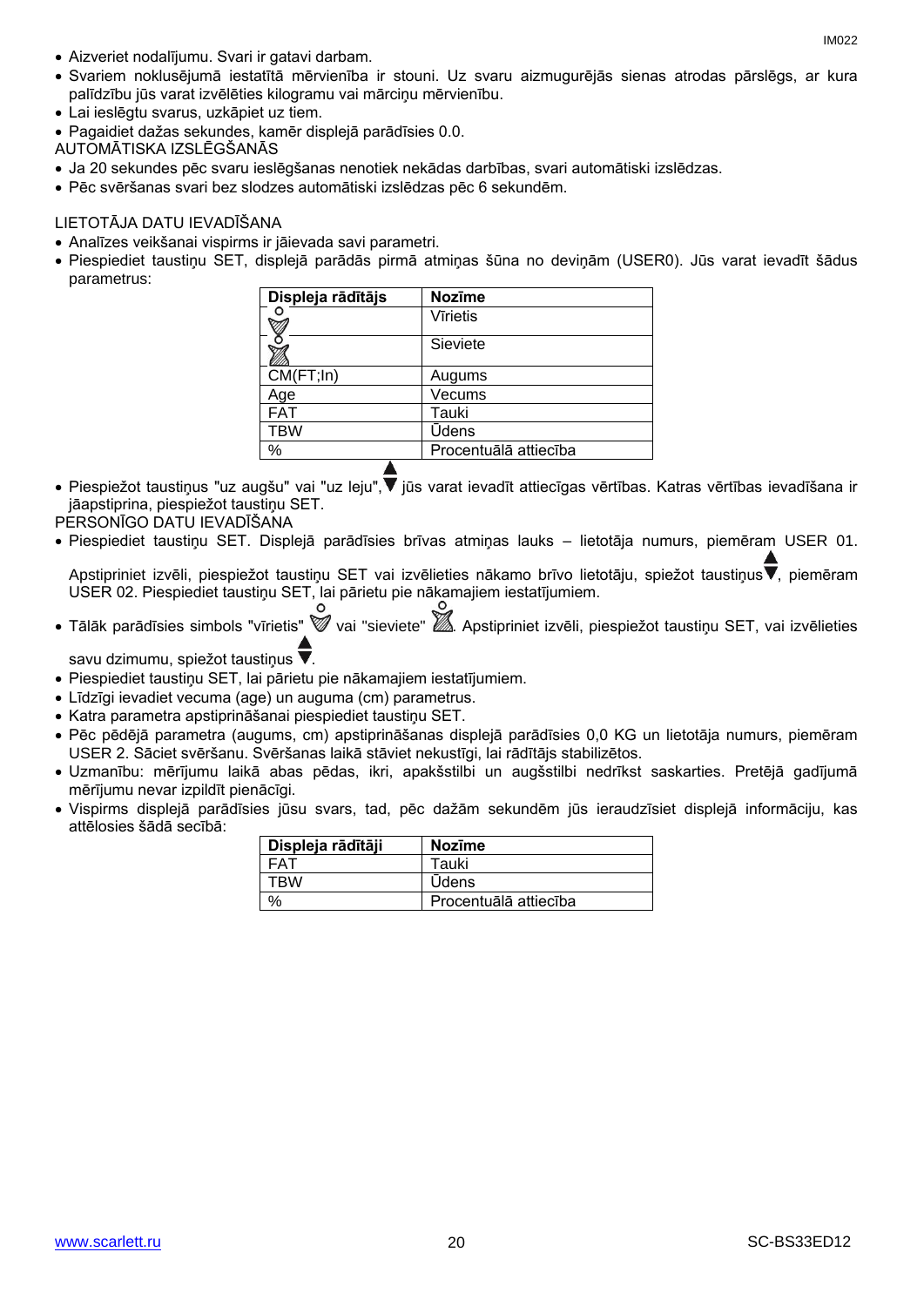- Aizveriet nodalījumu. Svari ir gatavi darbam.
- Svariem noklusējumā iestatītā mērvienība ir stouni. Uz svaru aizmugurējās sienas atrodas pārslēgs, ar kura palīdzību jūs varat izvēlēties kilogramu vai mārciņu mērvienību.
- Lai ieslēgtu svarus, uzkāpiet uz tiem.
- Pagaidiet dažas sekundes, kamēr displejā parādīsies 0.0.

AUTOMĀTISKA IZSLĒGŠANĀS

- Ja 20 sekundes pēc svaru ieslēgšanas nenotiek nekādas darbības, svari automātiski izslēdzas.
- Pēc svēršanas svari bez slodzes automātiski izslēdzas pēc 6 sekundēm.

LIETOTĀJA DATU IEVADĪŠANA

- Analīzes veikšanai vispirms ir jāievada savi parametri.
- Piespiediet taustiņu SET, displejā parādās pirmā atmiņas šūna no deviņām (USER0). Jūs varat ievadīt šādus parametrus:

| Displeja rādītājs | Nozīme |
|---|---|
| ♂ | Vīrietis |
| ♀ | Sieviete |
| CM(FT;In) | Augums |
| Age | Vecums |
| FAT | Tauki |
| TBW | Ūdens |
| % | Procentuālā attiecība |

- Piespiežot taustiņus "uz augšu" vai "uz leju", ▲▼ jūs varat ievadīt attiecīgas vērtības. Katras vērtības ievadīšana ir jāapstiprina, piespiežot taustiņu SET.

PERSONĪGO DATU IEVADĪŠANA

- Piespiediet taustiņu SET. Displejā parādīsies brīvas atmiņas lauks – lietotāja numurs, piemēram USER 01. Apstipriniet izvēli, piespiežot taustiņu SET vai izvēlieties nākamo brīvo lietotāju, spiežot taustiņus ▲▼, piemēram USER 02. Piespiediet taustiņu SET, lai pārietu pie nākamajiem iestatījumiem.
- Tālāk parādīsies simbols "vīrietis" ♂ vai "sieviete" ♀. Apstipriniet izvēli, piespiežot taustiņu SET, vai izvēlieties savu dzimumu, spiežot taustiņus ▲▼.
- Piespiediet taustiņu SET, lai pārietu pie nākamajiem iestatījumiem.
- Līdzīgi ievadiet vecuma (age) un auguma (cm) parametrus.
- Katra parametra apstiprināšanai piespiediet taustiņu SET.
- Pēc pēdējā parametra (augums, cm) apstiprināšanas displejā parādīsies 0,0 KG un lietotāja numurs, piemēram USER 2. Sāciet svēršanu. Svēršanas laikā stāviet nekustīgi, lai rādītājs stabilizētos.
- Uzmanību: mērījumu laikā abas pēdas, ikri, apakšstilbi un augšstilbi nedrīkst saskarties. Pretējā gadījumā mērījumu nevar izpildīt pienācīgi.
- Vispirms displejā parādīsies jūsu svars, tad, pēc dažām sekundēm jūs ieraudzīsiet displejā informāciju, kas attēlosies šādā secībā:

| Displeja rādītāji | Nozīme |
|---|---|
| FAT | Tauki |
| TBW | Ūdens |
| % | Procentuālā attiecība |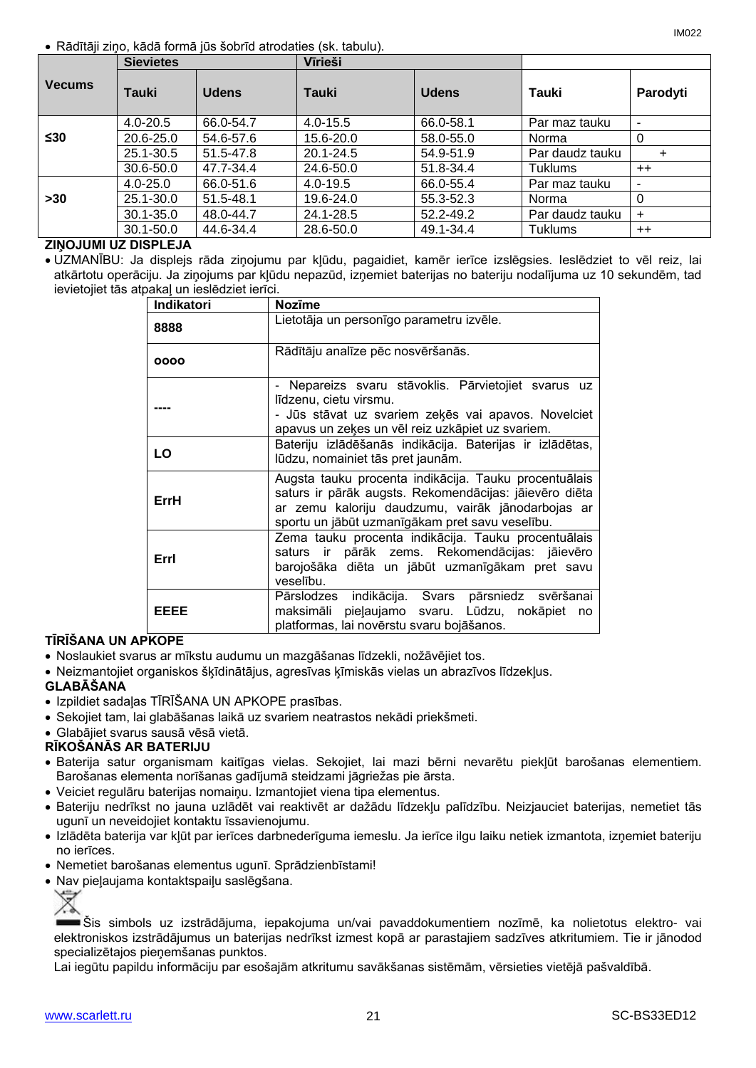- Rādītāji ziņo, kādā formā jūs šobrīd atrodaties (sk. tabulu).

| Vecums | Sievietes | | Vīrieši | | | |
|---|---|---|---|---|---|---|
| | Tauki | Udens | Tauki | Udens | Tauki | Parodyti |
| ≤30 | 4.0-20.5 | 66.0-54.7 | 4.0-15.5 | 66.0-58.1 | Par maz tauku | - |
| | 20.6-25.0 | 54.6-57.6 | 15.6-20.0 | 58.0-55.0 | Norma | 0 |
| | 25.1-30.5 | 51.5-47.8 | 20.1-24.5 | 54.9-51.9 | Par daudz tauku | + |
| | 30.6-50.0 | 47.7-34.4 | 24.6-50.0 | 51.8-34.4 | Tuklums | ++ |
| >30 | 4.0-25.0 | 66.0-51.6 | 4.0-19.5 | 66.0-55.4 | Par maz tauku | - |
| | 25.1-30.0 | 51.5-48.1 | 19.6-24.0 | 55.3-52.3 | Norma | 0 |
| | 30.1-35.0 | 48.0-44.7 | 24.1-28.5 | 52.2-49.2 | Par daudz tauku | + |
| | 30.1-50.0 | 44.6-34.4 | 28.6-50.0 | 49.1-34.4 | Tuklums | ++ |

**ZIŅOJUMI UZ DISPLEJA**

- UZMANĪBU: Ja displejs rāda ziņojumu par kļūdu, pagaidiet, kamēr ierīce izslēgsies. Ieslēdziet to vēl reiz, lai atkārtotu operāciju. Ja ziņojums par kļūdu nepazūd, izņemiet baterijas no bateriju nodalījuma uz 10 sekundēm, tad ievietojiet tās atpakaļ un ieslēdziet ierīci.

| Indikatori | Nozīme |
|---|---|
| 8888 | Lietotāja un personīgo parametru izvēle. |
| oooo | Rādītāju analīze pēc nosvēršanās. |
| ---- | - Nepareizs svaru stāvoklis. Pārvietojiet svarus uz līdzenu, cietu virsmu.<br>- Jūs stāvat uz svariem zeķēs vai apavos. Novelciet apavus un zeķes un vēl reiz uzkāpiet uz svariem. |
| LO | Bateriju izlādēšanās indikācija. Baterijas ir izlādētas, lūdzu, nomainiet tās pret jaunām. |
| ErrH | Augsta tauku procenta indikācija. Tauku procentuālais saturs ir pārāk augsts. Rekomendācijas: jāievēro diēta ar zemu kaloriju daudzumu, vairāk jānodarbojas ar sportu un jābūt uzmanīgākam pret savu veselību. |
| Errl | Zema tauku procenta indikācija. Tauku procentuālais saturs ir pārāk zems. Rekomendācijas: jāievēro barojošāka diēta un jābūt uzmanīgākam pret savu veselību. |
| EEEE | Pārslodzes indikācija. Svars pārsniedz svēršanai maksimāli pieļaujamo svaru. Lūdzu, nokāpiet no platformas, lai novērstu svaru bojāšanos. |

**TĪRĪŠANA UN APKOPE**

- Noslaukiet svarus ar mīkstu audumu un mazgāšanas līdzekli, nožāvējiet tos.
- Neizmantojiet organiskos šķīdinātājus, agresīvas ķīmiskās vielas un abrazīvos līdzekļus.

**GLABĀŠANA**

- Izpildiet sadaļas TĪRĪŠANA UN APKOPE prasības.
- Sekojiet tam, lai glabāšanas laikā uz svariem neatrastos nekādi priekšmeti.
- Glabājiet svarus sausā vēsā vietā.

**RĪKOŠANĀS AR BATERIJU**

- Baterija satur organismam kaitīgas vielas. Sekojiet, lai mazi bērni nevarētu piekļūt barošanas elementiem. Barošanas elementa norīšanas gadījumā steidzami jāgriežas pie ārsta.
- Veiciet regulāru baterijas nomaiņu. Izmantojiet viena tipa elementus.
- Bateriju nedrīkst no jauna uzlādēt vai reaktivēt ar dažādu līdzekļu palīdzību. Neizjauciet baterijas, nemetiet tās ugunī un neveidojiet kontaktu īssavienojumu.
- Izlādēta baterija var kļūt par ierīces darbnederīguma iemeslu. Ja ierīce ilgu laiku netiek izmantota, izņemiet bateriju no ierīces.
- Nemetiet barošanas elementus ugunī. Sprādzienbīstami!
- Nav pieļaujama kontaktspaiļu saslēgšana.

Šis simbols uz izstrādājuma, iepakojuma un/vai pavaddokumentiem nozīmē, ka nolietotus elektro- vai elektroniskos izstrādājumus un baterijas nedrīkst izmest kopā ar parastajiem sadzīves atkritumiem. Tie ir jānodod specializētajos pieņemšanas punktos.

Lai iegūtu papildu informāciju par esošajām atkritumu savākšanas sistēmām, vērsieties vietējā pašvaldībā.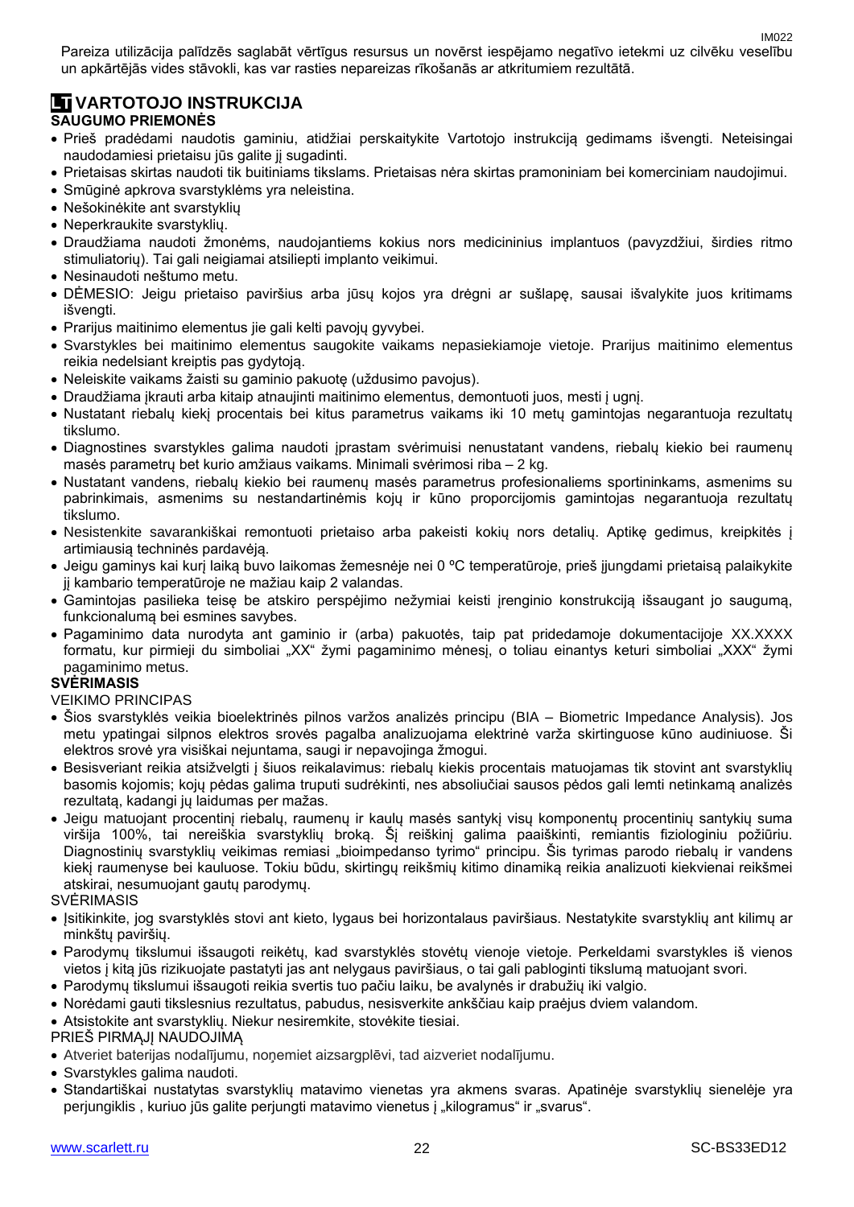Pareiza utilizācija palīdzēs saglabāt vērtīgus resursus un novērst iespējamo negatīvo ietekmi uz cilvēku veselību un apkārtējās vides stāvokli, kas var rasties nepareizas rīkošanās ar atkritumiem rezultātā.

## LT VARTOTOJO INSTRUKCIJA

### SAUGUMO PRIEMONĖS

- Prieš pradėdami naudotis gaminiu, atidžiai perskaitykite Vartotojo instrukciją gedimams išvengti. Neteisingai naudodamiesi prietaisu jūs galite jį sugadinti.
- Prietaisas skirtas naudoti tik buitiniams tikslams. Prietaisas nėra skirtas pramoniniam bei komerciniam naudojimui.
- Smūginė apkrova svarstyklėms yra neleistina.
- Nešokinėkite ant svarstyklių
- Neperkraukite svarstyklių.
- Draudžiama naudoti žmonėms, naudojantiems kokius nors medicininius implantuos (pavyzdžiui, širdies ritmo stimuliatorių). Tai gali neigiamai atsiliepti implanto veikimui.
- Nesinaudoti neštumo metu.
- DĖMESIO: Jeigu prietaiso paviršius arba jūsų kojos yra drėgni ar sušlapę, sausai išvalykite juos kritimams išvengti.
- Prarijus maitinimo elementus jie gali kelti pavojų gyvybei.
- Svarstykles bei maitinimo elementus saugokite vaikams nepasiekiamoje vietoje. Prarijus maitinimo elementus reikia nedelsiant kreiptis pas gydytoją.
- Neleiskite vaikams žaisti su gaminio pakuotę (uždusimo pavojus).
- Draudžiama įkrauti arba kitaip atnaujinti maitinimo elementus, demontuoti juos, mesti į ugnį.
- Nustatant riebalų kiekį procentais bei kitus parametrus vaikams iki 10 metų gamintojas negarantuoja rezultatų tikslumo.
- Diagnostines svarstykles galima naudoti įprastam svėrimuisi nenustatant vandens, riebalų kiekio bei raumenų masės parametrų bet kurio amžiaus vaikams. Minimali svėrimosi riba – 2 kg.
- Nustatant vandens, riebalų kiekio bei raumenų masės parametrus profesionaliems sportininkams, asmenims su pabrinkimais, asmenims su nestandartinėmis kojų ir kūno proporcijomis gamintojas negarantuoja rezultatų tikslumo.
- Nesistenkite savarankiškai remontuoti prietaiso arba pakeisti kokių nors detalių. Aptikę gedimus, kreipkitės į artimiausią techninės pardavėją.
- Jeigu gaminys kai kurį laiką buvo laikomas žemesnėje nei 0 ºC temperatūroje, prieš įjungdami prietaisą palaikykite jį kambario temperatūroje ne mažiau kaip 2 valandas.
- Gamintojas pasilieka teisę be atskiro perspėjimo nežymiai keisti įrenginio konstrukciją išsaugant jo saugumą, funkcionalumą bei esmines savybes.
- Pagaminimo data nurodyta ant gaminio ir (arba) pakuotės, taip pat pridedamoje dokumentacijoje XX.XXXX formatu, kur pirmieji du simboliai „XX" žymi pagaminimo mėnesį, o toliau einantys keturi simboliai „XXX" žymi pagaminimo metus.

### SVĖRIMASIS

VEIKIMO PRINCIPAS

- Šios svarstyklės veikia bioelektrinės pilnos varžos analizės principu (BIA – Biometric Impedance Analysis). Jos metu ypatingai silpnos elektros srovės pagalba analizuojama elektrinė varža skirtinguose kūno audiniuose. Ši elektros srovė yra visiškai nejuntama, saugi ir nepavojinga žmogui.
- Besisveriant reikia atsižvelgti į šiuos reikalavimus: riebalų kiekis procentais matuojamas tik stovint ant svarstyklių basomis kojomis; kojų pėdas galima truputi sudrėkinti, nes absoliučiai sausos pėdos gali lemti netinkamą analizės rezultatą, kadangi jų laidumas per mažas.
- Jeigu matuojant procentinį riebalų, raumenų ir kaulų masės santykį visų komponentų procentinių santykių suma viršija 100%, tai nereiškia svarstyklių broką. Šį reiškinį galima paaiškinti, remiantis fiziologiniu požiūriu. Diagnostinių svarstyklių veikimas remiasi „bioimpedanso tyrimo" principu. Šis tyrimas parodo riebalų ir vandens kiekį raumenyse bei kauluose. Tokiu būdu, skirtingų reikšmių kitimo dinamiką reikia analizuoti kiekvienai reikšmei atskirai, nesumuojant gautų parodymų.

SVĖRIMASIS

- Įsitikinkite, jog svarstyklės stovi ant kieto, lygaus bei horizontalaus paviršiaus. Nestatykite svarstyklių ant kilimų ar minkštų paviršių.
- Parodymų tikslumui išsaugoti reikėtų, kad svarstyklės stovėtų vienoje vietoje. Perkeldami svarstykles iš vienos vietos į kitą jūs rizikuojate pastatyti jas ant nelygaus paviršiaus, o tai gali pabloginti tikslumą matuojant svorį.
- Parodymų tikslumui išsaugoti reikia svertis tuo pačiu laiku, be avalynės ir drabužių iki valgio.
- Norėdami gauti tikslesnius rezultatus, pabudus, nesisverkite ankščiau kaip praėjus dviem valandom.
- Atsistokite ant svarstyklių. Niekur nesiremkite, stovėkite tiesiai.

PRIEŠ PIRMĄJĮ NAUDOJIMĄ

- Atveriet baterijas nodalījumu, noņemiet aizsargplēvi, tad aizveriet nodalījumu.
- Svarstykles galima naudoti.
- Standartiškai nustatytas svarstyklių matavimo vienetas yra akmens svaras. Apatinėje svarstyklių sienelėje yra perjungiklis , kuriuo jūs galite perjungti matavimo vienetus į „kilogramus" ir „svarus".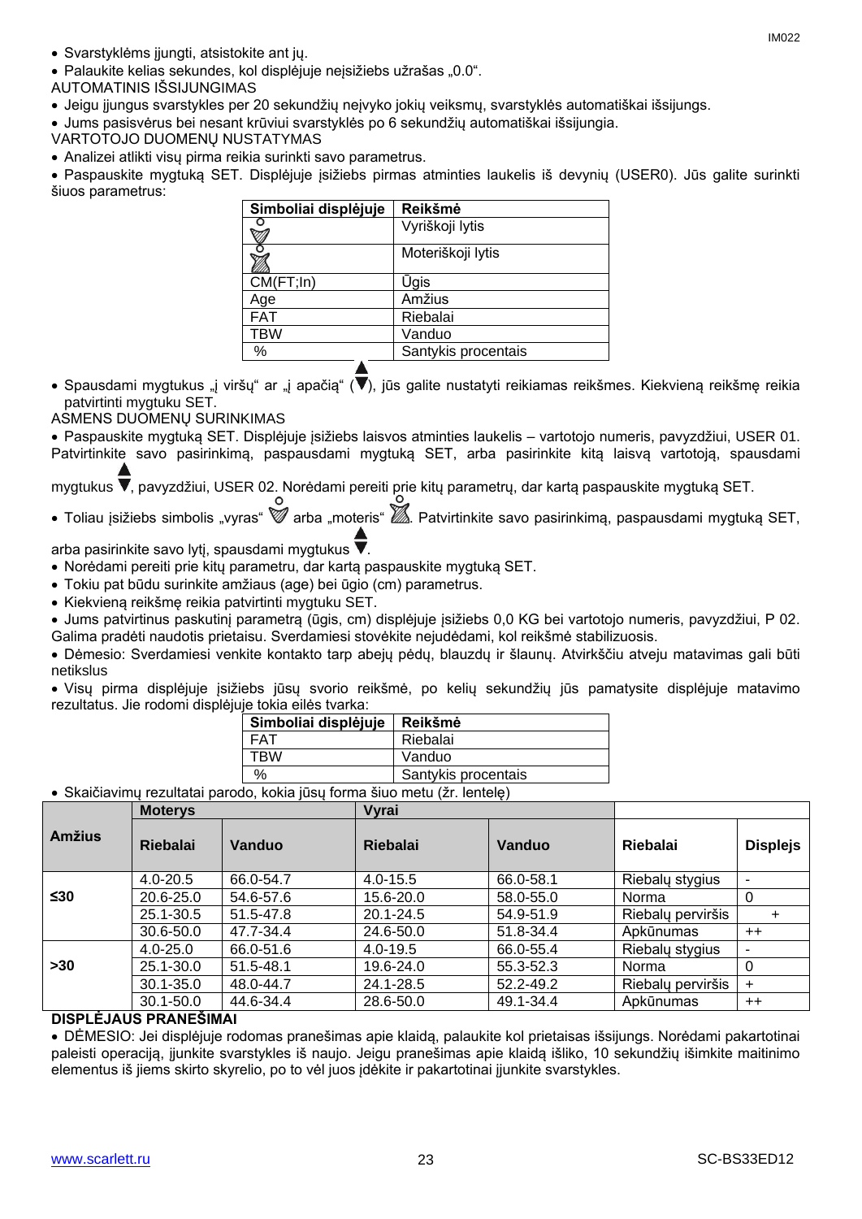- Svarstyklėms įjungti, atsistokite ant jų.
- Palaukite kelias sekundes, kol displėjuje neįsižiebs užrašas „0.0".

AUTOMATINIS IŠSIJUNGIMAS

- Jeigu įjungus svarstykles per 20 sekundžių neįvyko jokių veiksmų, svarstyklės automatiškai išsijungs.
- Jums pasisvėrus bei nesant krūviui svarstyklės po 6 sekundžių automatiškai išsijungia.

VARTOTOJO DUOMENŲ NUSTATYMAS

- Analizei atlikti visų pirma reikia surinkti savo parametrus.
- Paspauskite mygtuką SET. Displėjuje įsižiebs pirmas atminties laukelis iš devynių (USER0). Jūs galite surinkti šiuos parametrus:

| Simboliai displėjuje | Reikšmė |
|---|---|
| ♂ | Vyriškoji lytis |
| ♀ | Moteriškoji lytis |
| CM(FT;In) | Ūgis |
| Age | Amžius |
| FAT | Riebalai |
| TBW | Vanduo |
| % | Santykis procentais |

- Spausdami mygtukus „į viršų" ar „į apačią" (▲▼), jūs galite nustatyti reikiamas reikšmes. Kiekvieną reikšmę reikia patvirtinti mygtuku SET.

ASMENS DUOMENŲ SURINKIMAS

- Paspauskite mygtuką SET. Displėjuje įsižiebs laisvos atminties laukelis – vartotojo numeris, pavyzdžiui, USER 01. Patvirtinkite savo pasirinkimą, paspausdami mygtuką SET, arba pasirinkite kitą laisvą vartotoją, spausdami mygtukus ▲▼, pavyzdžiui, USER 02. Norėdami pereiti prie kitų parametrų, dar kartą paspauskite mygtuką SET.
- Toliau įsižiebs simbolis „vyras" ♂ arba „moteris" ♀. Patvirtinkite savo pasirinkimą, paspausdami mygtuką SET, arba pasirinkite savo lytį, spausdami mygtukus ▲▼.
- Norėdami pereiti prie kitų parametru, dar kartą paspauskite mygtuką SET.
- Tokiu pat būdu surinkite amžiaus (age) bei ūgio (cm) parametrus.
- Kiekvieną reikšmę reikia patvirtinti mygtuku SET.
- Jums patvirtinus paskutinį parametrą (ūgis, cm) displėjuje įsižiebs 0,0 KG bei vartotojo numeris, pavyzdžiui, P 02. Galima pradėti naudotis prietaisu. Sverdamiesi stovėkite nejudėdami, kol reikšmė stabilizuosis.
- Dėmesio: Sverdamiesi venkite kontakto tarp abejų pėdų, blauzdų ir šlaunų. Atvirkščiu atveju matavimas gali būti netikslus
- Visų pirma displėjuje įsižiebs jūsų svorio reikšmė, po kelių sekundžių jūs pamatysite displėjuje matavimo rezultatus. Jie rodomi displėjuje tokia eilės tvarka:

| Simboliai displėjuje | Reikšmė |
|---|---|
| FAT | Riebalai |
| TBW | Vanduo |
| % | Santykis procentais |

- Skaičiavimų rezultatai parodo, kokia jūsų forma šiuo metu (žr. lentelę)

| Amžius | Moterys | | Vyrai | | | |
|---|---|---|---|---|---|---|
| | Riebalai | Vanduo | Riebalai | Vanduo | Riebalai | Displejs |
| ≤30 | 4.0-20.5 | 66.0-54.7 | 4.0-15.5 | 66.0-58.1 | Riebalų stygius | - |
| | 20.6-25.0 | 54.6-57.6 | 15.6-20.0 | 58.0-55.0 | Norma | 0 |
| | 25.1-30.5 | 51.5-47.8 | 20.1-24.5 | 54.9-51.9 | Riebalų perviršis | + |
| | 30.6-50.0 | 47.7-34.4 | 24.6-50.0 | 51.8-34.4 | Apkūnumas | ++ |
| >30 | 4.0-25.0 | 66.0-51.6 | 4.0-19.5 | 66.0-55.4 | Riebalų stygius | - |
| | 25.1-30.0 | 51.5-48.1 | 19.6-24.0 | 55.3-52.3 | Norma | 0 |
| | 30.1-35.0 | 48.0-44.7 | 24.1-28.5 | 52.2-49.2 | Riebalų perviršis | + |
| | 30.1-50.0 | 44.6-34.4 | 28.6-50.0 | 49.1-34.4 | Apkūnumas | ++ |

**DISPLĖJAUS PRANEŠIMAI**

- DĖMESIO: Jei displėjuje rodomas pranešimas apie klaidą, palaukite kol prietaisas išsijungs. Norėdami pakartotinai paleisti operaciją, įjunkite svarstykles iš naujo. Jeigu pranešimas apie klaidą išliko, 10 sekundžių išimkite maitinimo elementus iš jiems skirto skyrelio, po to vėl juos įdėkite ir pakartotinai įjunkite svarstykles.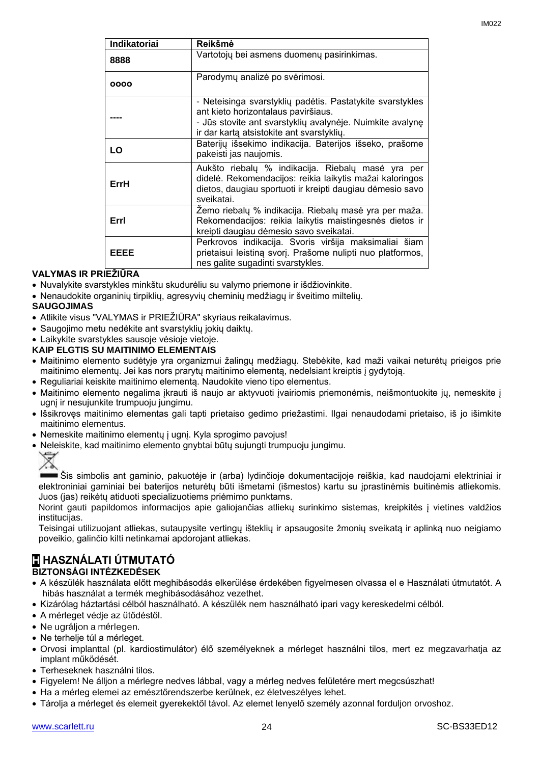| Indikatoriai | Reikšmė |
|---|---|
| 8888 | Vartotojų bei asmens duomenų pasirinkimas. |
| oooo | Parodymų analizė po svėrimosi. |
| ---- | - Neteisinga svarstyklių padėtis. Pastatykite svarstykles ant kieto horizontalaus paviršiaus.<br>- Jūs stovite ant svarstyklių avalynėje. Nuimkite avalynę ir dar kartą atsistokite ant svarstyklių. |
| LO | Baterijų išsekimo indikacija. Baterijos išseko, prašome pakeisti jas naujomis. |
| ErrH | Aukšto riebalų % indikacija. Riebalų masė yra per didelė. Rekomendacijos: reikia laikytis mažai kaloringos dietos, daugiau sportuoti ir kreipti daugiau dėmesio savo sveikatai. |
| Errl | Žemo riebalų % indikacija. Riebalų masė yra per maža. Rekomendacijos: reikia laikytis maistingesnės dietos ir kreipti daugiau dėmesio savo sveikatai. |
| EEEE | Perkrovos indikacija. Svoris viršija maksimaliai šiam prietaisui leistiną svorį. Prašome nulipti nuo platformos, nes galite sugadinti svarstykles. |

**VALYMAS IR PRIEŽIŪRA**

- Nuvalykite svarstykles minkštu skudurėliu su valymo priemone ir išdžiovinkite.
- Nenaudokite organinių tirpiklių, agresyvių cheminių medžiagų ir šveitimo miltelių.

**SAUGOJIMAS**

- Atlikite visus "VALYMAS ir PRIEŽIŪRA" skyriaus reikalavimus.
- Saugojimo metu nedėkite ant svarstyklių jokių daiktų.
- Laikykite svarstykles sausoje vėsioje vietoje.

**KAIP ELGTIS SU MAITINIMO ELEMENTAIS**

- Maitinimo elemento sudėtyje yra organizmui žalingų medžiagų. Stebėkite, kad maži vaikai neturėtų prieigos prie maitinimo elementų. Jei kas nors prarytų maitinimo elementą, nedelsiant kreiptis į gydytoją.
- Reguliariai keiskite maitinimo elementą. Naudokite vieno tipo elementus.
- Maitinimo elemento negalima įkrauti iš naujo ar aktyvuoti įvairiomis priemonėmis, neišmontuokite jų, nemeskite į ugnį ir nesujunkite trumpuoju jungimu.
- Išsikrovęs maitinimo elementas gali tapti prietaiso gedimo priežastimi. Ilgai nenaudodami prietaiso, iš jo išimkite maitinimo elementus.
- Nemeskite maitinimo elementų į ugnį. Kyla sprogimo pavojus!
- Neleiskite, kad maitinimo elemento gnybtai būtų sujungti trumpuoju jungimu.

Šis simbolis ant gaminio, pakuotėje ir (arba) lydinčioje dokumentacijoje reiškia, kad naudojami elektriniai ir elektroniniai gaminiai bei baterijos neturėtų būti išmetami (išmestos) kartu su įprastinėmis buitinėmis atliekomis. Juos (jas) reikėtų atiduoti specializuotiems priėmimo punktams.

Norint gauti papildomos informacijos apie galiojančias atliekų surinkimo sistemas, kreipkitės į vietines valdžios institucijas.

Teisingai utilizuojant atliekas, sutaupysite vertingų išteklių ir apsaugosite žmonių sveikatą ir aplinką nuo neigiamo poveikio, galinčio kilti netinkamai apdorojant atliekas.

## H HASZNÁLATI ÚTMUTATÓ

**BIZTONSÁGI INTÉZKEDÉSEK**

- A készülék használata előtt meghibásodás elkerülése érdekében figyelmesen olvassa el e Használati útmutatót. A hibás használat a termék meghibásodásához vezethet.
- Kizárólag háztartási célból használható. A készülék nem használható ipari vagy kereskedelmi célból.
- A mérleget védje az ütődéstől.
- Ne ugráljon a mérlegen.
- Ne terhelje túl a mérleget.
- Orvosi implanttal (pl. kardiostimulátor) élő személyeknek a mérleget használni tilos, mert ez megzavarhatja az implant működését.
- Terheseknek használni tilos.
- Figyelem! Ne álljon a mérlegre nedves lábbal, vagy a mérleg nedves felületére mert megcsúszhat!
- Ha a mérleg elemei az emésztőrendszerbe kerülnek, ez életveszélyes lehet.
- Tárolja a mérleget és elemeit gyerekektől távol. Az elemet lenyelő személy azonnal forduljon orvoshoz.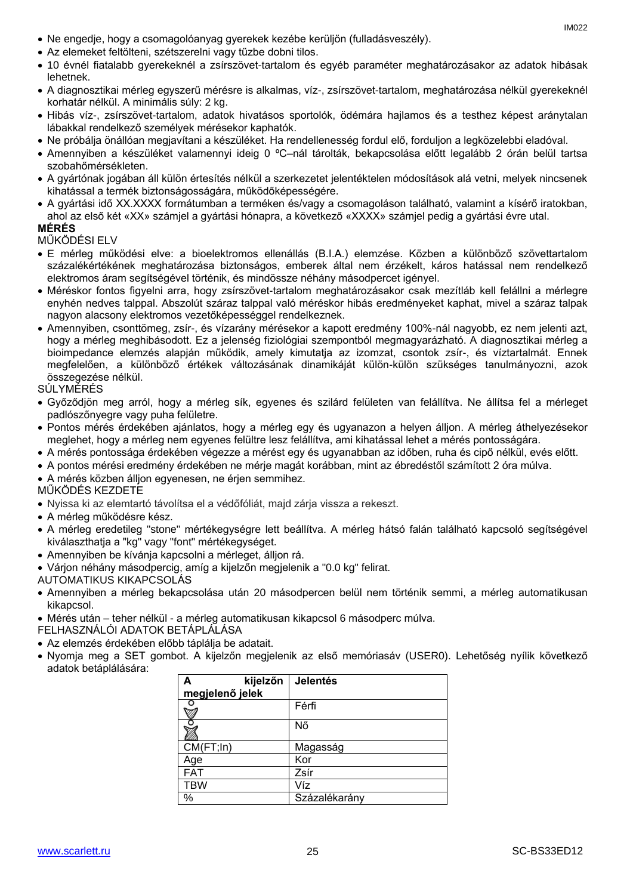- Ne engedje, hogy a csomagolóanyag gyerekek kezébe kerüljön (fulladásveszély).
- Az elemeket feltölteni, szétszerelni vagy tűzbe dobni tilos.
- 10 évnél fiatalabb gyerekeknél a zsírszövet-tartalom és egyéb paraméter meghatározásakor az adatok hibásak lehetnek.
- A diagnosztikai mérleg egyszerű mérésre is alkalmas, víz-, zsírszövet-tartalom, meghatározása nélkül gyerekeknél korhatár nélkül. A minimális súly: 2 kg.
- Hibás víz-, zsírszövet-tartalom, adatok hivatásos sportolók, ödémára hajlamos és a testhez képest aránytalan lábakkal rendelkező személyek mérésekor kaphatók.
- Ne próbálja önállóan megjavítani a készüléket. Ha rendellenesség fordul elő, forduljon a legközelebbi eladóval.
- Amennyiben a készüléket valamennyi ideig 0 ºC–nál tárolták, bekapcsolása előtt legalább 2 órán belül tartsa szobahőmérsékleten.
- A gyártónak jogában áll külön értesítés nélkül a szerkezetet jelentéktelen módosítások alá vetni, melyek nincsenek kihatással a termék biztonságosságára, működőképességére.
- A gyártási idő XX.XXXX formátumban a terméken és/vagy a csomagoláson található, valamint a kísérő iratokban, ahol az első két «XX» számjel a gyártási hónapra, a következő «XXXX» számjel pedig a gyártási évre utal.

**MÉRÉS**

MŰKÖDÉSI ELV

- E mérleg működési elve: a bioelektromos ellenállás (B.I.A.) elemzése. Közben a különböző szövettartalom százalékértékének meghatározása biztonságos, emberek által nem érzékelt, káros hatással nem rendelkező elektromos áram segítségével történik, és mindössze néhány másodpercet igényel.
- Méréskor fontos figyelni arra, hogy zsírszövet-tartalom meghatározásakor csak mezítláb kell felállni a mérlegre enyhén nedves talppal. Abszolút száraz talppal való méréskor hibás eredményeket kaphat, mivel a száraz talpak nagyon alacsony elektromos vezetőképességgel rendelkeznek.
- Amennyiben, csonttömeg, zsír-, és vízarány mérésekor a kapott eredmény 100%-nál nagyobb, ez nem jelenti azt, hogy a mérleg meghibásodott. Ez a jelenség fiziológiai szempontból megmagyarázható. A diagnosztikai mérleg a bioimpedance elemzés alapján működik, amely kimutatja az izomzat, csontok zsír-, és víztartalmát. Ennek megfelelően, a különböző értékek változásának dinamikáját külön-külön szükséges tanulmányozni, azok összegezése nélkül.

SÚLYMÉRÉS

- Győződjön meg arról, hogy a mérleg sík, egyenes és szilárd felületen van felállítva. Ne állítsa fel a mérleget padlószőnyegre vagy puha felületre.
- Pontos mérés érdekében ajánlatos, hogy a mérleg egy és ugyanazon a helyen álljon. A mérleg áthelyezésekor meglehet, hogy a mérleg nem egyenes felültre lesz felállítva, ami kihatással lehet a mérés pontosságára.
- A mérés pontossága érdekében végezze a mérést egy és ugyanabban az időben, ruha és cipő nélkül, evés előtt.
- A pontos mérési eredmény érdekében ne mérje magát korábban, mint az ébredéstől számított 2 óra múlva.
- A mérés közben álljon egyenesen, ne érjen semmihez.

MŰKÖDÉS KEZDETE

- Nyissa ki az elemtartó távolítsa el a védőfóliát, majd zárja vissza a rekeszt.
- A mérleg működésre kész.
- A mérleg eredetileg "stone" mértékegységre lett beállítva. A mérleg hátsó falán található kapcsoló segítségével kiválaszthatja a "kg" vagy "font" mértékegységet.
- Amennyiben be kívánja kapcsolni a mérleget, álljon rá.
- Várjon néhány másodpercig, amíg a kijelzőn megjelenik a "0.0 kg" felirat.

AUTOMATIKUS KIKAPCSOLÁS

- Amennyiben a mérleg bekapcsolása után 20 másodpercen belül nem történik semmi, a mérleg automatikusan kikapcsol.
- Mérés után – teher nélkül - a mérleg automatikusan kikapcsol 6 másodperc múlva.

FELHASZNÁLÓI ADATOK BETÁPLÁLÁSA

- Az elemzés érdekében előbb táplálja be adatait.
- Nyomja meg a SET gombot. A kijelzőn megjelenik az első memóriasáv (USER0). Lehetőség nyílik következő adatok betáplálására:

| A kijelzőn megjelenő jelek | Jelentés |
|---|---|
| ♂ | Férfi |
| ♀ | Nő |
| CM(FT;In) | Magasság |
| Age | Kor |
| FAT | Zsír |
| TBW | Víz |
| % | Százalékarány |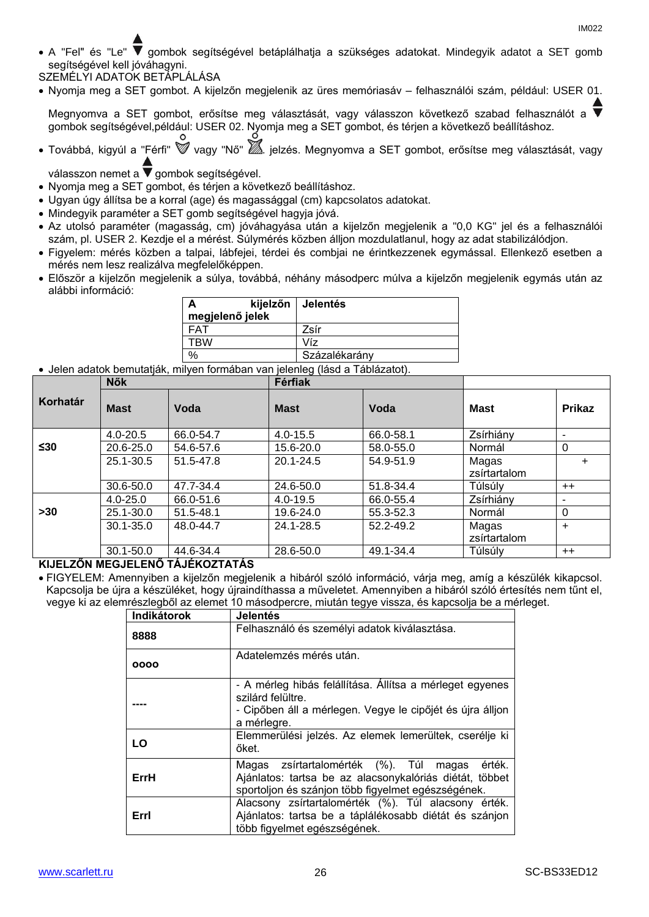- A "Fel" és "Le" ▲▼ gombok segítségével betáplálhatja a szükséges adatokat. Mindegyik adatot a SET gomb segítségével kell jóváhagyni.

SZEMÉLYI ADATOK BETÁPLÁLÁSA

- Nyomja meg a SET gombot. A kijelzőn megjelenik az üres memóriasáv – felhasználói szám, például: USER 01. Megnyomva a SET gombot, erősítse meg választását, vagy válasszon következő szabad felhasználót a ▲▼ gombok segítségével,például: USER 02. Nyomja meg a SET gombot, és térjen a következő beállításhoz.
- Továbbá, kigyúl a "Férfi" vagy "Nő" jelzés. Megnyomva a SET gombot, erősítse meg választását, vagy válasszon nemet a ▲▼ gombok segítségével.
- Nyomja meg a SET gombot, és térjen a következő beállításhoz.
- Ugyan úgy állítsa be a korral (age) és magassággal (cm) kapcsolatos adatokat.
- Mindegyik paraméter a SET gomb segítségével hagyja jóvá.
- Az utolsó paraméter (magasság, cm) jóváhagyása után a kijelzőn megjelenik a "0,0 KG" jel és a felhasználói szám, pl. USER 2. Kezdje el a mérést. Súlymérés közben álljon mozdulatlanul, hogy az adat stabilizálódjon.
- Figyelem: mérés közben a talpai, lábfejei, térdei és combjai ne érintkezzenek egymással. Ellenkező esetben a mérés nem lesz realizálva megfelelőképpen.
- Először a kijelzőn megjelenik a súlya, továbbá, néhány másodperc múlva a kijelzőn megjelenik egymás után az alábbi információ:

| A kijelzőn megjelenő jelek | Jelentés |
|---|---|
| FAT | Zsír |
| TBW | Víz |
| % | Százalékarány |

- Jelen adatok bemutatják, milyen formában van jelenleg (lásd a Táblázatot).

| Korhatár | Nők | | Férfiak | | | |
|---|---|---|---|---|---|---|
| | Mast | Voda | Mast | Voda | Mast | Prikaz |
| ≤30 | 4.0-20.5 | 66.0-54.7 | 4.0-15.5 | 66.0-58.1 | Zsírhiány | - |
| | 20.6-25.0 | 54.6-57.6 | 15.6-20.0 | 58.0-55.0 | Normál | 0 |
| | 25.1-30.5 | 51.5-47.8 | 20.1-24.5 | 54.9-51.9 | Magas zsírtartalom | + |
| | 30.6-50.0 | 47.7-34.4 | 24.6-50.0 | 51.8-34.4 | Túlsúly | ++ |
| >30 | 4.0-25.0 | 66.0-51.6 | 4.0-19.5 | 66.0-55.4 | Zsírhiány | - |
| | 25.1-30.0 | 51.5-48.1 | 19.6-24.0 | 55.3-52.3 | Normál | 0 |
| | 30.1-35.0 | 48.0-44.7 | 24.1-28.5 | 52.2-49.2 | Magas zsírtartalom | + |
| | 30.1-50.0 | 44.6-34.4 | 28.6-50.0 | 49.1-34.4 | Túlsúly | ++ |

**KIJELZŐN MEGJELENŐ TÁJÉKOZTATÁS**

- FIGYELEM: Amennyiben a kijelzőn megjelenik a hibáról szóló információ, várja meg, amíg a készülék kikapcsol. Kapcsolja be újra a készüléket, hogy újraindíthassa a műveletet. Amennyiben a hibáról szóló értesítés nem tűnt el, vegye ki az elemrészlegből az elemet 10 másodpercre, miután tegye vissza, és kapcsolja be a mérleget.

| Indikátorok | Jelentés |
|---|---|
| **8888** | Felhasználó és személyi adatok kiválasztása. |
| **oooo** | Adatelemzés mérés után. |
| **----** | - A mérleg hibás felállítása. Állítsa a mérleget egyenes szilárd felültre.<br>- Cipőben áll a mérlegen. Vegye le cipőjét és újra álljon a mérlegre. |
| **LO** | Elemmerülési jelzés. Az elemek lemerültek, cserélje ki őket. |
| **ErrH** | Magas zsírtartalomérték (%). Túl magas érték. Ajánlatos: tartsa be az alacsonykalóriás diétát, többet sportoljon és szánjon több figyelmet egészségének. |
| **Errl** | Alacsony zsírtartalomérték (%). Túl alacsony érték. Ajánlatos: tartsa be a táplálékosabb diétát és szánjon több figyelmet egészségének. |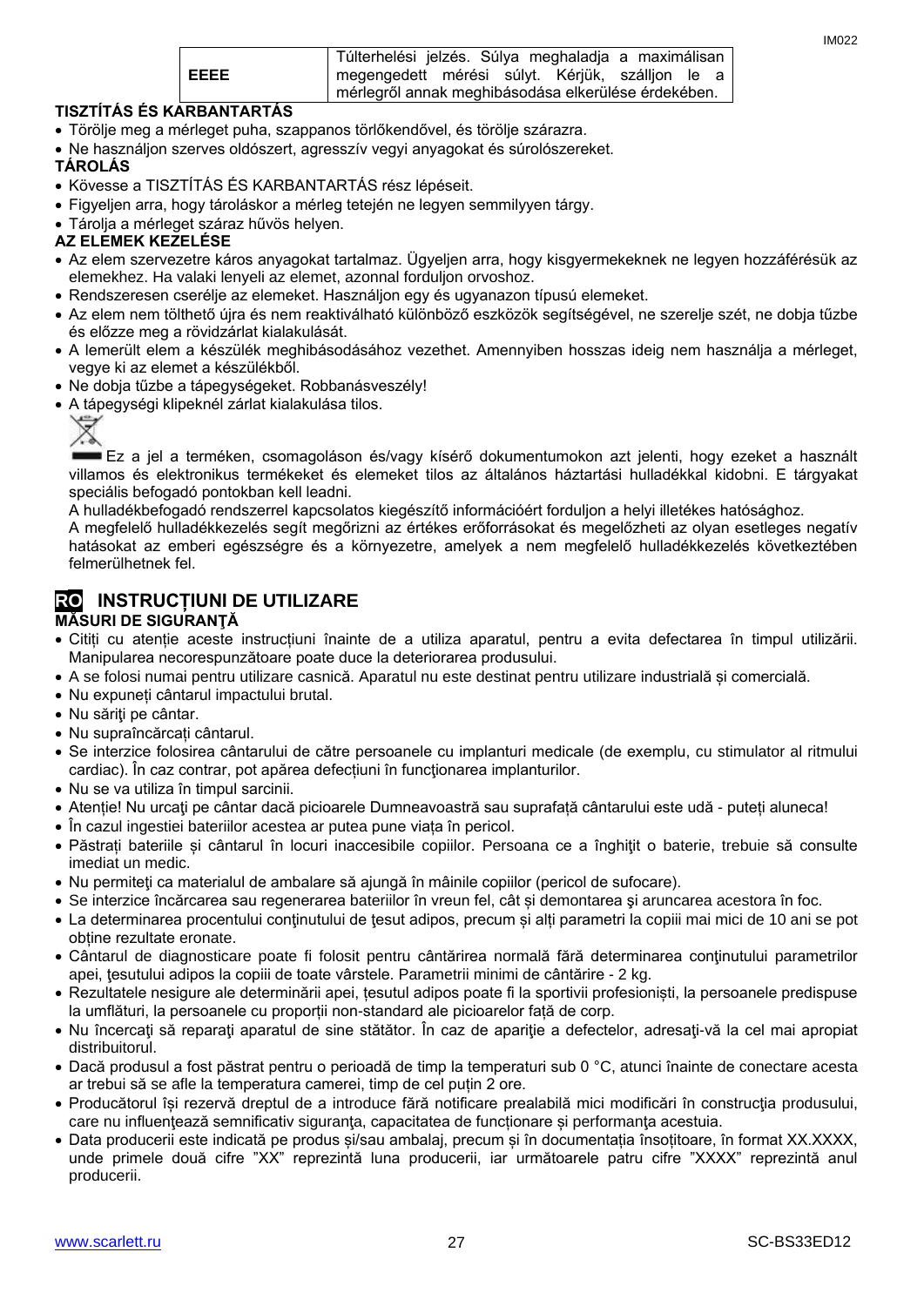| EEEE | Túlterhelési jelzés. Súlya meghaladja a maximálisan megengedett mérési súlyt. Kérjük, szálljon le a mérlegről annak meghibásodása elkerülése érdekében. |
|---|---|

**TISZTÍTÁS ÉS KARBANTARTÁS**

- Törölje meg a mérleget puha, szappanos törlőkendővel, és törölje szárazra.
- Ne használjon szerves oldószert, agresszív vegyi anyagokat és súrolószereket.

**TÁROLÁS**

- Kövesse a TISZTÍTÁS ÉS KARBANTARTÁS rész lépéseit.
- Figyeljen arra, hogy tároláskor a mérleg tetején ne legyen semmilyen tárgy.
- Tárolja a mérleget száraz hűvös helyen.

**AZ ELEMEK KEZELÉSE**

- Az elem szervezetre káros anyagokat tartalmaz. Ügyeljen arra, hogy kisgyermekeknek ne legyen hozzáférésük az elemekhez. Ha valaki lenyeli az elemet, azonnal forduljon orvoshoz.
- Rendszeresen cserélje az elemeket. Használjon egy és ugyanazon típusú elemeket.
- Az elem nem tölthető újra és nem reaktiválható különböző eszközök segítségével, ne szerelje szét, ne dobja tűzbe és előzze meg a rövidzárlat kialakulását.
- A lemerült elem a készülék meghibásodásához vezethet. Amennyiben hosszas ideig nem használja a mérleget, vegye ki az elemet a készülékből.
- Ne dobja tűzbe a tápegységeket. Robbanásveszély!
- A tápegységi klipeknél zárlat kialakulása tilos.

Ez a jel a terméken, csomagoláson és/vagy kísérő dokumentumokon azt jelenti, hogy ezeket a használt villamos és elektronikus termékeket és elemeket tilos az általános háztartási hulladékkal kidobni. E tárgyakat speciális befogadó pontokban kell leadni.

A hulladékbefogadó rendszerrel kapcsolatos kiegészítő információért forduljon a helyi illetékes hatósághoz.

A megfelelő hulladékkezelés segít megőrizni az értékes erőforrásokat és megelőzheti az olyan esetleges negatív hatásokat az emberi egészségre és a környezetre, amelyek a nem megfelelő hulladékkezelés következtében felmerülhetnek fel.

## RO INSTRUCȚIUNI DE UTILIZARE

**MĂSURI DE SIGURANŢĂ**

- Citiți cu atenție aceste instrucțiuni înainte de a utiliza aparatul, pentru a evita defectarea în timpul utilizării. Manipularea necorespunzătoare poate duce la deteriorarea produsului.
- A se folosi numai pentru utilizare casnică. Aparatul nu este destinat pentru utilizare industrială și comercială.
- Nu expuneți cântarul impactului brutal.
- Nu săriţi pe cântar.
- Nu supraîncărcați cântarul.
- Se interzice folosirea cântarului de către persoanele cu implanturi medicale (de exemplu, cu stimulator al ritmului cardiac). În caz contrar, pot apărea defecțiuni în funcţionarea implanturilor.
- Nu se va utiliza în timpul sarcinii.
- Atenție! Nu urcați pe cântar dacă picioarele Dumneavoastră sau suprafață cântarului este udă - puteți aluneca!
- În cazul ingestiei bateriilor acestea ar putea pune viața în pericol.
- Păstrați bateriile și cântarul în locuri inaccesibile copiilor. Persoana ce a înghiţit o baterie, trebuie să consulte imediat un medic.
- Nu permiteţi ca materialul de ambalare să ajungă în mâinile copiilor (pericol de sufocare).
- Se interzice încărcarea sau regenerarea bateriilor în vreun fel, cât și demontarea şi aruncarea acestora în foc.
- La determinarea procentului conţinutului de ţesut adipos, precum și alți parametri la copiii mai mici de 10 ani se pot obține rezultate eronate.
- Cântarul de diagnosticare poate fi folosit pentru cântărirea normală fără determinarea conţinutului parametrilor apei, ţesutului adipos la copiii de toate vârstele. Parametrii minimi de cântărire - 2 kg.
- Rezultatele nesigure ale determinării apei, țesutul adipos poate fi la sportivii profesioniști, la persoanele predispuse la umflături, la persoanele cu proporții non-standard ale picioarelor față de corp.
- Nu încercaţi să reparaţi aparatul de sine stătător. În caz de apariţie a defectelor, adresaţi-vă la cel mai apropiat distribuitorul.
- Dacă produsul a fost păstrat pentru o perioadă de timp la temperaturi sub 0 °C, atunci înainte de conectare acesta ar trebui să se afle la temperatura camerei, timp de cel puțin 2 ore.
- Producătorul își rezervă dreptul de a introduce fără notificare prealabilă mici modificări în construcţia produsului, care nu influenţează semnificativ siguranţa, capacitatea de funcționare și performanţa acestuia.
- Data producerii este indicată pe produs și/sau ambalaj, precum și în documentația însoțitoare, în format XX.XXXX, unde primele două cifre "XX" reprezintă luna producerii, iar următoarele patru cifre "XXXX" reprezintă anul producerii.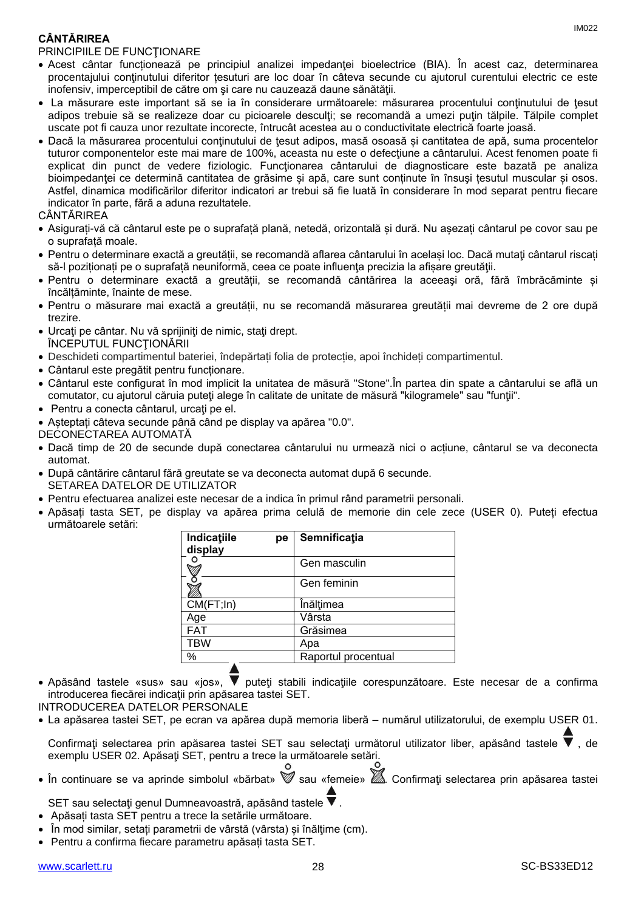**CÂNTĂRIREA**

PRINCIPIILE DE FUNCŢIONARE

- Acest cântar funcționează pe principiul analizei impedanţei bioelectrice (BIA). În acest caz, determinarea procentajului conţinutului diferitor țesuturi are loc doar în câteva secunde cu ajutorul curentului electric ce este inofensiv, imperceptibil de către om şi care nu cauzează daune sănătăţii.
- La măsurare este important să se ia în considerare următoarele: măsurarea procentului conţinutului de ţesut adipos trebuie să se realizeze doar cu picioarele desculţi; se recomandă a umezi puţin tălpile. Tălpile complet uscate pot fi cauza unor rezultate incorecte, întrucât acestea au o conductivitate electrică foarte joasă.
- Dacă la măsurarea procentului conţinutului de ţesut adipos, masă osoasă și cantitatea de apă, suma procentelor tuturor componentelor este mai mare de 100%, aceasta nu este o defecţiune a cântarului. Acest fenomen poate fi explicat din punct de vedere fiziologic. Funcţionarea cântarului de diagnosticare este bazată pe analiza bioimpedanţei ce determină cantitatea de grăsime și apă, care sunt conținute în însuşi țesutul muscular și osos. Astfel, dinamica modificărilor diferitor indicatori ar trebui să fie luată în considerare în mod separat pentru fiecare indicator în parte, fără a aduna rezultatele.

CÂNTĂRIREA

- Asigurați-vă că cântarul este pe o suprafață plană, netedă, orizontală și dură. Nu așezați cântarul pe covor sau pe o suprafață moale.
- Pentru o determinare exactă a greutății, se recomandă aflarea cântarului în același loc. Dacă mutaţi cântarul riscaţi să-l poziționați pe o suprafață neuniformă, ceea ce poate influenţa precizia la afișare greutăţii.
- Pentru o determinare exactă a greutăţii, se recomandă cântărirea la aceeaşi oră, fără îmbrăcăminte și încălțăminte, înainte de mese.
- Pentru o măsurare mai exactă a greutății, nu se recomandă măsurarea greutăţii mai devreme de 2 ore după trezire.
- Urcaţi pe cântar. Nu vă sprijiniţi de nimic, staţi drept.

ÎNCEPUTUL FUNCŢIONĂRII

- Deschideti compartimentul bateriei, îndepărtați folia de protecție, apoi închideți compartimentul.
- Cântarul este pregătit pentru funcționare.
- Cântarul este configurat în mod implicit la unitatea de măsură "Stone".În partea din spate a cântarului se află un comutator, cu ajutorul căruia puteţi alege în calitate de unitate de măsură "kilogramele" sau "funţii".
- Pentru a conecta cântarul, urcaţi pe el.
- Aşteptaţi câteva secunde până când pe display va apărea "0.0".

DECONECTAREA AUTOMATĂ

- Dacă timp de 20 de secunde după conectarea cântarului nu urmează nici o acțiune, cântarul se va deconecta automat.
- După cântărire cântarul fără greutate se va deconecta automat după 6 secunde.

SETAREA DATELOR DE UTILIZATOR

- Pentru efectuarea analizei este necesar de a indica în primul rând parametrii personali.
- Apăsați tasta SET, pe display va apărea prima celulă de memorie din cele zece (USER 0). Puteți efectua următoarele setări:

| Indicaţiile pe display | Semnificaţia |
|---|---|
| ♂ (simbol bărbat) | Gen masculin |
| ♀ (simbol femeie) | Gen feminin |
| CM(FT;In) | Înălţimea |
| Age | Vârsta |
| FAT | Grăsimea |
| TBW | Apa |
| % | Raportul procentual |

- Apăsând tastele «sus» sau «jos», ▲▼ puteţi stabili indicaţiile corespunzătoare. Este necesar de a confirma introducerea fiecărei indicaţii prin apăsarea tastei SET.

INTRODUCEREA DATELOR PERSONALE

- La apăsarea tastei SET, pe ecran va apărea după memoria liberă – numărul utilizatorului, de exemplu USER 01.

  Confirmaţi selectarea prin apăsarea tastei SET sau selectaţi următorul utilizator liber, apăsând tastele ▲▼, de exemplu USER 02. Apăsaţi SET, pentru a trece la următoarele setări.
- În continuare se va aprinde simbolul «bărbat» ♂ sau «femeie» ♀. Confirmaţi selectarea prin apăsarea tastei SET sau selectaţi genul Dumneavoastră, apăsând tastele ▲▼.
- Apăsați tasta SET pentru a trece la setările următoare.
- În mod similar, setați parametrii de vârstă (vârsta) și înălțime (cm).
- Pentru a confirma fiecare parametru apăsați tasta SET.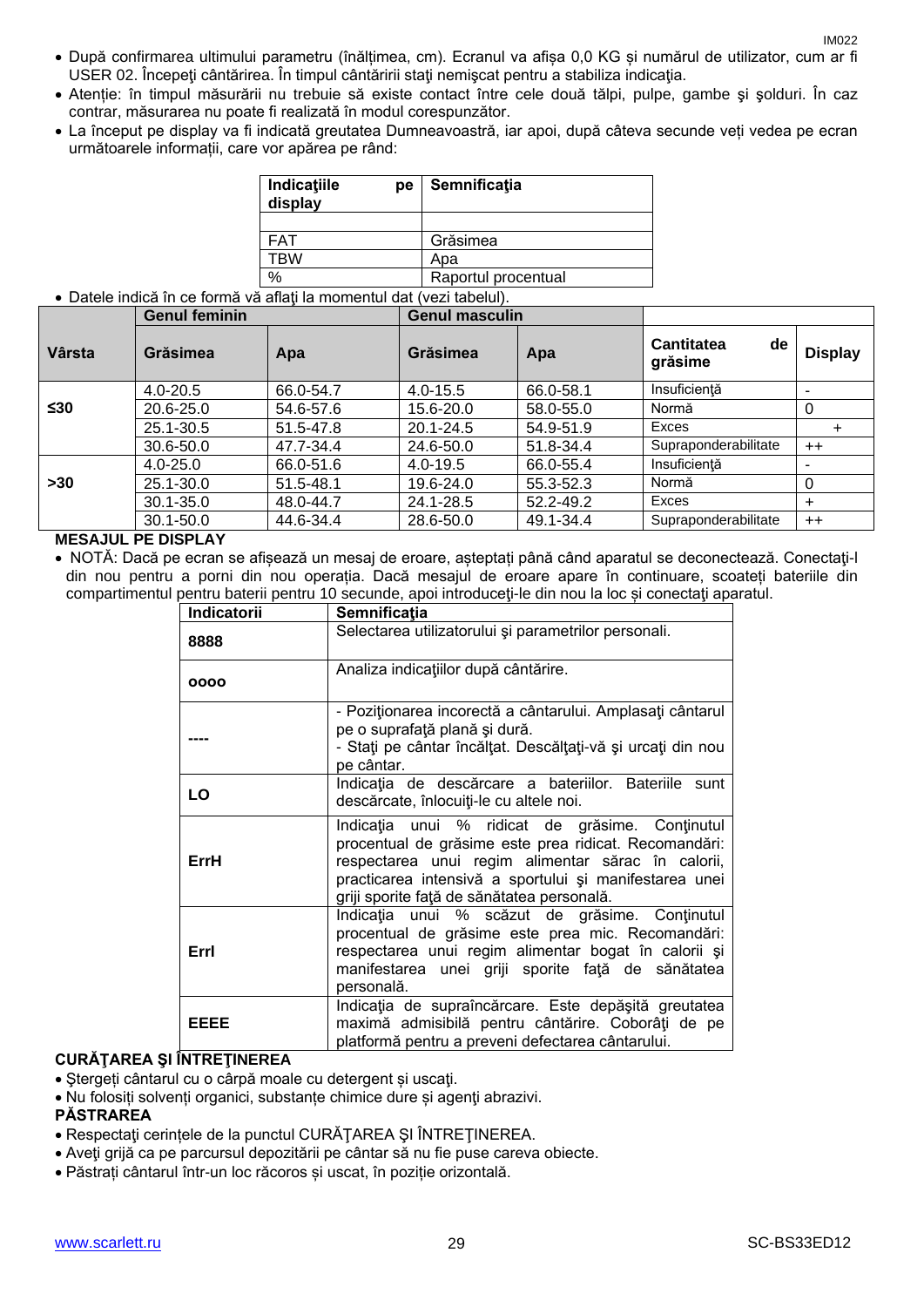- După confirmarea ultimului parametru (înălțimea, cm). Ecranul va afișa 0,0 KG și numărul de utilizator, cum ar fi USER 02. Începeţi cântărirea. În timpul cântăririi stați nemişcat pentru a stabiliza indicaţia.
- Atenție: în timpul măsurării nu trebuie să existe contact între cele două tălpi, pulpe, gambe şi şolduri. În caz contrar, măsurarea nu poate fi realizată în modul corespunzător.
- La început pe display va fi indicată greutatea Dumneavoastră, iar apoi, după câteva secunde veți vedea pe ecran următoarele informații, care vor apărea pe rând:

| Indicaţiile pe display | Semnificaţia |
|---|---|
| | |
| FAT | Grăsimea |
| TBW | Apa |
| % | Raportul procentual |

- Datele indică în ce formă vă aflaţi la momentul dat (vezi tabelul).

| Vârsta | Genul feminin | | Genul masculin | | | |
|---|---|---|---|---|---|---|
| | Grăsimea | Apa | Grăsimea | Apa | Cantitatea de grăsime | Display |
| ≤30 | 4.0-20.5 | 66.0-54.7 | 4.0-15.5 | 66.0-58.1 | Insuficienţă | - |
| | 20.6-25.0 | 54.6-57.6 | 15.6-20.0 | 58.0-55.0 | Normă | 0 |
| | 25.1-30.5 | 51.5-47.8 | 20.1-24.5 | 54.9-51.9 | Exces | + |
| | 30.6-50.0 | 47.7-34.4 | 24.6-50.0 | 51.8-34.4 | Supraponderabilitate | ++ |
| >30 | 4.0-25.0 | 66.0-51.6 | 4.0-19.5 | 66.0-55.4 | Insuficienţă | - |
| | 25.1-30.0 | 51.5-48.1 | 19.6-24.0 | 55.3-52.3 | Normă | 0 |
| | 30.1-35.0 | 48.0-44.7 | 24.1-28.5 | 52.2-49.2 | Exces | + |
| | 30.1-50.0 | 44.6-34.4 | 28.6-50.0 | 49.1-34.4 | Supraponderabilitate | ++ |

**MESAJUL PE DISPLAY**

- NOTĂ: Dacă pe ecran se afișează un mesaj de eroare, așteptați până când aparatul se deconectează. Conectaţi-l din nou pentru a porni din nou operația. Dacă mesajul de eroare apare în continuare, scoateți bateriile din compartimentul pentru baterii pentru 10 secunde, apoi introduceţi-le din nou la loc și conectaţi aparatul.

| Indicatorii | Semnificaţia |
|---|---|
| **8888** | Selectarea utilizatorului şi parametrilor personali. |
| **oooo** | Analiza indicaţiilor după cântărire. |
| **----** | - Poziţionarea incorectă a cântarului. Amplasaţi cântarul pe o suprafaţă plană şi dură.<br>- Staţi pe cântar încălţat. Descălţaţi-vă şi urcaţi din nou pe cântar. |
| **LO** | Indicaţia de descărcare a bateriilor. Bateriile sunt descărcate, înlocuiţi-le cu altele noi. |
| **ErrH** | Indicaţia unui % ridicat de grăsime. Conţinutul procentual de grăsime este prea ridicat. Recomandări: respectarea unui regim alimentar sărac în calorii, practicarea intensivă a sportului şi manifestarea unei griji sporite faţă de sănătatea personală. |
| **Errl** | Indicaţia unui % scăzut de grăsime. Conţinutul procentual de grăsime este prea mic. Recomandări: respectarea unui regim alimentar bogat în calorii şi manifestarea unei griji sporite faţă de sănătatea personală. |
| **EEEE** | Indicaţia de supraîncărcare. Este depăşită greutatea maximă admisibilă pentru cântărire. Coborâţi de pe platformă pentru a preveni defectarea cântarului. |

**CURĂŢAREA ŞI ÎNTREŢINEREA**

- Ştergeţi cântarul cu o cârpă moale cu detergent și uscaţi.
- Nu folosiți solvenți organici, substanțe chimice dure și agenţi abrazivi.

**PĂSTRAREA**

- Respectați cerințele de la punctul CURĂŢAREA ŞI ÎNTREŢINEREA.
- Aveţi grijă ca pe parcursul depozitării pe cântar să nu fie puse careva obiecte.
- Păstrați cântarul într-un loc răcoros și uscat, în poziție orizontală.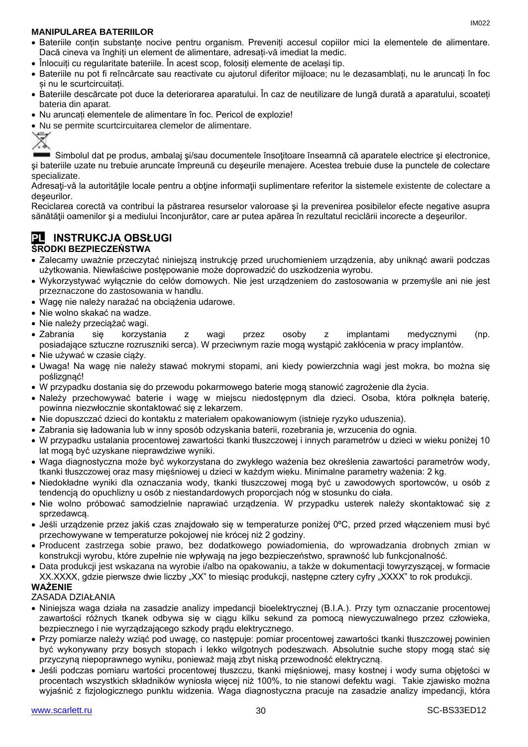**MANIPULAREA BATERIILOR**

- Bateriile conțin substanțe nocive pentru organism. Preveniți accesul copiilor mici la elementele de alimentare. Dacă cineva va înghiți un element de alimentare, adresați-vă imediat la medic.
- Înlocuiți cu regularitate bateriile. În acest scop, folosiți elemente de același tip.
- Bateriile nu pot fi reîncărcate sau reactivate cu ajutorul diferitor mijloace; nu le dezasamblați, nu le aruncați în foc și nu le scurtcircuitați.
- Bateriile descărcate pot duce la deteriorarea aparatului. În caz de neutilizare de lungă durată a aparatului, scoateți bateria din aparat.
- Nu aruncați elementele de alimentare în foc. Pericol de explozie!
- Nu se permite scurtcircuitarea clemelor de alimentare.

Simbolul dat pe produs, ambalaj şi/sau documentele însoţitoare înseamnă că aparatele electrice şi electronice, şi bateriile uzate nu trebuie aruncate împreună cu deşeurile menajere. Acestea trebuie duse la punctele de colectare specializate.

Adresaţi-vă la autorităţile locale pentru a obţine informaţii suplimentare referitor la sistemele existente de colectare a deşeurilor.

Reciclarea corectă va contribui la păstrarea resurselor valoroase şi la prevenirea posibilelor efecte negative asupra sănătăţii oamenilor şi a mediului înconjurător, care ar putea apărea în rezultatul reciclării incorecte a deşeurilor.

# PL INSTRUKCJA OBSŁUGI

**ŚRODKI BEZPIECZEŃSTWA**

- Zalecamy uważnie przeczytać niniejszą instrukcję przed uruchomieniem urządzenia, aby uniknąć awarii podczas użytkowania. Niewłaściwe postępowanie może doprowadzić do uszkodzenia wyrobu.
- Wykorzystywać wyłącznie do celów domowych. Nie jest urządzeniem do zastosowania w przemyśle ani nie jest przeznaczone do zastosowania w handlu.
- Wagę nie należy narażać na obciążenia udarowe.
- Nie wolno skakać na wadze.
- Nie należy przeciążać wagi.
- Zabrania się korzystania z wagi przez osoby z implantami medycznymi (np. posiadające sztuczne rozruszniki serca). W przeciwnym razie mogą wystąpić zakłócenia w pracy implantów.
- Nie używać w czasie ciąży.
- Uwaga! Na wagę nie należy stawać mokrymi stopami, ani kiedy powierzchnia wagi jest mokra, bo można się poślizgnąć!
- W przypadku dostania się do przewodu pokarmowego baterie mogą stanowić zagrożenie dla życia.
- Należy przechowywać baterie i wagę w miejscu niedostępnym dla dzieci. Osoba, która połknęła baterię, powinna niezwłocznie skontaktować się z lekarzem.
- Nie dopuszczać dzieci do kontaktu z materiałem opakowaniowym (istnieje ryzyko uduszenia).
- Zabrania się ładowania lub w inny sposób odzyskania baterii, rozebrania je, wrzucenia do ognia.
- W przypadku ustalania procentowej zawartości tkanki tłuszczowej i innych parametrów u dzieci w wieku poniżej 10 lat mogą być uzyskane nieprawdziwe wyniki.
- Waga diagnostyczna może być wykorzystana do zwykłego ważenia bez określenia zawartości parametrów wody, tkanki tłuszczowej oraz masy mięśniowej u dzieci w każdym wieku. Minimalne parametry ważenia: 2 kg.
- Niedokładne wyniki dla oznaczania wody, tkanki tłuszczowej mogą być u zawodowych sportowców, u osób z tendencją do opuchlizny u osób z niestandardowych proporcjach nóg w stosunku do ciała.
- Nie wolno próbować samodzielnie naprawiać urządzenia. W przypadku usterek należy skontaktować się z sprzedawcą.
- Jeśli urządzenie przez jakiś czas znajdowało się w temperaturze poniżej 0ºC, przed przed włączeniem musi być przechowywane w temperaturze pokojowej nie krócej niż 2 godziny.
- Producent zastrzega sobie prawo, bez dodatkowego powiadomienia, do wprowadzania drobnych zmian w konstrukcji wyrobu, które zupełnie nie wpływają na jego bezpieczeństwo, sprawność lub funkcjonalność.
- Data produkcji jest wskazana na wyrobie i/albo na opakowaniu, a także w dokumentacji towyrzyszącej, w formacie XX.XXXX, gdzie pierwsze dwie liczby „XX” to miesiąc produkcji, następne cztery cyfry „XXXX” to rok produkcji.

**WAŻENIE**

ZASADA DZIAŁANIA

- Niniejsza waga działa na zasadzie analizy impedancji bioelektrycznej (B.I.A.). Przy tym oznaczanie procentowej zawartości różnych tkanek odbywa się w ciągu kilku sekund za pomocą niewyczuwalnego przez człowieka, bezpiecznego i nie wyrządzającego szkody prądu elektrycznego.
- Przy pomiarze należy wziąć pod uwagę, co następuje: pomiar procentowej zawartości tkanki tłuszczowej powinien być wykonywany przy bosych stopach i lekko wilgotnych podeszwach. Absolutnie suche stopy mogą stać się przyczyną niepoprawnego wyniku, ponieważ mają zbyt niską przewodność elektryczną.
- Jeśli podczas pomiaru wartości procentowej tłuszczu, tkanki mięśniowej, masy kostnej i wody suma objętości w procentach wszystkich składników wyniosła więcej niż 100%, to nie stanowi defektu wagi. Takie zjawisko można wyjaśnić z fizjologicznego punktu widzenia. Waga diagnostyczna pracuje na zasadzie analizy impedancji, która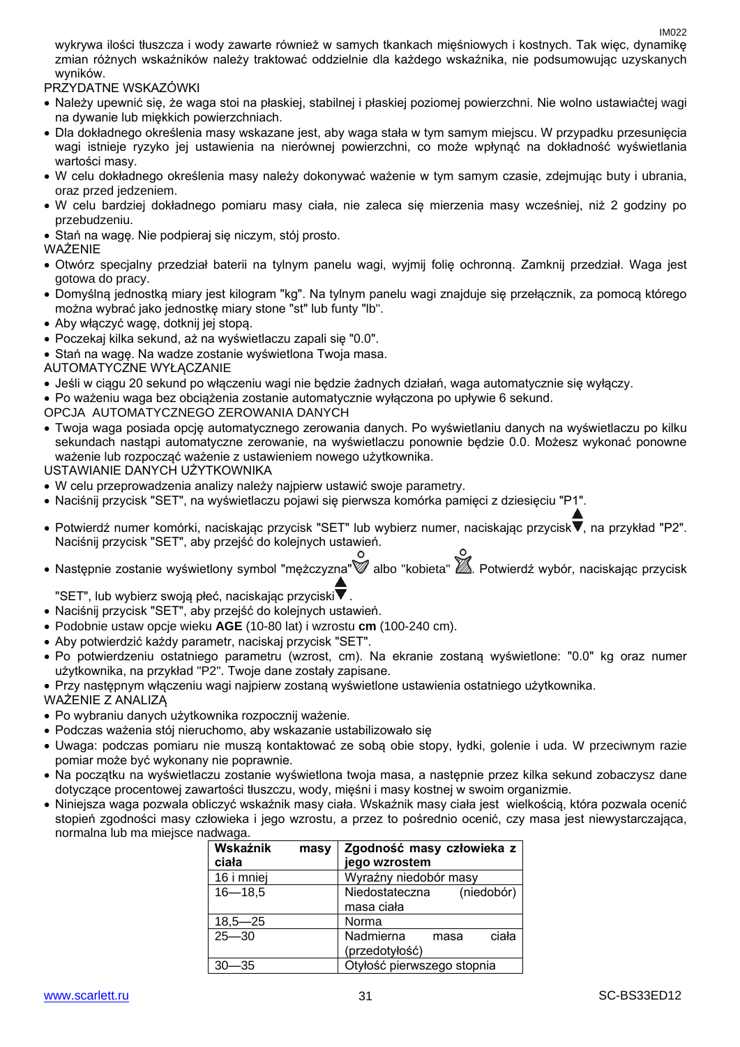wykrywa ilości tłuszczu i wody zawarte również w samych tkankach mięśniowych i kostnych. Tak więc, dynamikę zmian różnych wskaźników należy traktować oddzielnie dla każdego wskaźnika, nie podsumowując uzyskanych wyników.

PRZYDATNE WSKAZÓWKI

- Należy upewnić się, że waga stoi na płaskiej, stabilnej i płaskiej poziomej powierzchni. Nie wolno ustawiaćtej wagi na dywanie lub miękkich powierzchniach.
- Dla dokładnego określenia masy wskazane jest, aby waga stała w tym samym miejscu. W przypadku przesunięcia wagi istnieje ryzyko jej ustawienia na nierównej powierzchni, co może wpłynąć na dokładność wyświetlania wartości masy.
- W celu dokładnego określenia masy należy dokonywać ważenie w tym samym czasie, zdejmując buty i ubrania, oraz przed jedzeniem.
- W celu bardziej dokładnego pomiaru masy ciała, nie zaleca się mierzenia masy wcześniej, niż 2 godziny po przebudzeniu.
- Stań na wagę. Nie podpieraj się niczym, stój prosto.

WAŻENIE

- Otwórz specjalny przedział baterii na tylnym panelu wagi, wyjmij folię ochronną. Zamknij przedział. Waga jest gotowa do pracy.
- Domyślną jednostką miary jest kilogram "kg". Na tylnym panelu wagi znajduje się przełącznik, za pomocą którego można wybrać jako jednostkę miary stone "st" lub funty "lb".
- Aby włączyć wagę, dotknij jej stopą.
- Poczekaj kilka sekund, aż na wyświetlaczu zapali się "0.0".
- Stań na wagę. Na wadze zostanie wyświetlona Twoja masa.

AUTOMATYCZNE WYŁĄCZANIE

- Jeśli w ciągu 20 sekund po włączeniu wagi nie będzie żadnych działań, waga automatycznie się wyłączy.
- Po ważeniu waga bez obciążenia zostanie automatycznie wyłączona po upływie 6 sekund.

OPCJA AUTOMATYCZNEGO ZEROWANIA DANYCH

- Twoja waga posiada opcję automatycznego zerowania danych. Po wyświetlaniu danych na wyświetlaczu po kilku sekundach nastąpi automatyczne zerowanie, na wyświetlaczu ponownie będzie 0.0. Możesz wykonać ponowne ważenie lub rozpocząć ważenie z ustawieniem nowego użytkownika.

USTAWIANIE DANYCH UŻYTKOWNIKA

- W celu przeprowadzenia analizy należy najpierw ustawić swoje parametry.
- Naciśnij przycisk "SET", na wyświetlaczu pojawi się pierwsza komórka pamięci z dziesięciu "P1".
- Potwierdź numer komórki, naciskając przycisk "SET" lub wybierz numer, naciskając przycisk ▲▼, na przykład "P2". Naciśnij przycisk "SET", aby przejść do kolejnych ustawień.
- Następnie zostanie wyświetlony symbol "mężczyzna" albo "kobieta". Potwierdź wybór, naciskając przycisk "SET", lub wybierz swoją płeć, naciskając przyciski ▲▼.
- Naciśnij przycisk "SET", aby przejść do kolejnych ustawień.
- Podobnie ustaw opcje wieku **AGE** (10-80 lat) i wzrostu **cm** (100-240 cm).
- Aby potwierdzić każdy parametr, naciskaj przycisk "SET".
- Po potwierdzeniu ostatniego parametru (wzrost, cm). Na ekranie zostaną wyświetlone: "0.0" kg oraz numer użytkownika, na przykład "P2". Twoje dane zostały zapisane.
- Przy następnym włączeniu wagi najpierw zostaną wyświetlone ustawienia ostatniego użytkownika.

WAŻENIE Z ANALIZĄ

- Po wybraniu danych użytkownika rozpocznij ważenie.
- Podczas ważenia stój nieruchomo, aby wskazanie ustabilizowało się
- Uwaga: podczas pomiaru nie muszą kontaktować ze sobą obie stopy, łydki, golenie i uda. W przeciwnym razie pomiar może być wykonany nie poprawnie.
- Na początku na wyświetlaczu zostanie wyświetlona twoja masa, a następnie przez kilka sekund zobaczysz dane dotyczące procentowej zawartości tłuszczu, wody, mięśni i masy kostnej w swoim organizmie.
- Niniejsza waga pozwala obliczyć wskaźnik masy ciała. Wskaźnik masy ciała jest wielkością, która pozwala ocenić stopień zgodności masy człowieka i jego wzrostu, a przez to pośrednio ocenić, czy masa jest niewystarczająca, normalna lub ma miejsce nadwaga.

| **Wskaźnik masy ciała** | **Zgodność masy człowieka z jego wzrostem** |
|---|---|
| 16 i mniej | Wyraźny niedobór masy |
| 16—18,5 | Niedostateczna (niedobór) masa ciała |
| 18,5—25 | Norma |
| 25—30 | Nadmierna masa ciała (przedotyłość) |
| 30—35 | Otyłość pierwszego stopnia |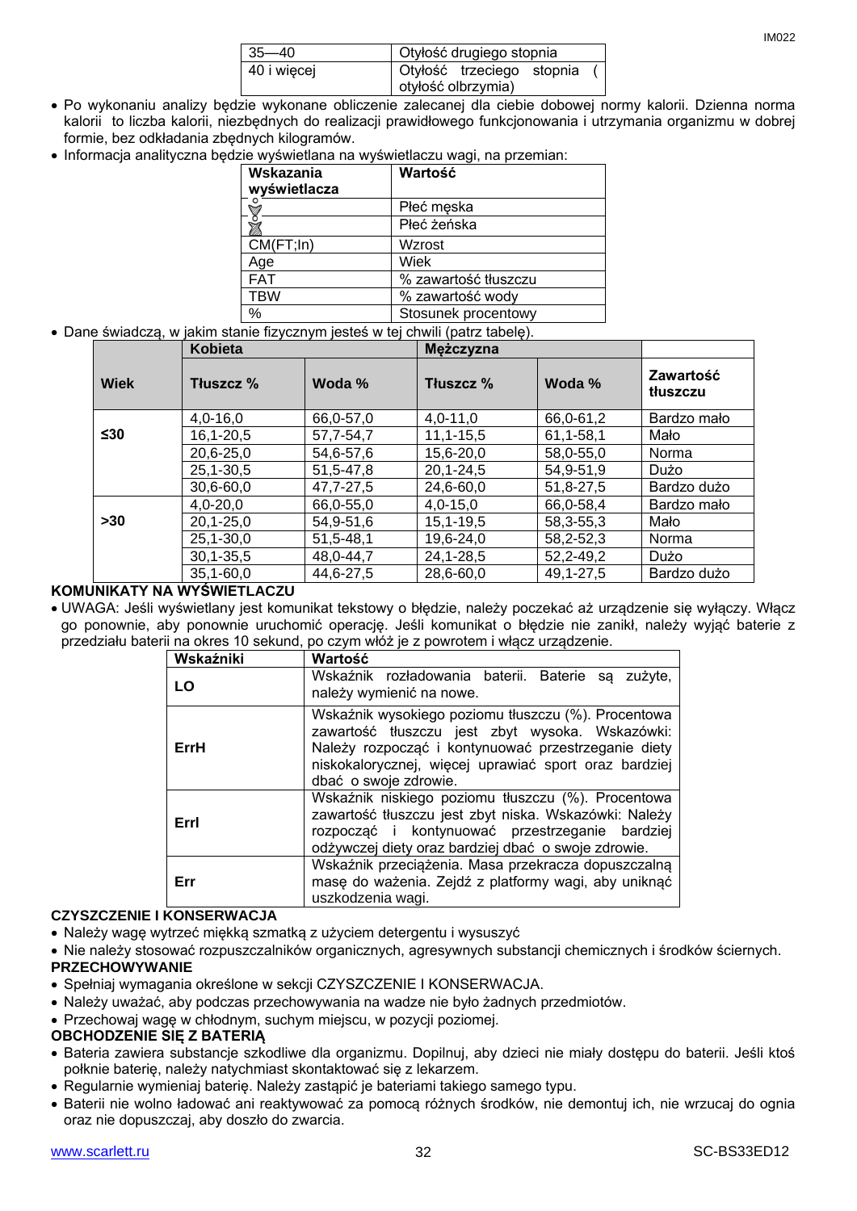| 35—40 | Otyłość drugiego stopnia |
|---|---|
| 40 i więcej | Otyłość trzeciego stopnia ( otyłość olbrzymia) |

- Po wykonaniu analizy będzie wykonane obliczenie zalecanej dla ciebie dobowej normy kalorii. Dzienna norma kalorii to liczba kalorii, niezbędnych do realizacji prawidłowego funkcjonowania i utrzymania organizmu w dobrej formie, bez odkładania zbędnych kilogramów.
- Informacja analityczna będzie wyświetlana na wyświetlaczu wagi, na przemian:

| Wskazania wyświetlacza | Wartość |
|---|---|
| ♂ | Płeć męska |
| ♀ | Płeć żeńska |
| CM(FT;In) | Wzrost |
| Age | Wiek |
| FAT | % zawartość tłuszczu |
| TBW | % zawartość wody |
| % | Stosunek procentowy |

- Dane świadczą, w jakim stanie fizycznym jesteś w tej chwili (patrz tabelę).

| | Kobieta | | Mężczyzna | | |
|---|---|---|---|---|---|
| **Wiek** | **Tłuszcz %** | **Woda %** | **Tłuszcz %** | **Woda %** | **Zawartość tłuszczu** |
| ≤30 | 4,0-16,0 | 66,0-57,0 | 4,0-11,0 | 66,0-61,2 | Bardzo mało |
| | 16,1-20,5 | 57,7-54,7 | 11,1-15,5 | 61,1-58,1 | Mało |
| | 20,6-25,0 | 54,6-57,6 | 15,6-20,0 | 58,0-55,0 | Norma |
| | 25,1-30,5 | 51,5-47,8 | 20,1-24,5 | 54,9-51,9 | Dużo |
| | 30,6-60,0 | 47,7-27,5 | 24,6-60,0 | 51,8-27,5 | Bardzo dużo |
| >30 | 4,0-20,0 | 66,0-55,0 | 4,0-15,0 | 66,0-58,4 | Bardzo mało |
| | 20,1-25,0 | 54,9-51,6 | 15,1-19,5 | 58,3-55,3 | Mało |
| | 25,1-30,0 | 51,5-48,1 | 19,6-24,0 | 58,2-52,3 | Norma |
| | 30,1-35,5 | 48,0-44,7 | 24,1-28,5 | 52,2-49,2 | Dużo |
| | 35,1-60,0 | 44,6-27,5 | 28,6-60,0 | 49,1-27,5 | Bardzo dużo |

**KOMUNIKATY NA WYŚWIETLACZU**

- UWAGA: Jeśli wyświetlany jest komunikat tekstowy o błędzie, należy poczekać aż urządzenie się wyłączy. Włącz go ponownie, aby ponownie uruchomić operację. Jeśli komunikat o błędzie nie zanikł, należy wyjąć baterie z przedziału baterii na okres 10 sekund, po czym włóż je z powrotem i włącz urządzenie.

| Wskaźniki | Wartość |
|---|---|
| **LO** | Wskaźnik rozładowania baterii. Baterie są zużyte, należy wymienić na nowe. |
| **ErrH** | Wskaźnik wysokiego poziomu tłuszczu (%). Procentowa zawartość tłuszczu jest zbyt wysoka. Wskazówki: Należy rozpocząć i kontynuować przestrzeganie diety niskokalorycznej, więcej uprawiać sport oraz bardziej dbać o swoje zdrowie. |
| **Errl** | Wskaźnik niskiego poziomu tłuszczu (%). Procentowa zawartość tłuszczu jest zbyt niska. Wskazówki: Należy rozpocząć i kontynuować przestrzeganie bardziej odżywczej diety oraz bardziej dbać o swoje zdrowie. |
| **Err** | Wskaźnik przeciążenia. Masa przekracza dopuszczalną masę do ważenia. Zejdź z platformy wagi, aby uniknąć uszkodzenia wagi. |

**CZYSZCZENIE I KONSERWACJA**

- Należy wagę wytrzeć miękką szmatką z użyciem detergentu i wysuszyć
- Nie należy stosować rozpuszczalników organicznych, agresywnych substancji chemicznych i środków ściernych.

**PRZECHOWYWANIE**

- Spełniaj wymagania określone w sekcji CZYSZCZENIE I KONSERWACJA.
- Należy uważać, aby podczas przechowywania na wadze nie było żadnych przedmiotów.
- Przechowaj wagę w chłodnym, suchym miejscu, w pozycji poziomej.

**OBCHODZENIE SIĘ Z BATERIĄ**

- Bateria zawiera substancje szkodliwe dla organizmu. Dopilnuj, aby dzieci nie miały dostępu do baterii. Jeśli ktoś połknie baterię, należy natychmiast skontaktować się z lekarzem.
- Regularnie wymieniaj baterię. Należy zastąpić je bateriami takiego samego typu.
- Baterii nie wolno ładować ani reaktywować za pomocą różnych środków, nie demontuj ich, nie wrzucaj do ognia oraz nie dopuszczaj, aby doszło do zwarcia.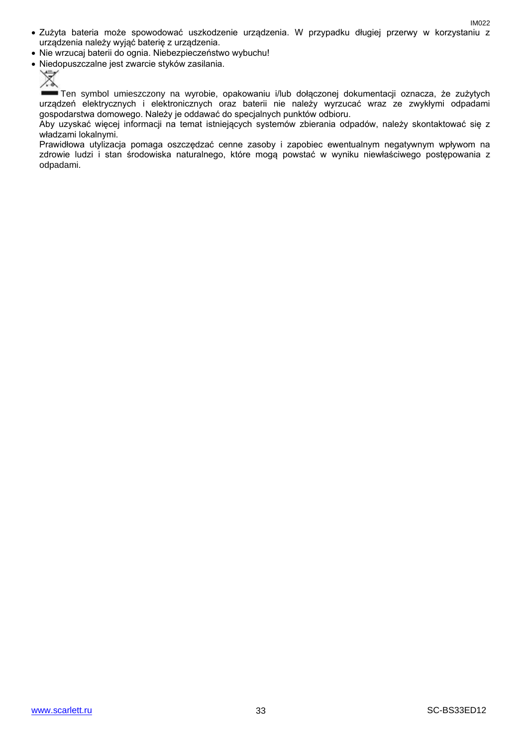- Zużyta bateria może spowodować uszkodzenie urządzenia. W przypadku długiej przerwy w korzystaniu z urządzenia należy wyjąć baterię z urządzenia.
- Nie wrzucaj baterii do ognia. Niebezpieczeństwo wybuchu!
- Niedopuszczalne jest zwarcie styków zasilania.

Ten symbol umieszczony na wyrobie, opakowaniu i/lub dołączonej dokumentacji oznacza, że zużytych urządzeń elektrycznych i elektronicznych oraz baterii nie należy wyrzucać wraz ze zwykłymi odpadami gospodarstwa domowego. Należy je oddawać do specjalnych punktów odbioru.

Aby uzyskać więcej informacji na temat istniejących systemów zbierania odpadów, należy skontaktować się z władzami lokalnymi.

Prawidłowa utylizacja pomaga oszczędzać cenne zasoby i zapobiec ewentualnym negatywnym wpływom na zdrowie ludzi i stan środowiska naturalnego, które mogą powstać w wyniku niewłaściwego postępowania z odpadami.